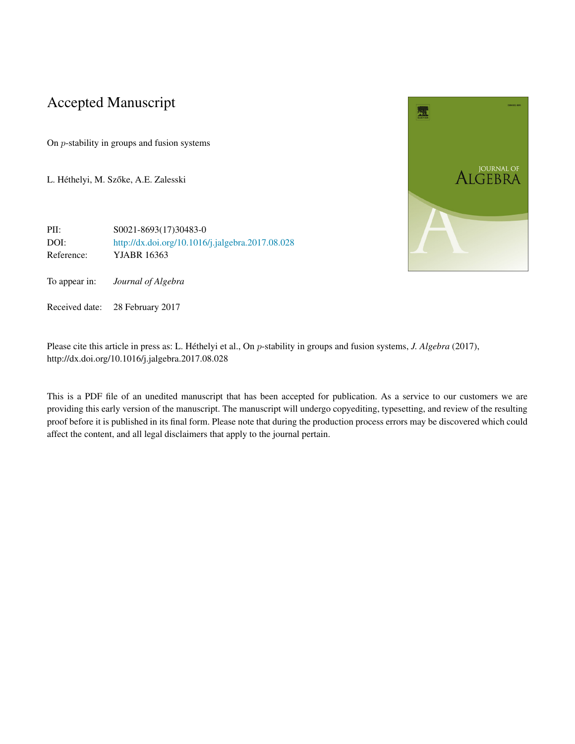# Accepted Manuscript

On $p$-stability in groups and fusion systems

L. Héthelyi, M. Szőke, A.E. Zalesski

PII: S0021-8693(17)30483-0
DOI: http://dx.doi.org/10.1016/j.jalgebra.2017.08.028
Reference: YJABR 16363

To appear in: *Journal of Algebra*

Received date: 28 February 2017

Please cite this article in press as: L. Héthelyi et al., On $p$-stability in groups and fusion systems, *J. Algebra* (2017), http://dx.doi.org/10.1016/j.jalgebra.2017.08.028

This is a PDF file of an unedited manuscript that has been accepted for publication. As a service to our customers we are providing this early version of the manuscript. The manuscript will undergo copyediting, typesetting, and review of the resulting proof before it is published in its final form. Please note that during the production process errors may be discovered which could affect the content, and all legal disclaimers that apply to the journal pertain.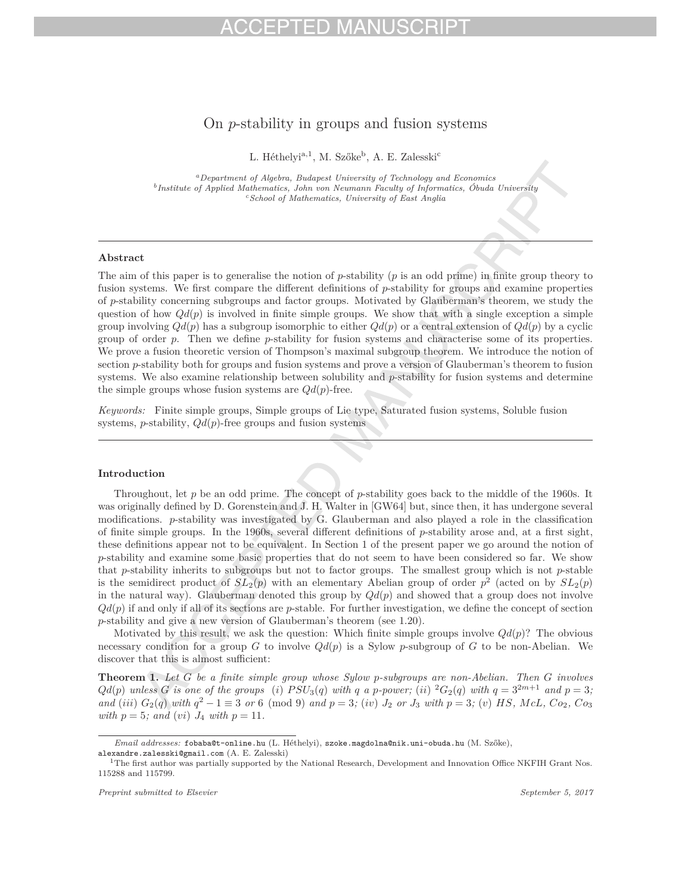# On $p$-stability in groups and fusion systems

L. Héthelyi[a,1], M. Szőke[b], A. E. Zalesski[c]

[a] *Department of Algebra, Budapest University of Technology and Economics*
[b] *Institute of Applied Mathematics, John von Neumann Faculty of Informatics, Óbuda University*
[c] *School of Mathematics, University of East Anglia*

## Abstract

The aim of this paper is to generalise the notion of $p$-stability ($p$ is an odd prime) in finite group theory to fusion systems. We first compare the different definitions of $p$-stability for groups and examine properties of $p$-stability concerning subgroups and factor groups. Motivated by Glauberman's theorem, we study the question of how $Qd(p)$ is involved in finite simple groups. We show that with a single exception a simple group involving $Qd(p)$ has a subgroup isomorphic to either $Qd(p)$ or a central extension of $Qd(p)$ by a cyclic group of order $p$. Then we define $p$-stability for fusion systems and characterise some of its properties. We prove a fusion theoretic version of Thompson's maximal subgroup theorem. We introduce the notion of section $p$-stability both for groups and fusion systems and prove a version of Glauberman's theorem to fusion systems. We also examine relationship between solubility and $p$-stability for fusion systems and determine the simple groups whose fusion systems are $Qd(p)$-free.

*Keywords:* Finite simple groups, Simple groups of Lie type, Saturated fusion systems, Soluble fusion systems, $p$-stability, $Qd(p)$-free groups and fusion systems

## Introduction

Throughout, let $p$ be an odd prime. The concept of $p$-stability goes back to the middle of the 1960s. It was originally defined by D. Gorenstein and J. H. Walter in [GW64] but, since then, it has undergone several modifications. $p$-stability was investigated by G. Glauberman and also played a role in the classification of finite simple groups. In the 1960s, several different definitions of $p$-stability arose and, at a first sight, these definitions appear not to be equivalent. In Section 1 of the present paper we go around the notion of $p$-stability and examine some basic properties that do not seem to have been considered so far. We show that $p$-stability inherits to subgroups but not to factor groups. The smallest group which is not $p$-stable is the semidirect product of $SL_2(p)$ with an elementary Abelian group of order $p^2$ (acted on by $SL_2(p)$ in the natural way). Glauberman denoted this group by $Qd(p)$ and showed that a group does not involve $Qd(p)$ if and only if all of its sections are $p$-stable. For further investigation, we define the concept of section $p$-stability and give a new version of Glauberman's theorem (see 1.20).

Motivated by this result, we ask the question: Which finite simple groups involve $Qd(p)$? The obvious necessary condition for a group $G$ to involve $Qd(p)$ is a Sylow $p$-subgroup of $G$ to be non-Abelian. We discover that this is almost sufficient:

**Theorem 1.** *Let $G$ be a finite simple group whose Sylow $p$-subgroups are non-Abelian. Then $G$ involves $Qd(p)$ unless $G$ is one of the groups (i) $PSU_3(q)$ with $q$ a $p$-power; (ii) ${}^2G_2(q)$ with $q = 3^{2m+1}$ and $p = 3$; and (iii) $G_2(q)$ with $q^2 - 1 \equiv 3$ or $6 \pmod 9$ and $p = 3$; (iv) $J_2$ or $J_3$ with $p = 3$; (v) $HS$, $McL$, $Co_2$, $Co_3$ with $p = 5$; and (vi) $J_4$ with $p = 11$.*

---

*Email addresses:* fobaba@t-online.hu (L. Héthelyi), szoke.magdolna@nik.uni-obuda.hu (M. Szőke), alexandre.zalesski@gmail.com (A. E. Zalesski)

[1] The first author was partially supported by the National Research, Development and Innovation Office NKFIH Grant Nos. 115288 and 115799.

*Preprint submitted to Elsevier* — *September 5, 2017*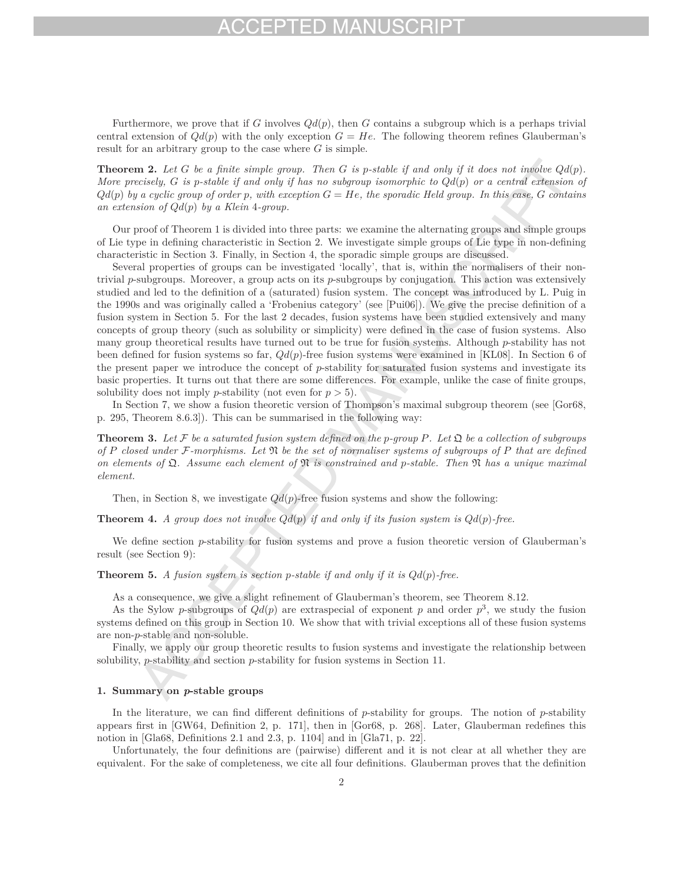Furthermore, we prove that if $G$ involves $Qd(p)$, then $G$ contains a subgroup which is a perhaps trivial central extension of $Qd(p)$ with the only exception $G = He$. The following theorem refines Glauberman's result for an arbitrary group to the case where $G$ is simple.

**Theorem 2.** *Let $G$ be a finite simple group. Then $G$ is $p$-stable if and only if it does not involve $Qd(p)$. More precisely, $G$ is $p$-stable if and only if has no subgroup isomorphic to $Qd(p)$ or a central extension of $Qd(p)$ by a cyclic group of order $p$, with exception $G = He$, the sporadic Held group. In this case, $G$ contains an extension of $Qd(p)$ by a Klein 4-group.*

Our proof of Theorem 1 is divided into three parts: we examine the alternating groups and simple groups of Lie type in defining characteristic in Section 2. We investigate simple groups of Lie type in non-defining characteristic in Section 3. Finally, in Section 4, the sporadic simple groups are discussed.

Several properties of groups can be investigated 'locally', that is, within the normalisers of their non-trivial $p$-subgroups. Moreover, a group acts on its $p$-subgroups by conjugation. This action was extensively studied and led to the definition of a (saturated) fusion system. The concept was introduced by L. Puig in the 1990s and was originally called a 'Frobenius category' (see [Pui06]). We give the precise definition of a fusion system in Section 5. For the last 2 decades, fusion systems have been studied extensively and many concepts of group theory (such as solubility or simplicity) were defined in the case of fusion systems. Also many group theoretical results have turned out to be true for fusion systems. Although $p$-stability has not been defined for fusion systems so far, $Qd(p)$-free fusion systems were examined in [KL08]. In Section 6 of the present paper we introduce the concept of $p$-stability for saturated fusion systems and investigate its basic properties. It turns out that there are some differences. For example, unlike the case of finite groups, solubility does not imply $p$-stability (not even for $p > 5$).

In Section 7, we show a fusion theoretic version of Thompson's maximal subgroup theorem (see [Gor68, p. 295, Theorem 8.6.3]). This can be summarised in the following way:

**Theorem 3.** *Let $\mathcal{F}$ be a saturated fusion system defined on the $p$-group $P$. Let $\mathfrak{Q}$ be a collection of subgroups of $P$ closed under $\mathcal{F}$-morphisms. Let $\mathfrak{N}$ be the set of normaliser systems of subgroups of $P$ that are defined on elements of $\mathfrak{Q}$. Assume each element of $\mathfrak{N}$ is constrained and $p$-stable. Then $\mathfrak{N}$ has a unique maximal element.*

Then, in Section 8, we investigate $Qd(p)$-free fusion systems and show the following:

**Theorem 4.** *A group does not involve $Qd(p)$ if and only if its fusion system is $Qd(p)$-free.*

We define section $p$-stability for fusion systems and prove a fusion theoretic version of Glauberman's result (see Section 9):

**Theorem 5.** *A fusion system is section $p$-stable if and only if it is $Qd(p)$-free.*

As a consequence, we give a slight refinement of Glauberman's theorem, see Theorem 8.12.

As the Sylow $p$-subgroups of $Qd(p)$ are extraspecial of exponent $p$ and order $p^3$, we study the fusion systems defined on this group in Section 10. We show that with trivial exceptions all of these fusion systems are non-$p$-stable and non-soluble.

Finally, we apply our group theoretic results to fusion systems and investigate the relationship between solubility, $p$-stability and section $p$-stability for fusion systems in Section 11.

## 1. Summary on $p$-stable groups

In the literature, we can find different definitions of $p$-stability for groups. The notion of $p$-stability appears first in [GW64, Definition 2, p. 171], then in [Gor68, p. 268]. Later, Glauberman redefines this notion in [Gla68, Definitions 2.1 and 2.3, p. 1104] and in [Gla71, p. 22].

Unfortunately, the four definitions are (pairwise) different and it is not clear at all whether they are equivalent. For the sake of completeness, we cite all four definitions. Glauberman proves that the definition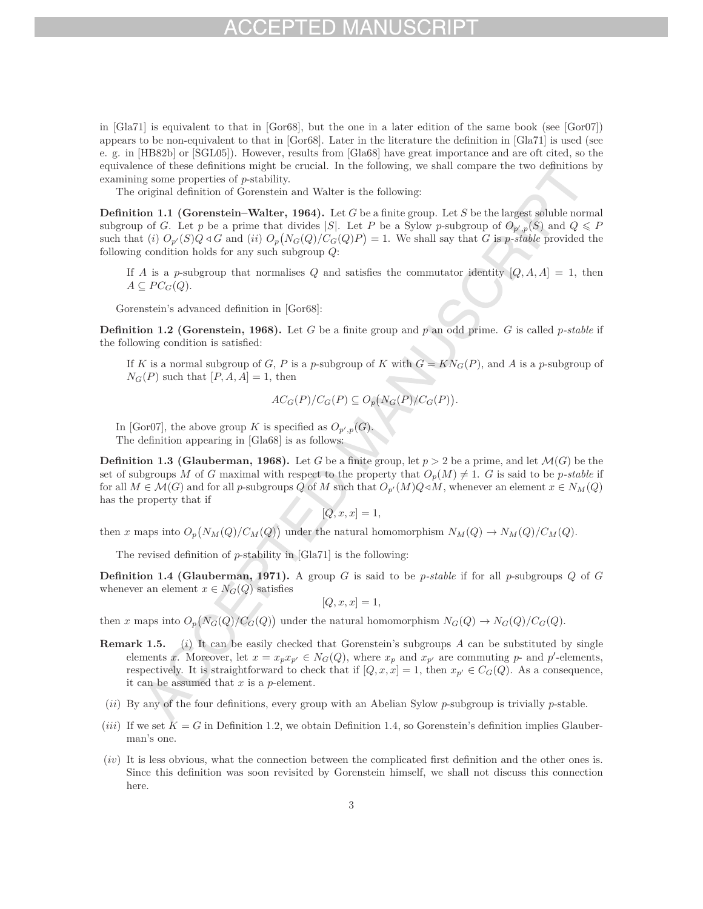in [Gla71] is equivalent to that in [Gor68], but the one in a later edition of the same book (see [Gor07]) appears to be non-equivalent to that in [Gor68]. Later in the literature the definition in [Gla71] is used (see e. g. in [HB82b] or [SGL05]). However, results from [Gla68] have great importance and are oft cited, so the equivalence of these definitions might be crucial. In the following, we shall compare the two definitions by examining some properties of $p$-stability.

The original definition of Gorenstein and Walter is the following:

**Definition 1.1 (Gorenstein–Walter, 1964).** Let $G$ be a finite group. Let $S$ be the largest soluble normal subgroup of $G$. Let $p$ be a prime that divides $|S|$. Let $P$ be a Sylow $p$-subgroup of $O_{p',p}(S)$ and $Q \leqslant P$ such that $(i)$ $O_{p'}(S)Q \triangleleft G$ and $(ii)$ $O_p\big(N_G(Q)/C_G(Q)P\big) = 1$. We shall say that $G$ is *$p$-stable* provided the following condition holds for any such subgroup $Q$:

> If $A$ is a $p$-subgroup that normalises $Q$ and satisfies the commutator identity $[Q, A, A] = 1$, then $A \subseteq PC_G(Q)$.

Gorenstein's advanced definition in [Gor68]:

**Definition 1.2 (Gorenstein, 1968).** Let $G$ be a finite group and $p$ an odd prime. $G$ is called *$p$-stable* if the following condition is satisfied:

> If $K$ is a normal subgroup of $G$, $P$ is a $p$-subgroup of $K$ with $G = KN_G(P)$, and $A$ is a $p$-subgroup of $N_G(P)$ such that $[P, A, A] = 1$, then
>
> $$AC_G(P)/C_G(P) \subseteq O_p\big(N_G(P)/C_G(P)\big).$$

In [Gor07], the above group $K$ is specified as $O_{p',p}(G)$.

The definition appearing in [Gla68] is as follows:

**Definition 1.3 (Glauberman, 1968).** Let $G$ be a finite group, let $p > 2$ be a prime, and let $\mathcal{M}(G)$ be the set of subgroups $M$ of $G$ maximal with respect to the property that $O_p(M) \neq 1$. $G$ is said to be *$p$-stable* if for all $M \in \mathcal{M}(G)$ and for all $p$-subgroups $Q$ of $M$ such that $O_{p'}(M)Q \triangleleft M$, whenever an element $x \in N_M(Q)$ has the property that if

$$[Q, x, x] = 1,$$

then $x$ maps into $O_p\big(N_M(Q)/C_M(Q)\big)$ under the natural homomorphism $N_M(Q) \to N_M(Q)/C_M(Q)$.

The revised definition of $p$-stability in [Gla71] is the following:

**Definition 1.4 (Glauberman, 1971).** A group $G$ is said to be *$p$-stable* if for all $p$-subgroups $Q$ of $G$ whenever an element $x \in N_G(Q)$ satisfies

$$[Q, x, x] = 1,$$

then $x$ maps into $O_p\big(N_G(Q)/C_G(Q)\big)$ under the natural homomorphism $N_G(Q) \to N_G(Q)/C_G(Q)$.

**Remark 1.5.**

- $(i)$ It can be easily checked that Gorenstein's subgroups $A$ can be substituted by single elements $x$. Moreover, let $x = x_p x_{p'} \in N_G(Q)$, where $x_p$ and $x_{p'}$ are commuting $p$- and $p'$-elements, respectively. It is straightforward to check that if $[Q, x, x] = 1$, then $x_{p'} \in C_G(Q)$. As a consequence, it can be assumed that $x$ is a $p$-element.
- $(ii)$ By any of the four definitions, every group with an Abelian Sylow $p$-subgroup is trivially $p$-stable.
- $(iii)$ If we set $K = G$ in Definition 1.2, we obtain Definition 1.4, so Gorenstein's definition implies Glauberman's one.
- $(iv)$ It is less obvious, what the connection between the complicated first definition and the other ones is. Since this definition was soon revisited by Gorenstein himself, we shall not discuss this connection here.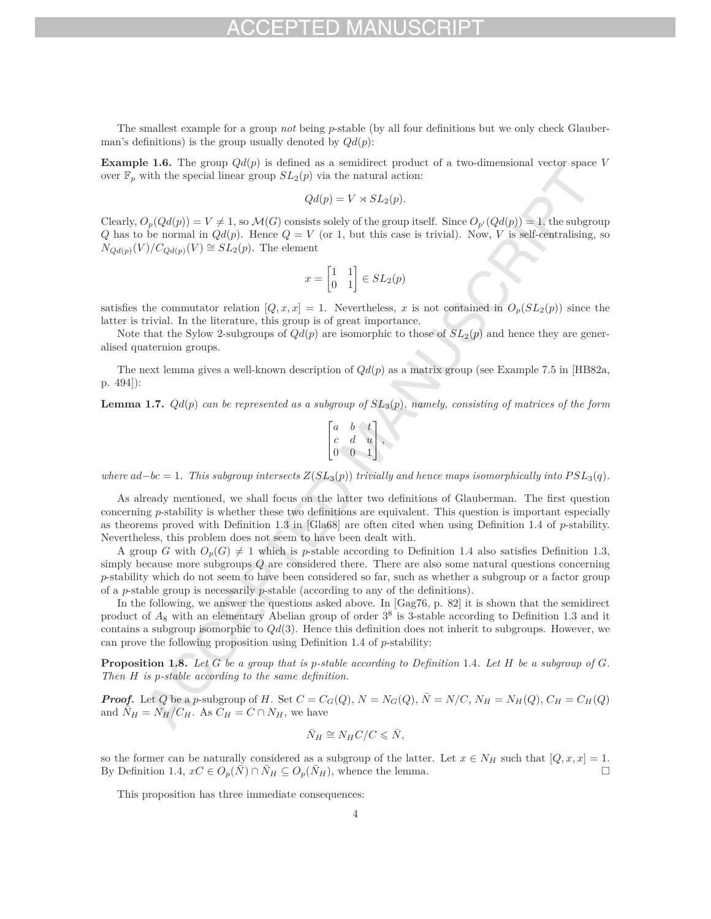The smallest example for a group *not* being $p$-stable (by all four definitions but we only check Glauberman's definitions) is the group usually denoted by $Qd(p)$:

**Example 1.6.** The group $Qd(p)$ is defined as a semidirect product of a two-dimensional vector space $V$ over $\mathbb{F}_p$ with the special linear group $SL_2(p)$ via the natural action:

$$Qd(p) = V \rtimes SL_2(p).$$

Clearly, $O_p(Qd(p)) = V \neq 1$, so $\mathcal{M}(G)$ consists solely of the group itself. Since $O_{p'}(Qd(p)) = 1$, the subgroup $Q$ has to be normal in $Qd(p)$. Hence $Q = V$ (or 1, but this case is trivial). Now, $V$ is self-centralising, so $N_{Qd(p)}(V)/C_{Qd(p)}(V) \cong SL_2(p)$. The element

$$x = \begin{bmatrix} 1 & 1 \\ 0 & 1 \end{bmatrix} \in SL_2(p)$$

satisfies the commutator relation $[Q, x, x] = 1$. Nevertheless, $x$ is not contained in $O_p(SL_2(p))$ since the latter is trivial. In the literature, this group is of great importance.

Note that the Sylow 2-subgroups of $Qd(p)$ are isomorphic to those of $SL_2(p)$ and hence they are generalised quaternion groups.

The next lemma gives a well-known description of $Qd(p)$ as a matrix group (see Example 7.5 in [HB82a, p. 494]):

**Lemma 1.7.** *$Qd(p)$ can be represented as a subgroup of $SL_3(p)$, namely, consisting of matrices of the form*

$$\begin{bmatrix} a & b & t \\ c & d & u \\ 0 & 0 & 1 \end{bmatrix},$$

*where $ad - bc = 1$. This subgroup intersects $Z(SL_3(p))$ trivially and hence maps isomorphically into $PSL_3(q)$.*

As already mentioned, we shall focus on the latter two definitions of Glauberman. The first question concerning $p$-stability is whether these two definitions are equivalent. This question is important especially as theorems proved with Definition 1.3 in [Gla68] are often cited when using Definition 1.4 of $p$-stability. Nevertheless, this problem does not seem to have been dealt with.

A group $G$ with $O_p(G) \neq 1$ which is $p$-stable according to Definition 1.4 also satisfies Definition 1.3, simply because more subgroups $Q$ are considered there. There are also some natural questions concerning $p$-stability which do not seem to have been considered so far, such as whether a subgroup or a factor group of a $p$-stable group is necessarily $p$-stable (according to any of the definitions).

In the following, we answer the questions asked above. In [Gag76, p. 82] it is shown that the semidirect product of $A_8$ with an elementary Abelian group of order $3^8$ is 3-stable according to Definition 1.3 and it contains a subgroup isomorphic to $Qd(3)$. Hence this definition does not inherit to subgroups. However, we can prove the following proposition using Definition 1.4 of $p$-stability:

**Proposition 1.8.** *Let $G$ be a group that is $p$-stable according to Definition 1.4. Let $H$ be a subgroup of $G$. Then $H$ is $p$-stable according to the same definition.*

***Proof.*** Let $Q$ be a $p$-subgroup of $H$. Set $C = C_G(Q)$, $N = N_G(Q)$, $\bar{N} = N/C$, $N_H = N_H(Q)$, $C_H = C_H(Q)$ and $\bar{N}_H = N_H/C_H$. As $C_H = C \cap N_H$, we have

$$\bar{N}_H \cong N_H C/C \leqslant \bar{N},$$

so the former can be naturally considered as a subgroup of the latter. Let $x \in N_H$ such that $[Q, x, x] = 1$. By Definition 1.4, $xC \in O_p(\bar{N}) \cap \bar{N}_H \subseteq O_p(\bar{N}_H)$, whence the lemma. □

This proposition has three immediate consequences: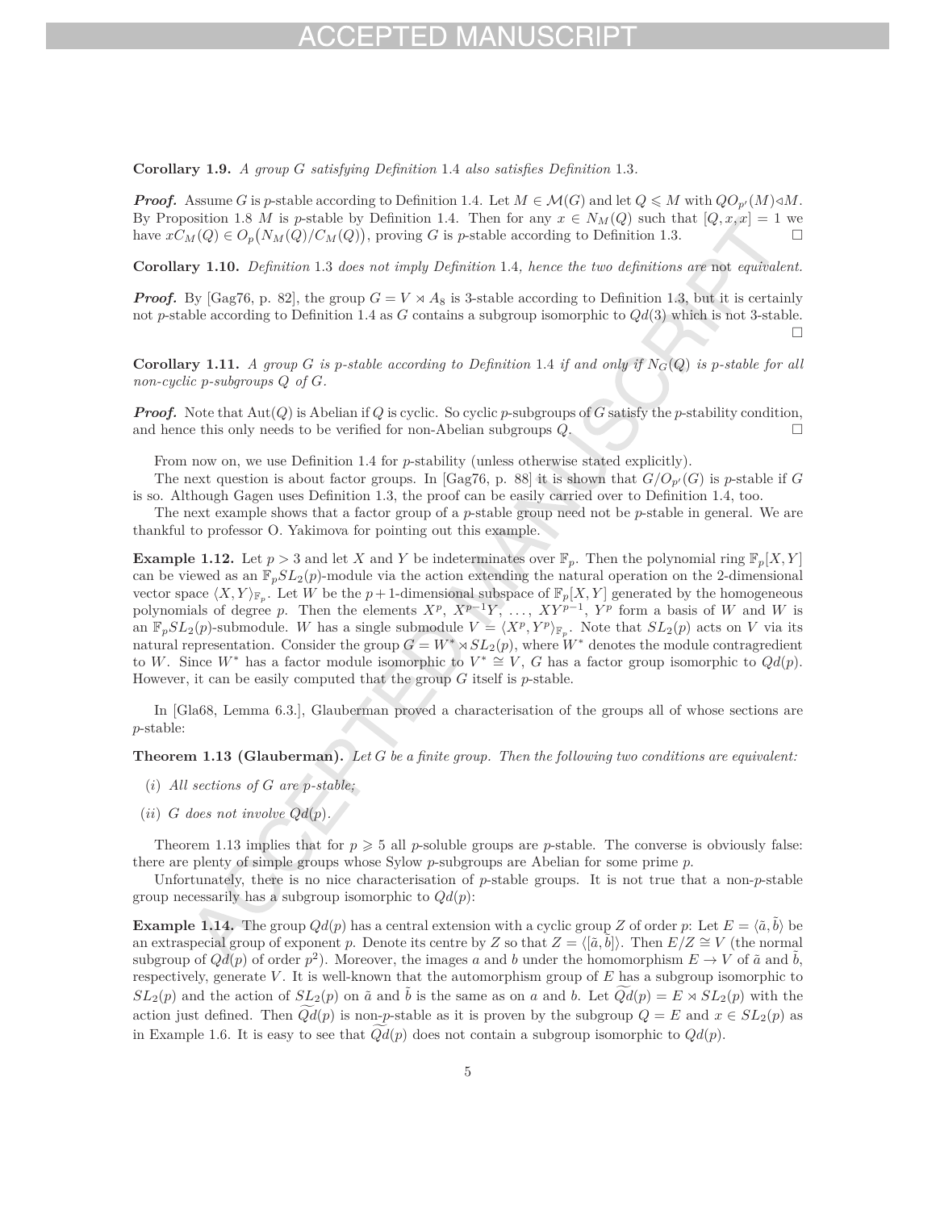**Corollary 1.9.** *A group $G$ satisfying Definition* 1.4 *also satisfies Definition* 1.3*.*

***Proof.*** Assume $G$ is $p$-stable according to Definition 1.4. Let $M \in \mathcal{M}(G)$ and let $Q \leqslant M$ with $QO_{p'}(M) \lhd M$. By Proposition 1.8 $M$ is $p$-stable by Definition 1.4. Then for any $x \in N_M(Q)$ such that $[Q, x, x] = 1$ we have $xC_M(Q) \in O_p\big(N_M(Q)/C_M(Q)\big)$, proving $G$ is $p$-stable according to Definition 1.3. □

**Corollary 1.10.** *Definition* 1.3 *does not imply Definition* 1.4*, hence the two definitions are not equivalent.*

***Proof.*** By [Gag76, p. 82], the group $G = V \rtimes A_8$ is 3-stable according to Definition 1.3, but it is certainly not $p$-stable according to Definition 1.4 as $G$ contains a subgroup isomorphic to $Qd(3)$ which is not 3-stable. □

**Corollary 1.11.** *A group $G$ is $p$-stable according to Definition* 1.4 *if and only if $N_G(Q)$ is $p$-stable for all non-cyclic $p$-subgroups $Q$ of $G$.*

***Proof.*** Note that $\mathrm{Aut}(Q)$ is Abelian if $Q$ is cyclic. So cyclic $p$-subgroups of $G$ satisfy the $p$-stability condition, and hence this only needs to be verified for non-Abelian subgroups $Q$. □

From now on, we use Definition 1.4 for $p$-stability (unless otherwise stated explicitly).

The next question is about factor groups. In [Gag76, p. 88] it is shown that $G/O_{p'}(G)$ is $p$-stable if $G$ is so. Although Gagen uses Definition 1.3, the proof can be easily carried over to Definition 1.4, too.

The next example shows that a factor group of a $p$-stable group need not be $p$-stable in general. We are thankful to professor O. Yakimova for pointing out this example.

**Example 1.12.** Let $p > 3$ and let $X$ and $Y$ be indeterminates over $\mathbb{F}_p$. Then the polynomial ring $\mathbb{F}_p[X, Y]$ can be viewed as an $\mathbb{F}_p SL_2(p)$-module via the action extending the natural operation on the 2-dimensional vector space $\langle X, Y\rangle_{\mathbb{F}_p}$. Let $W$ be the $p+1$-dimensional subspace of $\mathbb{F}_p[X, Y]$ generated by the homogeneous polynomials of degree $p$. Then the elements $X^p$, $X^{p-1}Y$, $\ldots$, $XY^{p-1}$, $Y^p$ form a basis of $W$ and $W$ is an $\mathbb{F}_p SL_2(p)$-submodule. $W$ has a single submodule $V = \langle X^p, Y^p\rangle_{\mathbb{F}_p}$. Note that $SL_2(p)$ acts on $V$ via its natural representation. Consider the group $G = W^* \rtimes SL_2(p)$, where $W^*$ denotes the module contragredient to $W$. Since $W^*$ has a factor module isomorphic to $V^* \cong V$, $G$ has a factor group isomorphic to $Qd(p)$. However, it can be easily computed that the group $G$ itself is $p$-stable.

In [Gla68, Lemma 6.3.], Glauberman proved a characterisation of the groups all of whose sections are $p$-stable:

**Theorem 1.13 (Glauberman).** *Let $G$ be a finite group. Then the following two conditions are equivalent:*

- $(i)$ *All sections of $G$ are $p$-stable;*
- $(ii)$ *$G$ does not involve $Qd(p)$.*

Theorem 1.13 implies that for $p \geqslant 5$ all $p$-soluble groups are $p$-stable. The converse is obviously false: there are plenty of simple groups whose Sylow $p$-subgroups are Abelian for some prime $p$.

Unfortunately, there is no nice characterisation of $p$-stable groups. It is not true that a non-$p$-stable group necessarily has a subgroup isomorphic to $Qd(p)$:

**Example 1.14.** The group $Qd(p)$ has a central extension with a cyclic group $Z$ of order $p$: Let $E = \langle \tilde{a}, \tilde{b}\rangle$ be an extraspecial group of exponent $p$. Denote its centre by $Z$ so that $Z = \langle [\tilde{a}, \tilde{b}]\rangle$. Then $E/Z \cong V$ (the normal subgroup of $Qd(p)$ of order $p^2$). Moreover, the images $a$ and $b$ under the homomorphism $E \to V$ of $\tilde{a}$ and $\tilde{b}$, respectively, generate $V$. It is well-known that the automorphism group of $E$ has a subgroup isomorphic to $SL_2(p)$ and the action of $SL_2(p)$ on $\tilde{a}$ and $\tilde{b}$ is the same as on $a$ and $b$. Let $\widetilde{Qd}(p) = E \rtimes SL_2(p)$ with the action just defined. Then $\widetilde{Qd}(p)$ is non-$p$-stable as it is proven by the subgroup $Q = E$ and $x \in SL_2(p)$ as in Example 1.6. It is easy to see that $\widetilde{Qd}(p)$ does not contain a subgroup isomorphic to $Qd(p)$.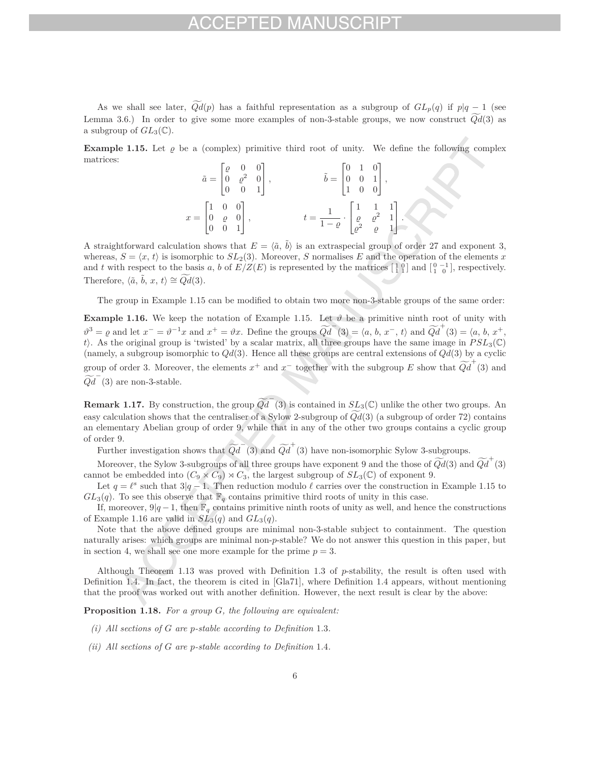As we shall see later, $\widetilde{Qd}(p)$ has a faithful representation as a subgroup of $GL_p(q)$ if $p|q-1$ (see Lemma 3.6.) In order to give some more examples of non-3-stable groups, we now construct $\widetilde{Qd}(3)$ as a subgroup of $GL_3(\mathbb{C})$.

**Example 1.15.** Let $\varrho$ be a (complex) primitive third root of unity. We define the following complex matrices:

$$\tilde{a} = \begin{bmatrix} \varrho & 0 & 0 \\ 0 & \varrho^2 & 0 \\ 0 & 0 & 1 \end{bmatrix}, \qquad \tilde{b} = \begin{bmatrix} 0 & 1 & 0 \\ 0 & 0 & 1 \\ 1 & 0 & 0 \end{bmatrix},$$

$$x = \begin{bmatrix} 1 & 0 & 0 \\ 0 & \varrho & 0 \\ 0 & 0 & 1 \end{bmatrix}, \qquad t = \frac{1}{1-\varrho} \cdot \begin{bmatrix} 1 & 1 & 1 \\ \varrho & \varrho^2 & 1 \\ \varrho^2 & \varrho & 1 \end{bmatrix}.$$

A straightforward calculation shows that $E = \langle \tilde{a}, \tilde{b} \rangle$ is an extraspecial group of order 27 and exponent 3, whereas, $S = \langle x, t \rangle$ is isomorphic to $SL_2(3)$. Moreover, $S$ normalises $E$ and the operation of the elements $x$ and $t$ with respect to the basis $a$, $b$ of $E/Z(E)$ is represented by the matrices $\left[\begin{smallmatrix} 1 & 0 \\ 1 & 1 \end{smallmatrix}\right]$ and $\left[\begin{smallmatrix} 0 & -1 \\ 1 & 0 \end{smallmatrix}\right]$, respectively. Therefore, $\langle \tilde{a}, \tilde{b}, x, t \rangle \cong \widetilde{Qd}(3)$.

The group in Example 1.15 can be modified to obtain two more non-3-stable groups of the same order:

**Example 1.16.** We keep the notation of Example 1.15. Let $\vartheta$ be a primitive ninth root of unity with $\vartheta^3 = \varrho$ and let $x^- = \vartheta^{-1}x$ and $x^+ = \vartheta x$. Define the groups $\widetilde{Qd}^-(3) = \langle a, b, x^-, t \rangle$ and $\widetilde{Qd}^+(3) = \langle a, b, x^+, t \rangle$. As the original group is 'twisted' by a scalar matrix, all three groups have the same image in $PSL_3(\mathbb{C})$ (namely, a subgroup isomorphic to $Qd(3)$. Hence all these groups are central extensions of $Qd(3)$ by a cyclic group of order 3. Moreover, the elements $x^+$ and $x^-$ together with the subgroup $E$ show that $\widetilde{Qd}^+(3)$ and $\widetilde{Qd}^-(3)$ are non-3-stable.

**Remark 1.17.** By construction, the group $\widetilde{Qd}^-(3)$ is contained in $SL_3(\mathbb{C})$ unlike the other two groups. An easy calculation shows that the centraliser of a Sylow 2-subgroup of $\widetilde{Qd}(3)$ (a subgroup of order 72) contains an elementary Abelian group of order 9, while that in any of the other two groups contains a cyclic group of order 9.

Further investigation shows that $\widetilde{Qd}^-(3)$ and $\widetilde{Qd}^+(3)$ have non-isomorphic Sylow 3-subgroups.

Moreover, the Sylow 3-subgroups of all three groups have exponent 9 and the those of $\widetilde{Qd}(3)$ and $\widetilde{Qd}^+(3)$ cannot be embedded into $(C_9 \times C_9) \rtimes C_3$, the largest subgroup of $SL_3(\mathbb{C})$ of exponent 9.

Let $q = \ell^s$ such that $3|q-1$. Then reduction modulo $\ell$ carries over the construction in Example 1.15 to $GL_3(q)$. To see this observe that $\mathbb{F}_q$ contains primitive third roots of unity in this case.

If, moreover, $9|q-1$, then $\mathbb{F}_q$ contains primitive ninth roots of unity as well, and hence the constructions of Example 1.16 are valid in $SL_3(q)$ and $GL_3(q)$.

Note that the above defined groups are minimal non-3-stable subject to containment. The question naturally arises: which groups are minimal non-$p$-stable? We do not answer this question in this paper, but in section 4, we shall see one more example for the prime $p = 3$.

Although Theorem 1.13 was proved with Definition 1.3 of $p$-stability, the result is often used with Definition 1.4. In fact, the theorem is cited in [Gla71], where Definition 1.4 appears, without mentioning that the proof was worked out with another definition. However, the next result is clear by the above:

**Proposition 1.18.** *For a group $G$, the following are equivalent:*

*(i) All sections of $G$ are $p$-stable according to Definition 1.3.*

*(ii) All sections of $G$ are $p$-stable according to Definition 1.4.*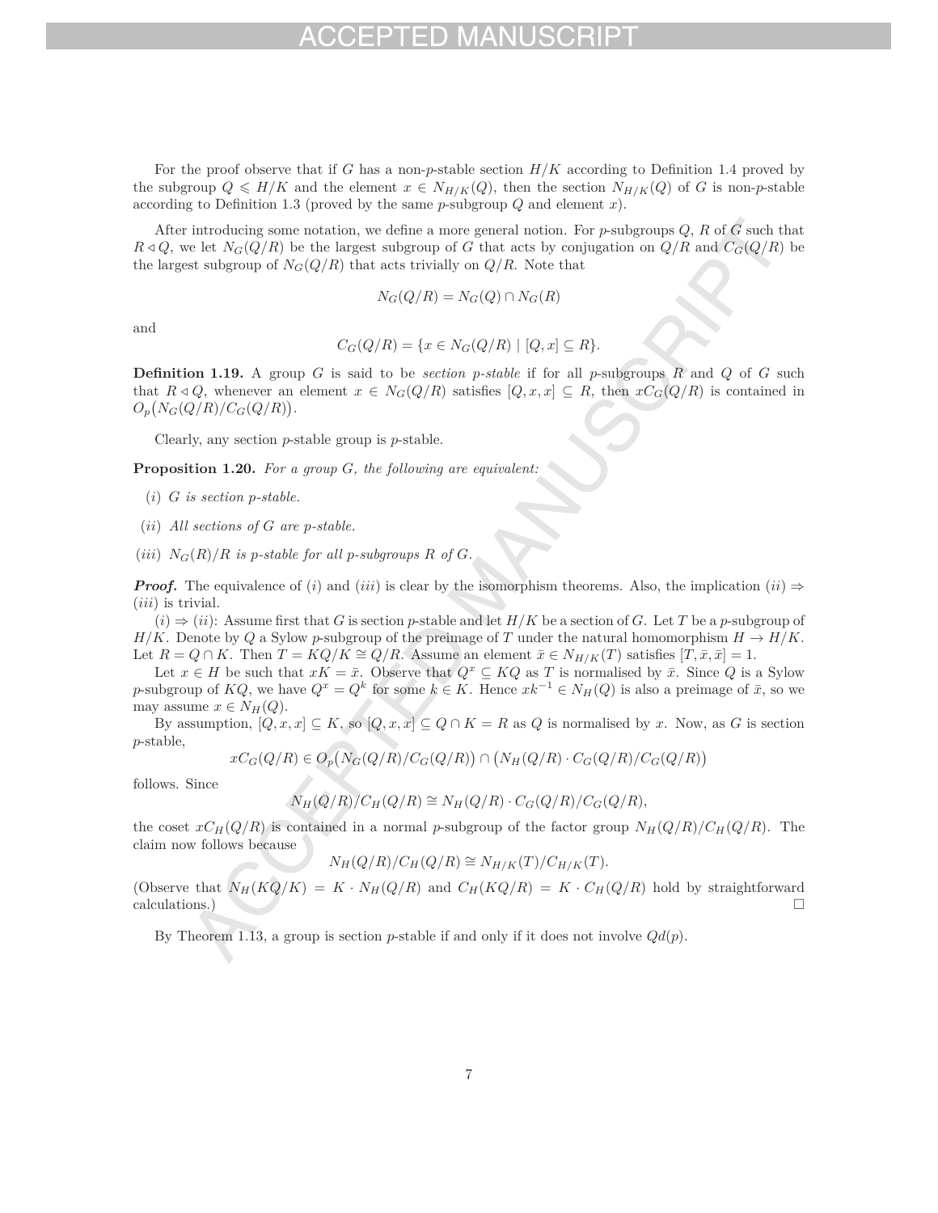For the proof observe that if $G$ has a non-$p$-stable section $H/K$ according to Definition 1.4 proved by the subgroup $Q \leqslant H/K$ and the element $x \in N_{H/K}(Q)$, then the section $N_{H/K}(Q)$ of $G$ is non-$p$-stable according to Definition 1.3 (proved by the same $p$-subgroup $Q$ and element $x$).

After introducing some notation, we define a more general notion. For $p$-subgroups $Q$, $R$ of $G$ such that $R \lhd Q$, we let $N_G(Q/R)$ be the largest subgroup of $G$ that acts by conjugation on $Q/R$ and $C_G(Q/R)$ be the largest subgroup of $N_G(Q/R)$ that acts trivially on $Q/R$. Note that

$$N_G(Q/R) = N_G(Q) \cap N_G(R)$$

and

$$C_G(Q/R) = \{x \in N_G(Q/R) \mid [Q, x] \subseteq R\}.$$

**Definition 1.19.** A group $G$ is said to be *section $p$-stable* if for all $p$-subgroups $R$ and $Q$ of $G$ such that $R \lhd Q$, whenever an element $x \in N_G(Q/R)$ satisfies $[Q, x, x] \subseteq R$, then $xC_G(Q/R)$ is contained in $O_p\big(N_G(Q/R)/C_G(Q/R)\big)$.

Clearly, any section $p$-stable group is $p$-stable.

**Proposition 1.20.** *For a group $G$, the following are equivalent:*

- $(i)$ *$G$ is section $p$-stable.*
- $(ii)$ *All sections of $G$ are $p$-stable.*
- $(iii)$ *$N_G(R)/R$ is $p$-stable for all $p$-subgroups $R$ of $G$.*

***Proof.*** The equivalence of $(i)$ and $(iii)$ is clear by the isomorphism theorems. Also, the implication $(ii) \Rightarrow (iii)$ is trivial.

$(i) \Rightarrow (ii)$: Assume first that $G$ is section $p$-stable and let $H/K$ be a section of $G$. Let $T$ be a $p$-subgroup of $H/K$. Denote by $Q$ a Sylow $p$-subgroup of the preimage of $T$ under the natural homomorphism $H \to H/K$. Let $R = Q \cap K$. Then $T = KQ/K \cong Q/R$. Assume an element $\bar{x} \in N_{H/K}(T)$ satisfies $[T, \bar{x}, \bar{x}] = 1$.

Let $x \in H$ be such that $xK = \bar{x}$. Observe that $Q^x \subseteq KQ$ as $T$ is normalised by $\bar{x}$. Since $Q$ is a Sylow $p$-subgroup of $KQ$, we have $Q^x = Q^k$ for some $k \in K$. Hence $xk^{-1} \in N_H(Q)$ is also a preimage of $\bar{x}$, so we may assume $x \in N_H(Q)$.

By assumption, $[Q, x, x] \subseteq K$, so $[Q, x, x] \subseteq Q \cap K = R$ as $Q$ is normalised by $x$. Now, as $G$ is section $p$-stable,

$$xC_G(Q/R) \in O_p\big(N_G(Q/R)/C_G(Q/R)\big) \cap \big(N_H(Q/R) \cdot C_G(Q/R)/C_G(Q/R)\big)$$

follows. Since

$$N_H(Q/R)/C_H(Q/R) \cong N_H(Q/R) \cdot C_G(Q/R)/C_G(Q/R),$$

the coset $xC_H(Q/R)$ is contained in a normal $p$-subgroup of the factor group $N_H(Q/R)/C_H(Q/R)$. The claim now follows because

$$N_H(Q/R)/C_H(Q/R) \cong N_{H/K}(T)/C_{H/K}(T).$$

(Observe that $N_H(KQ/K) = K \cdot N_H(Q/R)$ and $C_H(KQ/R) = K \cdot C_H(Q/R)$ hold by straightforward calculations.) $\square$

By Theorem 1.13, a group is section $p$-stable if and only if it does not involve $Qd(p)$.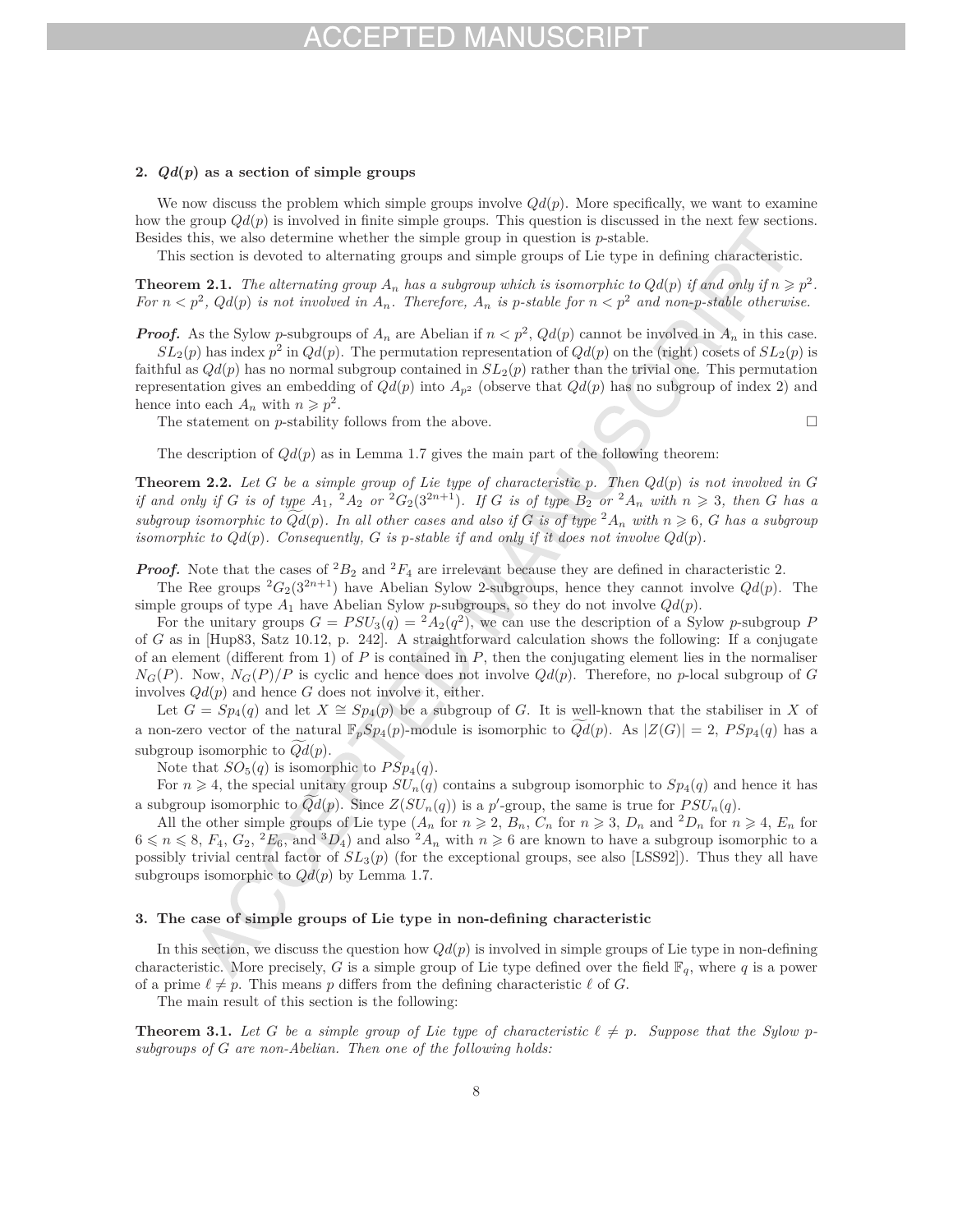## 2. $Qd(p)$ as a section of simple groups

We now discuss the problem which simple groups involve $Qd(p)$. More specifically, we want to examine how the group $Qd(p)$ is involved in finite simple groups. This question is discussed in the next few sections. Besides this, we also determine whether the simple group in question is $p$-stable.

This section is devoted to alternating groups and simple groups of Lie type in defining characteristic.

**Theorem 2.1.** *The alternating group $A_n$ has a subgroup which is isomorphic to $Qd(p)$ if and only if $n \geqslant p^2$. For $n < p^2$, $Qd(p)$ is not involved in $A_n$. Therefore, $A_n$ is $p$-stable for $n < p^2$ and non-$p$-stable otherwise.*

***Proof.*** As the Sylow $p$-subgroups of $A_n$ are Abelian if $n < p^2$, $Qd(p)$ cannot be involved in $A_n$ in this case.

$SL_2(p)$ has index $p^2$ in $Qd(p)$. The permutation representation of $Qd(p)$ on the (right) cosets of $SL_2(p)$ is faithful as $Qd(p)$ has no normal subgroup contained in $SL_2(p)$ rather than the trivial one. This permutation representation gives an embedding of $Qd(p)$ into $A_{p^2}$ (observe that $Qd(p)$ has no subgroup of index 2) and hence into each $A_n$ with $n \geqslant p^2$.

The statement on $p$-stability follows from the above. □

The description of $Qd(p)$ as in Lemma 1.7 gives the main part of the following theorem:

**Theorem 2.2.** *Let $G$ be a simple group of Lie type of characteristic $p$. Then $Qd(p)$ is not involved in $G$ if and only if $G$ is of type $A_1$, ${}^2A_2$ or ${}^2G_2(3^{2n+1})$. If $G$ is of type $B_2$ or ${}^2A_n$ with $n \geqslant 3$, then $G$ has a subgroup isomorphic to $\widetilde{Q}d(p)$. In all other cases and also if $G$ is of type ${}^2A_n$ with $n \geqslant 6$, $G$ has a subgroup isomorphic to $Qd(p)$. Consequently, $G$ is $p$-stable if and only if it does not involve $Qd(p)$.*

***Proof.*** Note that the cases of ${}^2B_2$ and ${}^2F_4$ are irrelevant because they are defined in characteristic 2.

The Ree groups ${}^2G_2(3^{2n+1})$ have Abelian Sylow 2-subgroups, hence they cannot involve $Qd(p)$. The simple groups of type $A_1$ have Abelian Sylow $p$-subgroups, so they do not involve $Qd(p)$.

For the unitary groups $G = PSU_3(q) = {}^2A_2(q^2)$, we can use the description of a Sylow $p$-subgroup $P$ of $G$ as in [Hup83, Satz 10.12, p. 242]. A straightforward calculation shows the following: If a conjugate of an element (different from 1) of $P$ is contained in $P$, then the conjugating element lies in the normaliser $N_G(P)$. Now, $N_G(P)/P$ is cyclic and hence does not involve $Qd(p)$. Therefore, no $p$-local subgroup of $G$ involves $Qd(p)$ and hence $G$ does not involve it, either.

Let $G = Sp_4(q)$ and let $X \cong Sp_4(p)$ be a subgroup of $G$. It is well-known that the stabiliser in $X$ of a non-zero vector of the natural $\mathbb{F}_pSp_4(p)$-module is isomorphic to $\widetilde{Q}d(p)$. As $|Z(G)| = 2$, $PSp_4(q)$ has a subgroup isomorphic to $\widetilde{Q}d(p)$.

Note that $SO_5(q)$ is isomorphic to $PSp_4(q)$.

For $n \geqslant 4$, the special unitary group $SU_n(q)$ contains a subgroup isomorphic to $Sp_4(q)$ and hence it has a subgroup isomorphic to $\widetilde{Q}d(p)$. Since $Z(SU_n(q))$ is a $p'$-group, the same is true for $PSU_n(q)$.

All the other simple groups of Lie type ($A_n$ for $n \geqslant 2$, $B_n$, $C_n$ for $n \geqslant 3$, $D_n$ and ${}^2D_n$ for $n \geqslant 4$, $E_n$ for $6 \leqslant n \leqslant 8$, $F_4$, $G_2$, ${}^2E_6$, and ${}^3D_4$) and also ${}^2A_n$ with $n \geqslant 6$ are known to have a subgroup isomorphic to a possibly trivial central factor of $SL_3(p)$ (for the exceptional groups, see also [LSS92]). Thus they all have subgroups isomorphic to $Qd(p)$ by Lemma 1.7.

## 3. The case of simple groups of Lie type in non-defining characteristic

In this section, we discuss the question how $Qd(p)$ is involved in simple groups of Lie type in non-defining characteristic. More precisely, $G$ is a simple group of Lie type defined over the field $\mathbb{F}_q$, where $q$ is a power of a prime $\ell \neq p$. This means $p$ differs from the defining characteristic $\ell$ of $G$.

The main result of this section is the following:

**Theorem 3.1.** *Let $G$ be a simple group of Lie type of characteristic $\ell \neq p$. Suppose that the Sylow $p$-subgroups of $G$ are non-Abelian. Then one of the following holds:*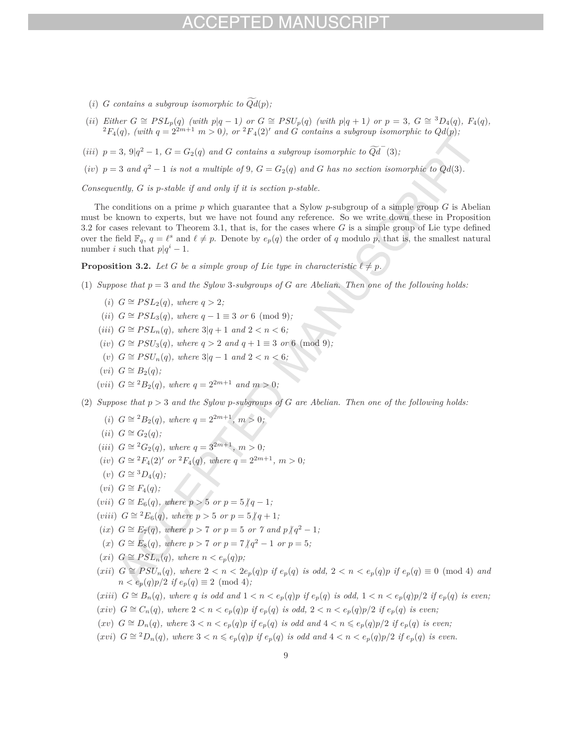(*i*) *G contains a subgroup isomorphic to* $\widetilde{Qd}(p)$*;*

(*ii*) *Either* $G \cong PSL_p(q)$ *(with* $p|q-1$*) or* $G \cong PSU_p(q)$ *(with* $p|q+1$*) or* $p = 3$*,* $G \cong {}^3D_4(q)$*,* $F_4(q)$*,* ${}^2F_4(q)$*, (with* $q = 2^{2m+1}$ $m > 0$*), or* ${}^2F_4(2)'$ *and G contains a subgroup isomorphic to* $Qd(p)$*;*

(*iii*) $p = 3$*,* $9|q^2-1$*,* $G = G_2(q)$ *and G contains a subgroup isomorphic to* $\widetilde{Qd}^{-}(3)$*;*

(*iv*) $p = 3$ *and* $q^2 - 1$ *is not a multiple of 9,* $G = G_2(q)$ *and G has no section isomorphic to* $Qd(3)$*.*

*Consequently, G is p-stable if and only if it is section p-stable.*

The conditions on a prime $p$ which guarantee that a Sylow $p$-subgroup of a simple group $G$ is Abelian must be known to experts, but we have not found any reference. So we write down these in Proposition 3.2 for cases relevant to Theorem 3.1, that is, for the cases where $G$ is a simple group of Lie type defined over the field $\mathbb{F}_q$, $q = \ell^s$ and $\ell \neq p$. Denote by $e_p(q)$ the order of $q$ modulo $p$, that is, the smallest natural number $i$ such that $p|q^i - 1$.

**Proposition 3.2.** *Let G be a simple group of Lie type in characteristic* $\ell \neq p$*.*

(1) *Suppose that* $p = 3$ *and the Sylow 3-subgroups of G are Abelian. Then one of the following holds:*

- (*i*) $G \cong PSL_2(q)$*, where* $q > 2$*;*
- (*ii*) $G \cong PSL_3(q)$*, where* $q - 1 \equiv 3$ *or* $6 \pmod 9$*;*
- (*iii*) $G \cong PSL_n(q)$*, where* $3|q+1$ *and* $2 < n < 6$*;*
- (*iv*) $G \cong PSU_3(q)$*, where* $q > 2$ *and* $q + 1 \equiv 3$ *or* $6 \pmod 9$*;*
- (*v*) $G \cong PSU_n(q)$*, where* $3|q-1$ *and* $2 < n < 6$*;*
- (*vi*) $G \cong B_2(q)$*;*
- (*vii*) $G \cong {}^2B_2(q)$*, where* $q = 2^{2m+1}$ *and* $m > 0$*;*

(2) *Suppose that* $p > 3$ *and the Sylow p-subgroups of G are Abelian. Then one of the following holds:*

- (*i*) $G \cong {}^2B_2(q)$*, where* $q = 2^{2m+1}$*,* $m > 0$*;*
- (*ii*) $G \cong G_2(q)$*;*
- (*iii*) $G \cong {}^2G_2(q)$*, where* $q = 3^{2m+1}$*,* $m > 0$*;*
- (*iv*) $G \cong {}^2F_4(2)'$ *or* ${}^2F_4(q)$*, where* $q = 2^{2m+1}$*,* $m > 0$*;*
- (*v*) $G \cong {}^3D_4(q)$*;*
- (*vi*) $G \cong F_4(q)$*;*
- (*vii*) $G \cong E_6(q)$*, where* $p > 5$ *or* $p = 5 \nmid q-1$*;*
- (*viii*) $G \cong {}^2E_6(q)$*, where* $p > 5$ *or* $p = 5 \nmid q+1$*;*
- (*ix*) $G \cong E_7(q)$*, where* $p > 7$ *or* $p = 5$ *or* $7$ *and* $p \nmid q^2 - 1$*;*
- (*x*) $G \cong E_8(q)$*, where* $p > 7$ *or* $p = 7 \nmid q^2 - 1$ *or* $p = 5$*;*
- (*xi*) $G \cong PSL_n(q)$*, where* $n < e_p(q)p$*;*
- (*xii*) $G \cong PSU_n(q)$*, where* $2 < n < 2e_p(q)p$ *if* $e_p(q)$ *is odd,* $2 < n < e_p(q)p$ *if* $e_p(q) \equiv 0 \pmod 4$ *and* $n < e_p(q)p/2$ *if* $e_p(q) \equiv 2 \pmod 4$*;*
- (*xiii*) $G \cong B_n(q)$*, where q is odd and* $1 < n < e_p(q)p$ *if* $e_p(q)$ *is odd,* $1 < n < e_p(q)p/2$ *if* $e_p(q)$ *is even;*
- (*xiv*) $G \cong C_n(q)$*, where* $2 < n < e_p(q)p$ *if* $e_p(q)$ *is odd,* $2 < n < e_p(q)p/2$ *if* $e_p(q)$ *is even;*
- (*xv*) $G \cong D_n(q)$*, where* $3 < n < e_p(q)p$ *if* $e_p(q)$ *is odd and* $4 < n \leqslant e_p(q)p/2$ *if* $e_p(q)$ *is even;*
- (*xvi*) $G \cong {}^2D_n(q)$*, where* $3 < n \leqslant e_p(q)p$ *if* $e_p(q)$ *is odd and* $4 < n < e_p(q)p/2$ *if* $e_p(q)$ *is even.*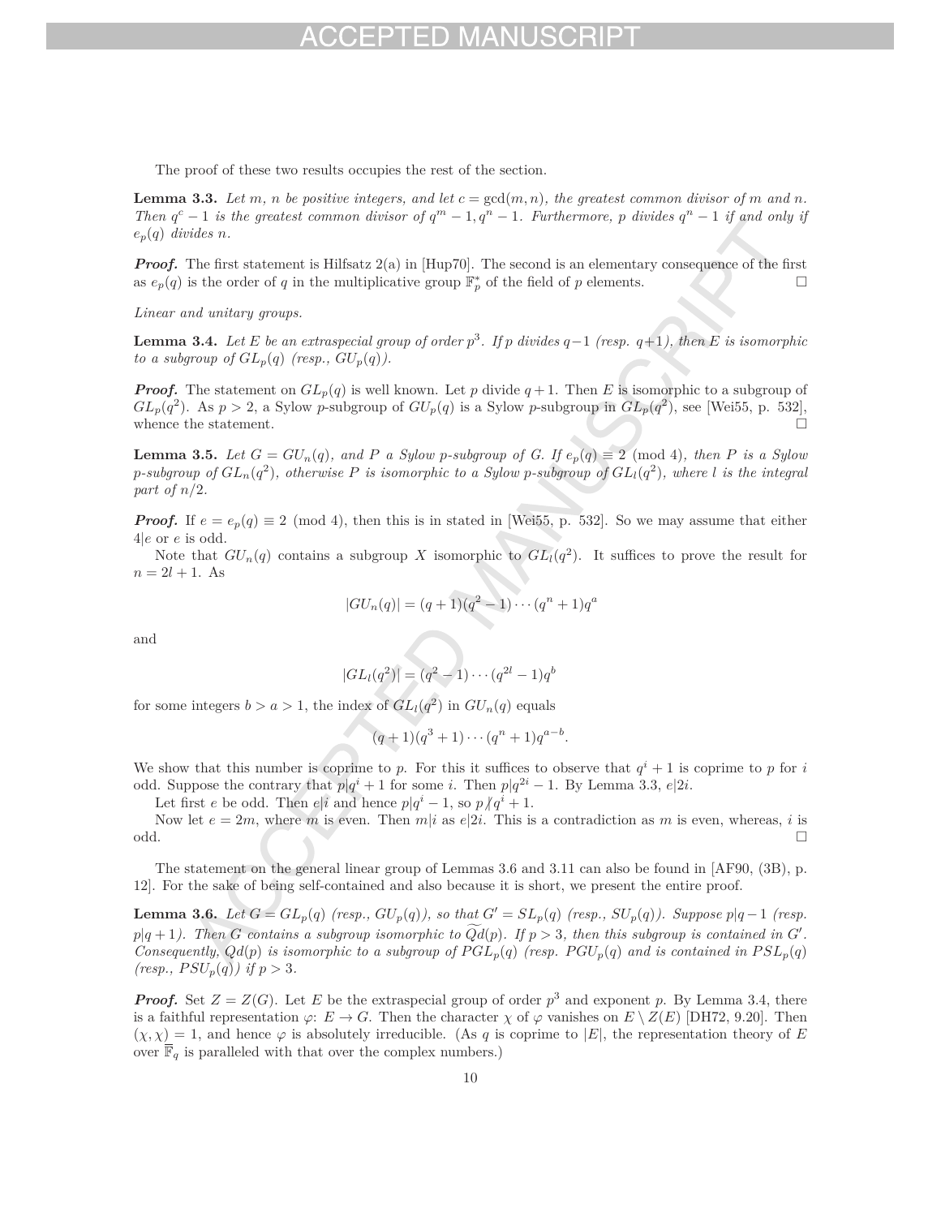The proof of these two results occupies the rest of the section.

**Lemma 3.3.** *Let $m$, $n$ be positive integers, and let $c = \gcd(m, n)$, the greatest common divisor of $m$ and $n$. Then $q^c - 1$ is the greatest common divisor of $q^m - 1, q^n - 1$. Furthermore, $p$ divides $q^n - 1$ if and only if $e_p(q)$ divides $n$.*

***Proof.*** The first statement is Hilfsatz 2(a) in [Hup70]. The second is an elementary consequence of the first as $e_p(q)$ is the order of $q$ in the multiplicative group $\mathbb{F}_p^*$ of the field of $p$ elements. □

*Linear and unitary groups.*

**Lemma 3.4.** *Let $E$ be an extraspecial group of order $p^3$. If $p$ divides $q-1$ (resp. $q+1$), then $E$ is isomorphic to a subgroup of $GL_p(q)$ (resp., $GU_p(q)$).*

***Proof.*** The statement on $GL_p(q)$ is well known. Let $p$ divide $q+1$. Then $E$ is isomorphic to a subgroup of $GL_p(q^2)$. As $p > 2$, a Sylow $p$-subgroup of $GU_p(q)$ is a Sylow $p$-subgroup in $GL_p(q^2)$, see [Wei55, p. 532], whence the statement. □

**Lemma 3.5.** *Let $G = GU_n(q)$, and $P$ a Sylow $p$-subgroup of $G$. If $e_p(q) \equiv 2 \pmod 4$, then $P$ is a Sylow $p$-subgroup of $GL_n(q^2)$, otherwise $P$ is isomorphic to a Sylow $p$-subgroup of $GL_l(q^2)$, where $l$ is the integral part of $n/2$.*

***Proof.*** If $e = e_p(q) \equiv 2 \pmod 4$, then this is in stated in [Wei55, p. 532]. So we may assume that either $4|e$ or $e$ is odd.

Note that $GU_n(q)$ contains a subgroup $X$ isomorphic to $GL_l(q^2)$. It suffices to prove the result for $n = 2l+1$. As

$$|GU_n(q)| = (q+1)(q^2-1)\cdots(q^n+1)q^a$$

and

$$|GL_l(q^2)| = (q^2-1)\cdots(q^{2l}-1)q^b$$

for some integers $b > a > 1$, the index of $GL_l(q^2)$ in $GU_n(q)$ equals

$$(q+1)(q^3+1)\cdots(q^n+1)q^{a-b}.$$

We show that this number is coprime to $p$. For this it suffices to observe that $q^i + 1$ is coprime to $p$ for $i$ odd. Suppose the contrary that $p|q^i+1$ for some $i$. Then $p|q^{2i}-1$. By Lemma 3.3, $e|2i$.

Let first $e$ be odd. Then $e|i$ and hence $p|q^i - 1$, so $p \nmid q^i + 1$.

Now let $e = 2m$, where $m$ is even. Then $m|i$ as $e|2i$. This is a contradiction as $m$ is even, whereas, $i$ is odd. □

The statement on the general linear group of Lemmas 3.6 and 3.11 can also be found in [AF90, (3B), p. 12]. For the sake of being self-contained and also because it is short, we present the entire proof.

**Lemma 3.6.** *Let $G = GL_p(q)$ (resp., $GU_p(q)$), so that $G' = SL_p(q)$ (resp., $SU_p(q)$). Suppose $p|q-1$ (resp. $p|q+1$). Then $G$ contains a subgroup isomorphic to $\widetilde{Qd}(p)$. If $p > 3$, then this subgroup is contained in $G'$. Consequently, $Qd(p)$ is isomorphic to a subgroup of $PGL_p(q)$ (resp. $PGU_p(q)$ and is contained in $PSL_p(q)$ (resp., $PSU_p(q)$) if $p > 3$.*

***Proof.*** Set $Z = Z(G)$. Let $E$ be the extraspecial group of order $p^3$ and exponent $p$. By Lemma 3.4, there is a faithful representation $\varphi \colon E \to G$. Then the character $\chi$ of $\varphi$ vanishes on $E \setminus Z(E)$ [DH72, 9.20]. Then $(\chi, \chi) = 1$, and hence $\varphi$ is absolutely irreducible. (As $q$ is coprime to $|E|$, the representation theory of $E$ over $\overline{\mathbb{F}}_q$ is paralleled with that over the complex numbers.)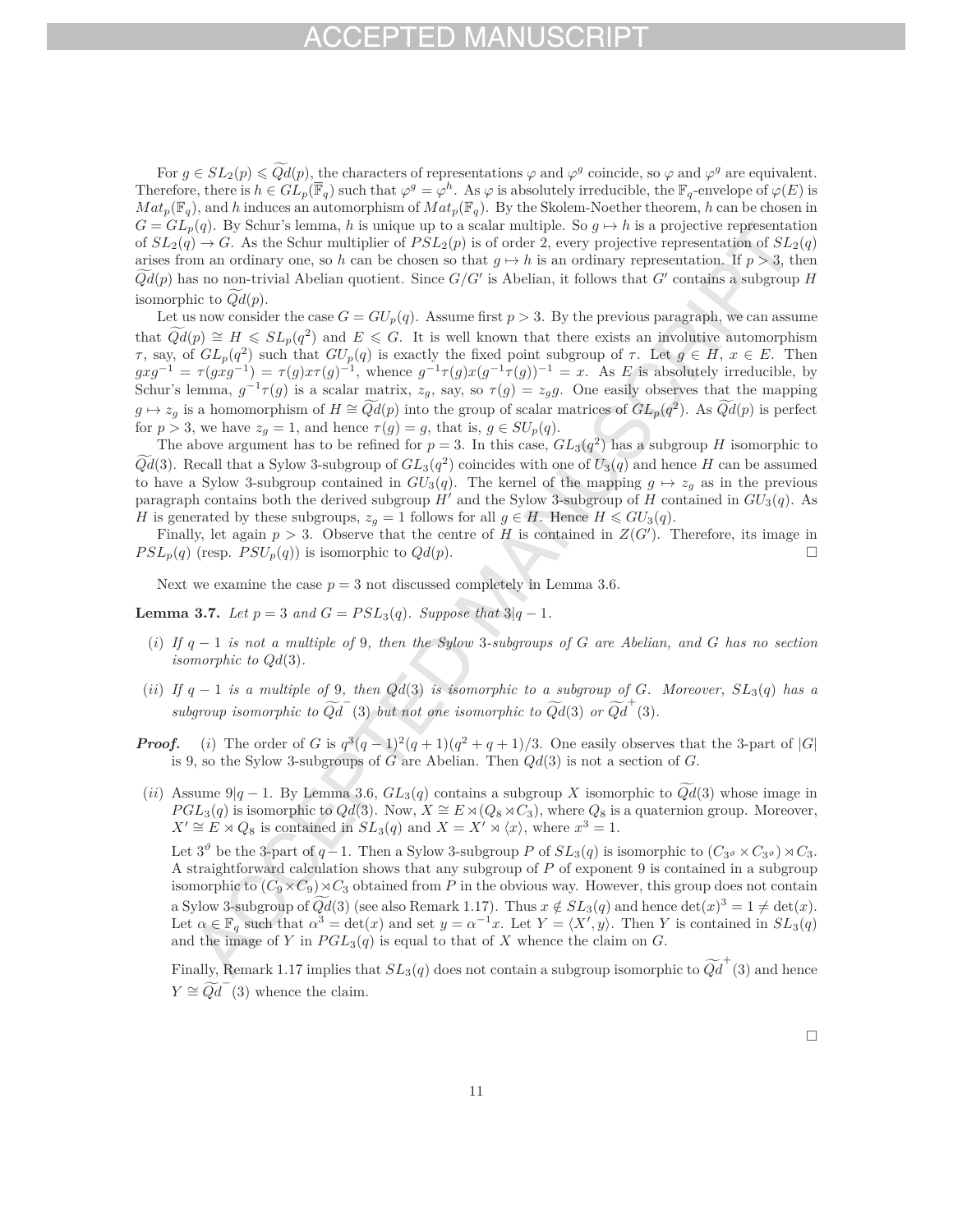For $g \in SL_2(p) \leqslant \widetilde{Qd}(p)$, the characters of representations $\varphi$ and $\varphi^g$ coincide, so $\varphi$ and $\varphi^g$ are equivalent. Therefore, there is $h \in GL_p(\overline{\mathbb{F}}_q)$ such that $\varphi^g = \varphi^h$. As $\varphi$ is absolutely irreducible, the $\mathbb{F}_q$-envelope of $\varphi(E)$ is $Mat_p(\mathbb{F}_q)$, and $h$ induces an automorphism of $Mat_p(\mathbb{F}_q)$. By the Skolem-Noether theorem, $h$ can be chosen in $G = GL_p(q)$. By Schur's lemma, $h$ is unique up to a scalar multiple. So $g \mapsto h$ is a projective representation of $SL_2(q) \to G$. As the Schur multiplier of $PSL_2(p)$ is of order 2, every projective representation of $SL_2(q)$ arises from an ordinary one, so $h$ can be chosen so that $g \mapsto h$ is an ordinary representation. If $p > 3$, then $\widetilde{Qd}(p)$ has no non-trivial Abelian quotient. Since $G/G'$ is Abelian, it follows that $G'$ contains a subgroup $H$ isomorphic to $\widetilde{Qd}(p)$.

Let us now consider the case $G = GU_p(q)$. Assume first $p > 3$. By the previous paragraph, we can assume that $\widetilde{Qd}(p) \cong H \leqslant SL_p(q^2)$ and $E \leqslant G$. It is well known that there exists an involutive automorphism $\tau$, say, of $GL_p(q^2)$ such that $GU_p(q)$ is exactly the fixed point subgroup of $\tau$. Let $g \in H$, $x \in E$. Then $gxg^{-1} = \tau(gxg^{-1}) = \tau(g)x\tau(g)^{-1}$, whence $g^{-1}\tau(g)x(g^{-1}\tau(g))^{-1} = x$. As $E$ is absolutely irreducible, by Schur's lemma, $g^{-1}\tau(g)$ is a scalar matrix, $z_g$, say, so $\tau(g) = z_g g$. One easily observes that the mapping $g \mapsto z_g$ is a homomorphism of $H \cong \widetilde{Qd}(p)$ into the group of scalar matrices of $GL_p(q^2)$. As $\widetilde{Qd}(p)$ is perfect for $p > 3$, we have $z_g = 1$, and hence $\tau(g) = g$, that is, $g \in SU_p(q)$.

The above argument has to be refined for $p = 3$. In this case, $GL_3(q^2)$ has a subgroup $H$ isomorphic to $\widetilde{Qd}(3)$. Recall that a Sylow 3-subgroup of $GL_3(q^2)$ coincides with one of $U_3(q)$ and hence $H$ can be assumed to have a Sylow 3-subgroup contained in $GU_3(q)$. The kernel of the mapping $g \mapsto z_g$ as in the previous paragraph contains both the derived subgroup $H'$ and the Sylow 3-subgroup of $H$ contained in $GU_3(q)$. As $H$ is generated by these subgroups, $z_g = 1$ follows for all $g \in H$. Hence $H \leqslant GU_3(q)$.

Finally, let again $p > 3$. Observe that the centre of $H$ is contained in $Z(G')$. Therefore, its image in $PSL_p(q)$ (resp. $PSU_p(q)$) is isomorphic to $Qd(p)$. □

Next we examine the case $p = 3$ not discussed completely in Lemma 3.6.

**Lemma 3.7.** *Let $p = 3$ and $G = PSL_3(q)$. Suppose that $3|q-1$.*

- (*i*) *If $q - 1$ is not a multiple of 9, then the Sylow 3-subgroups of $G$ are Abelian, and $G$ has no section isomorphic to $Qd(3)$.*
- (*ii*) *If $q - 1$ is a multiple of 9, then $Qd(3)$ is isomorphic to a subgroup of $G$. Moreover, $SL_3(q)$ has a subgroup isomorphic to $\widetilde{Qd}^{-}(3)$ but not one isomorphic to $\widetilde{Qd}(3)$ or $\widetilde{Qd}^{+}(3)$.*

***Proof.*** (*i*) The order of $G$ is $q^3(q-1)^2(q+1)(q^2+q+1)/3$. One easily observes that the 3-part of $|G|$ is 9, so the Sylow 3-subgroups of $G$ are Abelian. Then $Qd(3)$ is not a section of $G$.

(*ii*) Assume $9|q-1$. By Lemma 3.6, $GL_3(q)$ contains a subgroup $X$ isomorphic to $\widetilde{Qd}(3)$ whose image in $PGL_3(q)$ is isomorphic to $Qd(3)$. Now, $X \cong E \rtimes (Q_8 \rtimes C_3)$, where $Q_8$ is a quaternion group. Moreover, $X' \cong E \rtimes Q_8$ is contained in $SL_3(q)$ and $X = X' \rtimes \langle x \rangle$, where $x^3 = 1$.

Let $3^\vartheta$ be the 3-part of $q-1$. Then a Sylow 3-subgroup $P$ of $SL_3(q)$ is isomorphic to $(C_{3^\vartheta} \times C_{3^\vartheta}) \rtimes C_3$. A straightforward calculation shows that any subgroup of $P$ of exponent 9 is contained in a subgroup isomorphic to $(C_9 \times C_9) \rtimes C_3$ obtained from $P$ in the obvious way. However, this group does not contain a Sylow 3-subgroup of $\widetilde{Qd}(3)$ (see also Remark 1.17). Thus $x \notin SL_3(q)$ and hence $\det(x)^3 = 1 \neq \det(x)$. Let $\alpha \in \mathbb{F}_q$ such that $\alpha^3 = \det(x)$ and set $y = \alpha^{-1}x$. Let $Y = \langle X', y \rangle$. Then $Y$ is contained in $SL_3(q)$ and the image of $Y$ in $PGL_3(q)$ is equal to that of $X$ whence the claim on $G$.

Finally, Remark 1.17 implies that $SL_3(q)$ does not contain a subgroup isomorphic to $\widetilde{Qd}^{+}(3)$ and hence $Y \cong \widetilde{Qd}^{-}(3)$ whence the claim.

□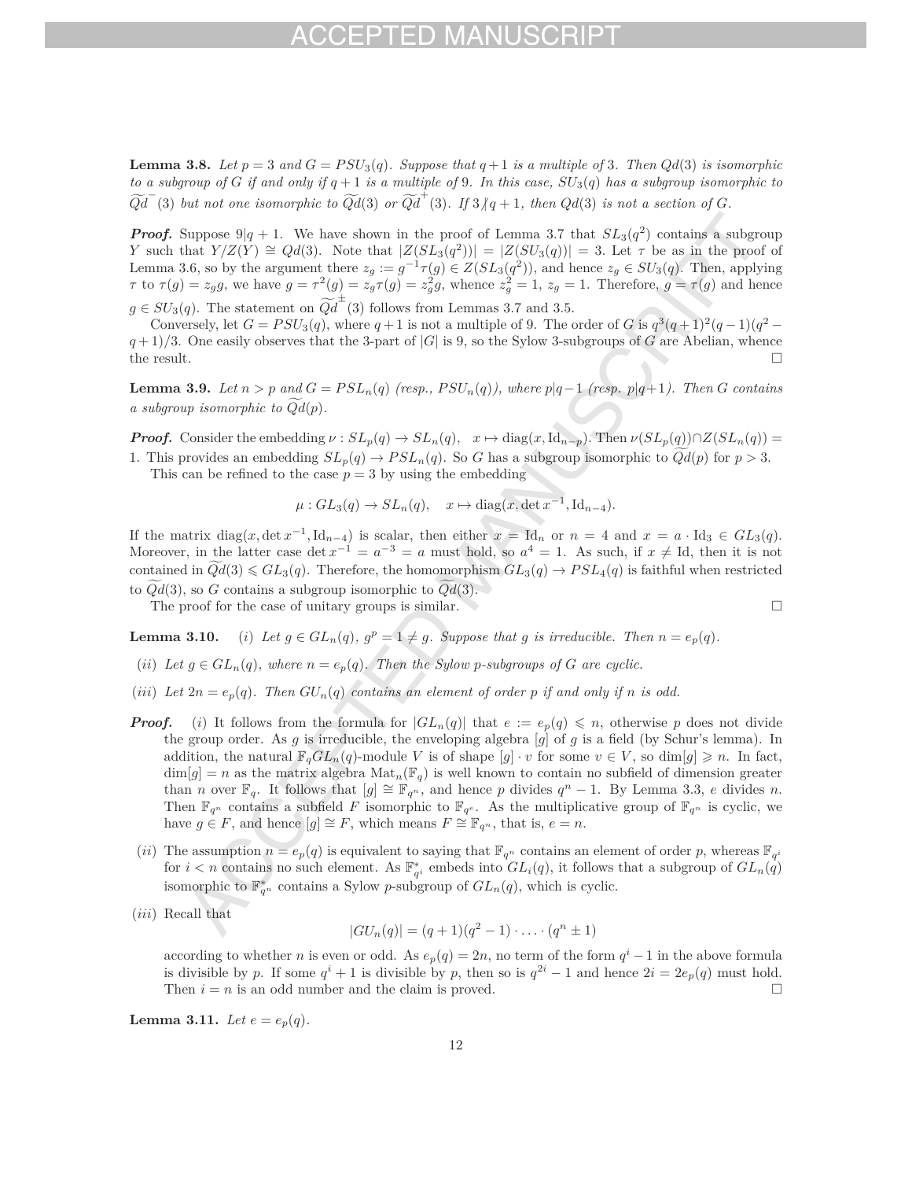**Lemma 3.8.** *Let $p = 3$ and $G = PSU_3(q)$. Suppose that $q+1$ is a multiple of 3. Then $Qd(3)$ is isomorphic to a subgroup of $G$ if and only if $q+1$ is a multiple of 9. In this case, $SU_3(q)$ has a subgroup isomorphic to $\widetilde{Qd}^-(3)$ but not one isomorphic to $\widetilde{Qd}(3)$ or $\widetilde{Qd}^+(3)$. If $3 \nmid q+1$, then $Qd(3)$ is not a section of $G$.*

***Proof.*** Suppose $9|q+1$. We have shown in the proof of Lemma 3.7 that $SL_3(q^2)$ contains a subgroup $Y$ such that $Y/Z(Y) \cong Qd(3)$. Note that $|Z(SL_3(q^2))| = |Z(SU_3(q))| = 3$. Let $\tau$ be as in the proof of Lemma 3.6, so by the argument there $z_g := g^{-1}\tau(g) \in Z(SL_3(q^2))$, and hence $z_g \in SU_3(q)$. Then, applying $\tau$ to $\tau(g) = z_g g$, we have $g = \tau^2(g) = z_g\tau(g) = z_g^2 g$, whence $z_g^2 = 1$, $z_g = 1$. Therefore, $g = \tau(g)$ and hence $g \in SU_3(q)$. The statement on $\widetilde{Qd}^{\pm}(3)$ follows from Lemmas 3.7 and 3.5.

Conversely, let $G = PSU_3(q)$, where $q+1$ is not a multiple of 9. The order of $G$ is $q^3(q+1)^2(q-1)(q^2-q+1)/3$. One easily observes that the 3-part of $|G|$ is 9, so the Sylow 3-subgroups of $G$ are Abelian, whence the result. □

**Lemma 3.9.** *Let $n > p$ and $G = PSL_n(q)$ (resp., $PSU_n(q)$), where $p|q-1$ (resp. $p|q+1$). Then $G$ contains a subgroup isomorphic to $\widetilde{Qd}(p)$.*

***Proof.*** Consider the embedding $\nu : SL_p(q) \to SL_n(q)$, $x \mapsto \mathrm{diag}(x, \mathrm{Id}_{n-p})$. Then $\nu(SL_p(q)) \cap Z(SL_n(q)) = 1$. This provides an embedding $SL_p(q) \to PSL_n(q)$. So $G$ has a subgroup isomorphic to $\widetilde{Qd}(p)$ for $p > 3$.

This can be refined to the case $p = 3$ by using the embedding

$$\mu : GL_3(q) \to SL_n(q), \quad x \mapsto \mathrm{diag}(x, \det x^{-1}, \mathrm{Id}_{n-4}).$$

If the matrix $\mathrm{diag}(x, \det x^{-1}, \mathrm{Id}_{n-4})$ is scalar, then either $x = \mathrm{Id}_n$ or $n = 4$ and $x = a \cdot \mathrm{Id}_3 \in GL_3(q)$. Moreover, in the latter case $\det x^{-1} = a^{-3} = a$ must hold, so $a^4 = 1$. As such, if $x \neq \mathrm{Id}$, then it is not contained in $\widetilde{Qd}(3) \leqslant GL_3(q)$. Therefore, the homomorphism $GL_3(q) \to PSL_4(q)$ is faithful when restricted to $\widetilde{Qd}(3)$, so $G$ contains a subgroup isomorphic to $\widetilde{Qd}(3)$.

The proof for the case of unitary groups is similar. □

**Lemma 3.10.** (*i*) *Let $g \in GL_n(q)$, $g^p = 1 \neq g$. Suppose that $g$ is irreducible. Then $n = e_p(q)$.*

(*ii*) *Let $g \in GL_n(q)$, where $n = e_p(q)$. Then the Sylow $p$-subgroups of $G$ are cyclic.*

(*iii*) *Let $2n = e_p(q)$. Then $GU_n(q)$ contains an element of order $p$ if and only if $n$ is odd.*

***Proof.*** (*i*) It follows from the formula for $|GL_n(q)|$ that $e := e_p(q) \leqslant n$, otherwise $p$ does not divide the group order. As $g$ is irreducible, the enveloping algebra $[g]$ of $g$ is a field (by Schur's lemma). In addition, the natural $\mathbb{F}_qGL_n(q)$-module $V$ is of shape $[g] \cdot v$ for some $v \in V$, so $\dim[g] \geqslant n$. In fact, $\dim[g] = n$ as the matrix algebra $\mathrm{Mat}_n(\mathbb{F}_q)$ is well known to contain no subfield of dimension greater than $n$ over $\mathbb{F}_q$. It follows that $[g] \cong \mathbb{F}_{q^n}$, and hence $p$ divides $q^n - 1$. By Lemma 3.3, $e$ divides $n$. Then $\mathbb{F}_{q^n}$ contains a subfield $F$ isomorphic to $\mathbb{F}_{q^e}$. As the multiplicative group of $\mathbb{F}_{q^n}$ is cyclic, we have $g \in F$, and hence $[g] \cong F$, which means $F \cong \mathbb{F}_{q^n}$, that is, $e = n$.

(*ii*) The assumption $n = e_p(q)$ is equivalent to saying that $\mathbb{F}_{q^n}$ contains an element of order $p$, whereas $\mathbb{F}_{q^i}$ for $i < n$ contains no such element. As $\mathbb{F}_{q^i}^*$ embeds into $GL_i(q)$, it follows that a subgroup of $GL_n(q)$ isomorphic to $\mathbb{F}_{q^n}^*$ contains a Sylow $p$-subgroup of $GL_n(q)$, which is cyclic.

(*iii*) Recall that

$$|GU_n(q)| = (q+1)(q^2-1) \cdot \ldots \cdot (q^n \pm 1)$$

according to whether $n$ is even or odd. As $e_p(q) = 2n$, no term of the form $q^i - 1$ in the above formula is divisible by $p$. If some $q^i + 1$ is divisible by $p$, then so is $q^{2i} - 1$ and hence $2i = 2e_p(q)$ must hold. Then $i = n$ is an odd number and the claim is proved. □

**Lemma 3.11.** *Let $e = e_p(q)$.*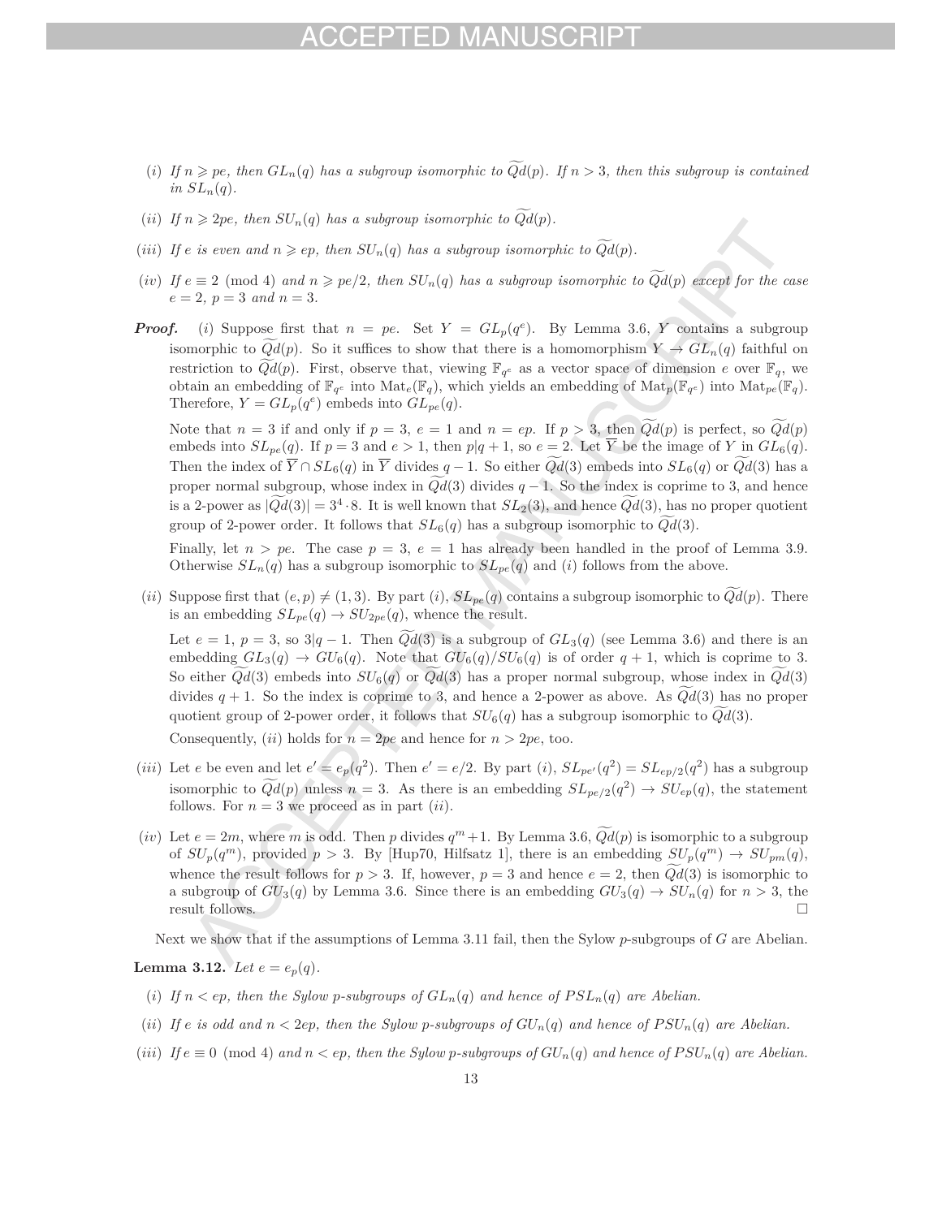(i) *If $n \geqslant pe$, then $GL_n(q)$ has a subgroup isomorphic to $\widetilde{Qd}(p)$. If $n > 3$, then this subgroup is contained in $SL_n(q)$.*

(ii) *If $n \geqslant 2pe$, then $SU_n(q)$ has a subgroup isomorphic to $\widetilde{Qd}(p)$.*

(iii) *If $e$ is even and $n \geqslant ep$, then $SU_n(q)$ has a subgroup isomorphic to $\widetilde{Qd}(p)$.*

(iv) *If $e \equiv 2 \pmod 4$ and $n \geqslant pe/2$, then $SU_n(q)$ has a subgroup isomorphic to $\widetilde{Qd}(p)$ except for the case $e = 2$, $p = 3$ and $n = 3$.*

***Proof.*** (i) Suppose first that $n = pe$. Set $Y = GL_p(q^e)$. By Lemma 3.6, $Y$ contains a subgroup isomorphic to $\widetilde{Qd}(p)$. So it suffices to show that there is a homomorphism $Y \to GL_n(q)$ faithful on restriction to $\widetilde{Qd}(p)$. First, observe that, viewing $\mathbb{F}_{q^e}$ as a vector space of dimension $e$ over $\mathbb{F}_q$, we obtain an embedding of $\mathbb{F}_{q^e}$ into $\mathrm{Mat}_e(\mathbb{F}_q)$, which yields an embedding of $\mathrm{Mat}_p(\mathbb{F}_{q^e})$ into $\mathrm{Mat}_{pe}(\mathbb{F}_q)$. Therefore, $Y = GL_p(q^e)$ embeds into $GL_{pe}(q)$.

Note that $n = 3$ if and only if $p = 3$, $e = 1$ and $n = ep$. If $p > 3$, then $\widetilde{Qd}(p)$ is perfect, so $\widetilde{Qd}(p)$ embeds into $SL_{pe}(q)$. If $p = 3$ and $e > 1$, then $p|q+1$, so $e = 2$. Let $\overline{Y}$ be the image of $Y$ in $GL_6(q)$. Then the index of $\overline{Y} \cap SL_6(q)$ in $\overline{Y}$ divides $q-1$. So either $\widetilde{Qd}(3)$ embeds into $SL_6(q)$ or $\widetilde{Qd}(3)$ has a proper normal subgroup, whose index in $\widetilde{Qd}(3)$ divides $q-1$. So the index is coprime to 3, and hence is a 2-power as $|\widetilde{Qd}(3)| = 3^4 \cdot 8$. It is well known that $SL_2(3)$, and hence $\widetilde{Qd}(3)$, has no proper quotient group of 2-power order. It follows that $SL_6(q)$ has a subgroup isomorphic to $\widetilde{Qd}(3)$.

Finally, let $n > pe$. The case $p = 3$, $e = 1$ has already been handled in the proof of Lemma 3.9. Otherwise $SL_n(q)$ has a subgroup isomorphic to $SL_{pe}(q)$ and $(i)$ follows from the above.

(ii) Suppose first that $(e, p) \neq (1, 3)$. By part $(i)$, $SL_{pe}(q)$ contains a subgroup isomorphic to $\widetilde{Qd}(p)$. There is an embedding $SL_{pe}(q) \to SU_{2pe}(q)$, whence the result.

Let $e = 1$, $p = 3$, so $3|q-1$. Then $\widetilde{Qd}(3)$ is a subgroup of $GL_3(q)$ (see Lemma 3.6) and there is an embedding $GL_3(q) \to GU_6(q)$. Note that $GU_6(q)/SU_6(q)$ is of order $q+1$, which is coprime to 3. So either $\widetilde{Qd}(3)$ embeds into $SU_6(q)$ or $\widetilde{Qd}(3)$ has a proper normal subgroup, whose index in $\widetilde{Qd}(3)$ divides $q+1$. So the index is coprime to 3, and hence a 2-power as above. As $\widetilde{Qd}(3)$ has no proper quotient group of 2-power order, it follows that $SU_6(q)$ has a subgroup isomorphic to $\widetilde{Qd}(3)$.

Consequently, $(ii)$ holds for $n = 2pe$ and hence for $n > 2pe$, too.

(iii) Let $e$ be even and let $e' = e_p(q^2)$. Then $e' = e/2$. By part $(i)$, $SL_{pe'}(q^2) = SL_{ep/2}(q^2)$ has a subgroup isomorphic to $\widetilde{Qd}(p)$ unless $n = 3$. As there is an embedding $SL_{pe/2}(q^2) \to SU_{ep}(q)$, the statement follows. For $n = 3$ we proceed as in part $(ii)$.

(iv) Let $e = 2m$, where $m$ is odd. Then $p$ divides $q^m+1$. By Lemma 3.6, $\widetilde{Qd}(p)$ is isomorphic to a subgroup of $SU_p(q^m)$, provided $p > 3$. By [Hup70, Hilfsatz 1], there is an embedding $SU_p(q^m) \to SU_{pm}(q)$, whence the result follows for $p > 3$. If, however, $p = 3$ and hence $e = 2$, then $\widetilde{Qd}(3)$ is isomorphic to a subgroup of $GU_3(q)$ by Lemma 3.6. Since there is an embedding $GU_3(q) \to SU_n(q)$ for $n > 3$, the result follows. □

Next we show that if the assumptions of Lemma 3.11 fail, then the Sylow $p$-subgroups of $G$ are Abelian.

**Lemma 3.12.** *Let $e = e_p(q)$.*

(i) *If $n < ep$, then the Sylow $p$-subgroups of $GL_n(q)$ and hence of $PSL_n(q)$ are Abelian.*

(ii) *If $e$ is odd and $n < 2ep$, then the Sylow $p$-subgroups of $GU_n(q)$ and hence of $PSU_n(q)$ are Abelian.*

(iii) *If $e \equiv 0 \pmod 4$ and $n < ep$, then the Sylow $p$-subgroups of $GU_n(q)$ and hence of $PSU_n(q)$ are Abelian.*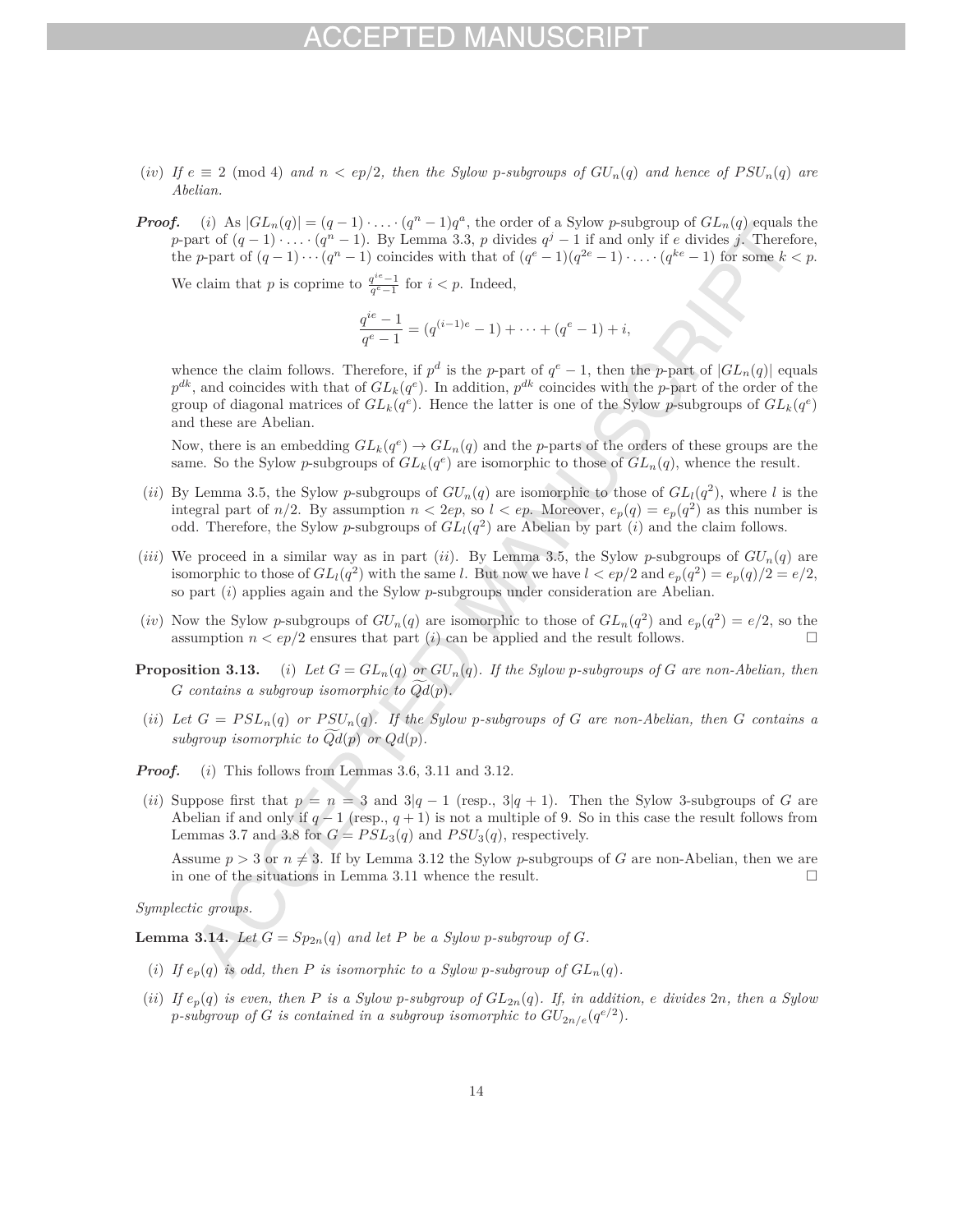(*iv*) *If* $e \equiv 2 \pmod 4$ *and* $n < ep/2$*, then the Sylow* $p$*-subgroups of* $GU_n(q)$ *and hence of* $PSU_n(q)$ *are Abelian.*

***Proof.*** (*i*) As $|GL_n(q)| = (q-1)\cdot \ldots \cdot (q^n - 1)q^a$, the order of a Sylow $p$-subgroup of $GL_n(q)$ equals the $p$-part of $(q-1)\cdot \ldots \cdot (q^n-1)$. By Lemma 3.3, $p$ divides $q^j - 1$ if and only if $e$ divides $j$. Therefore, the $p$-part of $(q-1)\cdots(q^n-1)$ coincides with that of $(q^e-1)(q^{2e}-1)\cdot \ldots \cdot (q^{ke}-1)$ for some $k < p$.

We claim that $p$ is coprime to $\frac{q^{ie}-1}{q^e-1}$ for $i < p$. Indeed,

$$\frac{q^{ie}-1}{q^e-1} = (q^{(i-1)e}-1) + \cdots + (q^e-1) + i,$$

whence the claim follows. Therefore, if $p^d$ is the $p$-part of $q^e - 1$, then the $p$-part of $|GL_n(q)|$ equals $p^{dk}$, and coincides with that of $GL_k(q^e)$. In addition, $p^{dk}$ coincides with the $p$-part of the order of the group of diagonal matrices of $GL_k(q^e)$. Hence the latter is one of the Sylow $p$-subgroups of $GL_k(q^e)$ and these are Abelian.

Now, there is an embedding $GL_k(q^e) \to GL_n(q)$ and the $p$-parts of the orders of these groups are the same. So the Sylow $p$-subgroups of $GL_k(q^e)$ are isomorphic to those of $GL_n(q)$, whence the result.

(*ii*) By Lemma 3.5, the Sylow $p$-subgroups of $GU_n(q)$ are isomorphic to those of $GL_l(q^2)$, where $l$ is the integral part of $n/2$. By assumption $n < 2ep$, so $l < ep$. Moreover, $e_p(q) = e_p(q^2)$ as this number is odd. Therefore, the Sylow $p$-subgroups of $GL_l(q^2)$ are Abelian by part (*i*) and the claim follows.

(*iii*) We proceed in a similar way as in part (*ii*). By Lemma 3.5, the Sylow $p$-subgroups of $GU_n(q)$ are isomorphic to those of $GL_l(q^2)$ with the same $l$. But now we have $l < ep/2$ and $e_p(q^2) = e_p(q)/2 = e/2$, so part (*i*) applies again and the Sylow $p$-subgroups under consideration are Abelian.

(*iv*) Now the Sylow $p$-subgroups of $GU_n(q)$ are isomorphic to those of $GL_n(q^2)$ and $e_p(q^2) = e/2$, so the assumption $n < ep/2$ ensures that part (*i*) can be applied and the result follows. □

**Proposition 3.13.** (*i*) *Let* $G = GL_n(q)$ *or* $GU_n(q)$*. If the Sylow* $p$*-subgroups of* $G$ *are non-Abelian, then* $G$ *contains a subgroup isomorphic to* $\widetilde{Qd}(p)$*.*

(*ii*) *Let* $G = PSL_n(q)$ *or* $PSU_n(q)$*. If the Sylow* $p$*-subgroups of* $G$ *are non-Abelian, then* $G$ *contains a subgroup isomorphic to* $\widetilde{Qd}(p)$ *or* $Qd(p)$*.*

***Proof.*** (*i*) This follows from Lemmas 3.6, 3.11 and 3.12.

(*ii*) Suppose first that $p = n = 3$ and $3|q-1$ (resp., $3|q+1$). Then the Sylow 3-subgroups of $G$ are Abelian if and only if $q-1$ (resp., $q+1$) is not a multiple of 9. So in this case the result follows from Lemmas 3.7 and 3.8 for $G = PSL_3(q)$ and $PSU_3(q)$, respectively.

Assume $p > 3$ or $n \neq 3$. If by Lemma 3.12 the Sylow $p$-subgroups of $G$ are non-Abelian, then we are in one of the situations in Lemma 3.11 whence the result. □

*Symplectic groups.*

**Lemma 3.14.** *Let* $G = Sp_{2n}(q)$ *and let* $P$ *be a Sylow* $p$*-subgroup of* $G$*.*

(*i*) *If* $e_p(q)$ *is odd, then* $P$ *is isomorphic to a Sylow* $p$*-subgroup of* $GL_n(q)$*.*

(*ii*) *If* $e_p(q)$ *is even, then* $P$ *is a Sylow* $p$*-subgroup of* $GL_{2n}(q)$*. If, in addition,* $e$ *divides* $2n$*, then a Sylow* $p$*-subgroup of* $G$ *is contained in a subgroup isomorphic to* $GU_{2n/e}(q^{e/2})$*.*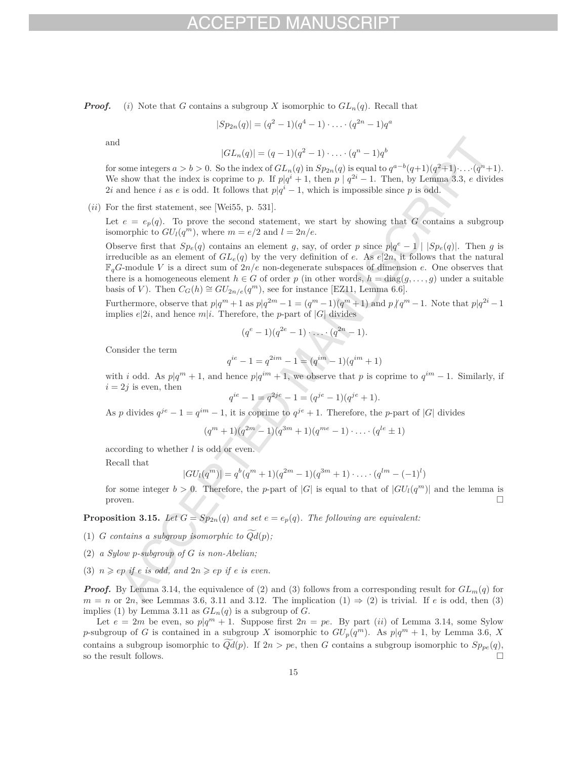***Proof.*** (*i*) Note that $G$ contains a subgroup $X$ isomorphic to $GL_n(q)$. Recall that

$$|Sp_{2n}(q)| = (q^2-1)(q^4-1)\cdot \ldots \cdot (q^{2n}-1)q^a$$

and

$$|GL_n(q)| = (q-1)(q^2-1)\cdot \ldots \cdot (q^n-1)q^b$$

for some integers $a > b > 0$. So the index of $GL_n(q)$ in $Sp_{2n}(q)$ is equal to $q^{a-b}(q+1)(q^2+1)\cdot \ldots \cdot (q^n+1)$. We show that the index is coprime to $p$. If $p|q^i+1$, then $p \mid q^{2i}-1$. Then, by Lemma 3.3, $e$ divides $2i$ and hence $i$ as $e$ is odd. It follows that $p|q^i-1$, which is impossible since $p$ is odd.

(*ii*) For the first statement, see [Wei55, p. 531].

Let $e = e_p(q)$. To prove the second statement, we start by showing that $G$ contains a subgroup isomorphic to $GU_l(q^m)$, where $m = e/2$ and $l = 2n/e$.

Observe first that $Sp_e(q)$ contains an element $g$, say, of order $p$ since $p|q^e-1 \mid |Sp_e(q)|$. Then $g$ is irreducible as an element of $GL_e(q)$ by the very definition of $e$. As $e|2n$, it follows that the natural $\mathbb{F}_qG$-module $V$ is a direct sum of $2n/e$ non-degenerate subspaces of dimension $e$. One observes that there is a homogeneous element $h \in G$ of order $p$ (in other words, $h = \mathrm{diag}(g,\ldots,g)$ under a suitable basis of $V$). Then $C_G(h) \cong GU_{2n/e}(q^m)$, see for instance [EZ11, Lemma 6.6].

Furthermore, observe that $p|q^m+1$ as $p|q^{2m}-1 = (q^m-1)(q^m+1)$ and $p \nmid q^m-1$. Note that $p|q^{2i}-1$ implies $e|2i$, and hence $m|i$. Therefore, the $p$-part of $|G|$ divides

$$(q^e-1)(q^{2e}-1)\cdot \ldots \cdot (q^{2n}-1).$$

Consider the term

$$q^{ie}-1 = q^{2im}-1 = (q^{im}-1)(q^{im}+1)$$

with $i$ odd. As $p|q^m+1$, and hence $p|q^{im}+1$, we observe that $p$ is coprime to $q^{im}-1$. Similarly, if $i = 2j$ is even, then

$$q^{ie}-1 = q^{2je}-1 = (q^{je}-1)(q^{je}+1).$$

As $p$ divides $q^{je}-1 = q^{im}-1$, it is coprime to $q^{je}+1$. Therefore, the $p$-part of $|G|$ divides

$$(q^m+1)(q^{2m}-1)(q^{3m}+1)(q^{me}-1)\cdot \ldots \cdot (q^{le} \pm 1)$$

according to whether $l$ is odd or even.

Recall that

$$|GU_l(q^m)| = q^b(q^m+1)(q^{2m}-1)(q^{3m}+1)\cdot \ldots \cdot (q^{lm}-(-1)^l)$$

for some integer $b > 0$. Therefore, the $p$-part of $|G|$ is equal to that of $|GU_l(q^m)|$ and the lemma is proven. $\square$

**Proposition 3.15.** *Let $G = Sp_{2n}(q)$ and set $e = e_p(q)$. The following are equivalent:*

(1) *$G$ contains a subgroup isomorphic to $\widetilde{Q}d(p)$;*

(2) *a Sylow $p$-subgroup of $G$ is non-Abelian;*

(3) *$n \geqslant ep$ if $e$ is odd, and $2n \geqslant ep$ if $e$ is even.*

***Proof.*** By Lemma 3.14, the equivalence of (2) and (3) follows from a corresponding result for $GL_m(q)$ for $m = n$ or $2n$, see Lemmas 3.6, 3.11 and 3.12. The implication (1) $\Rightarrow$ (2) is trivial. If $e$ is odd, then (3) implies (1) by Lemma 3.11 as $GL_n(q)$ is a subgroup of $G$.

Let $e = 2m$ be even, so $p|q^m+1$. Suppose first $2n = pe$. By part (*ii*) of Lemma 3.14, some Sylow $p$-subgroup of $G$ is contained in a subgroup $X$ isomorphic to $GU_p(q^m)$. As $p|q^m+1$, by Lemma 3.6, $X$ contains a subgroup isomorphic to $\widetilde{Q}d(p)$. If $2n > pe$, then $G$ contains a subgroup isomorphic to $Sp_{pe}(q)$, so the result follows. $\square$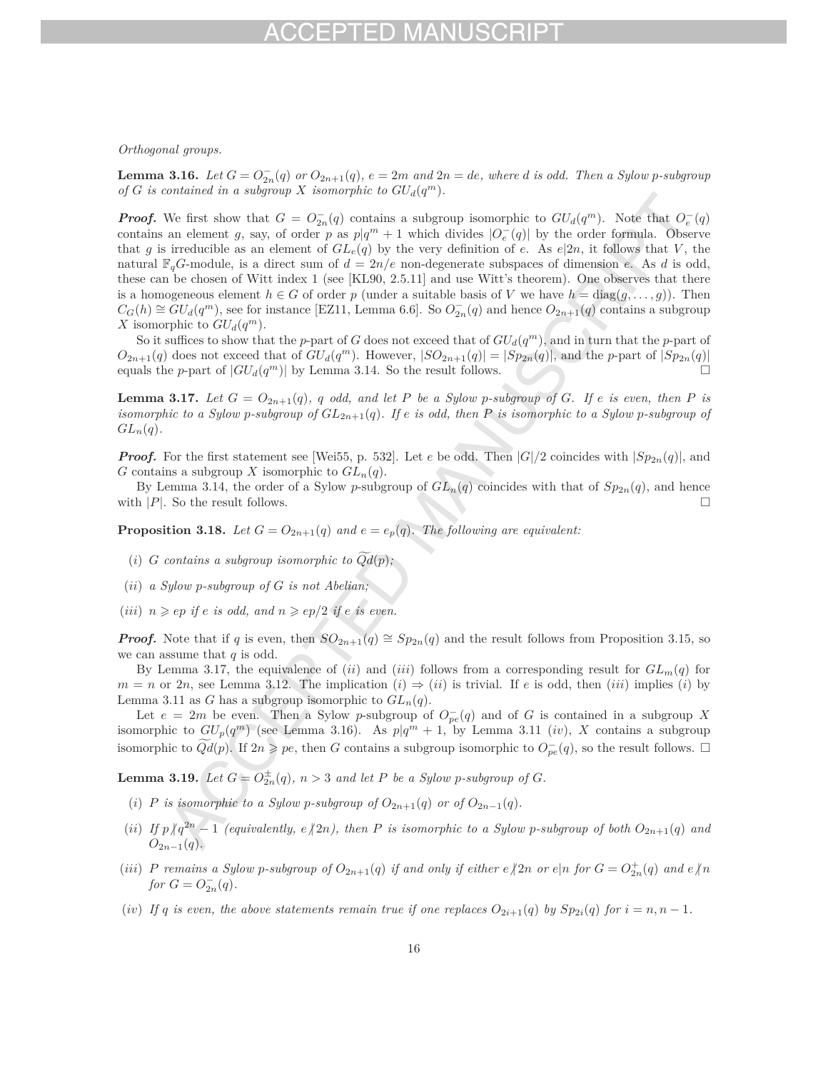*Orthogonal groups.*

**Lemma 3.16.** *Let $G = O^-_{2n}(q)$ or $O_{2n+1}(q)$, $e = 2m$ and $2n = de$, where $d$ is odd. Then a Sylow $p$-subgroup of $G$ is contained in a subgroup $X$ isomorphic to $GU_d(q^m)$.*

***Proof.*** We first show that $G = O^-_{2n}(q)$ contains a subgroup isomorphic to $GU_d(q^m)$. Note that $O^-_e(q)$ contains an element $g$, say, of order $p$ as $p|q^m + 1$ which divides $|O^-_e(q)|$ by the order formula. Observe that $g$ is irreducible as an element of $GL_e(q)$ by the very definition of $e$. As $e|2n$, it follows that $V$, the natural $\mathbb{F}_qG$-module, is a direct sum of $d = 2n/e$ non-degenerate subspaces of dimension $e$. As $d$ is odd, these can be chosen of Witt index 1 (see [KL90, 2.5.11] and use Witt's theorem). One observes that there is a homogeneous element $h \in G$ of order $p$ (under a suitable basis of $V$ we have $h = \mathrm{diag}(g, \dots, g)$). Then $C_G(h) \cong GU_d(q^m)$, see for instance [EZ11, Lemma 6.6]. So $O^-_{2n}(q)$ and hence $O_{2n+1}(q)$ contains a subgroup $X$ isomorphic to $GU_d(q^m)$.

So it suffices to show that the $p$-part of $G$ does not exceed that of $GU_d(q^m)$, and in turn that the $p$-part of $O_{2n+1}(q)$ does not exceed that of $GU_d(q^m)$. However, $|SO_{2n+1}(q)| = |Sp_{2n}(q)|$, and the $p$-part of $|Sp_{2n}(q)|$ equals the $p$-part of $|GU_d(q^m)|$ by Lemma 3.14. So the result follows. □

**Lemma 3.17.** *Let $G = O_{2n+1}(q)$, $q$ odd, and let $P$ be a Sylow $p$-subgroup of $G$. If $e$ is even, then $P$ is isomorphic to a Sylow $p$-subgroup of $GL_{2n+1}(q)$. If $e$ is odd, then $P$ is isomorphic to a Sylow $p$-subgroup of $GL_n(q)$.*

***Proof.*** For the first statement see [Wei55, p. 532]. Let $e$ be odd. Then $|G|/2$ coincides with $|Sp_{2n}(q)|$, and $G$ contains a subgroup $X$ isomorphic to $GL_n(q)$.

By Lemma 3.14, the order of a Sylow $p$-subgroup of $GL_n(q)$ coincides with that of $Sp_{2n}(q)$, and hence with $|P|$. So the result follows. □

**Proposition 3.18.** *Let $G = O_{2n+1}(q)$ and $e = e_p(q)$. The following are equivalent:*

(*i*) *$G$ contains a subgroup isomorphic to $\widetilde{Qd}(p)$;*

(*ii*) *a Sylow $p$-subgroup of $G$ is not Abelian;*

(*iii*) *$n \geqslant ep$ if $e$ is odd, and $n \geqslant ep/2$ if $e$ is even.*

***Proof.*** Note that if $q$ is even, then $SO_{2n+1}(q) \cong Sp_{2n}(q)$ and the result follows from Proposition 3.15, so we can assume that $q$ is odd.

By Lemma 3.17, the equivalence of (*ii*) and (*iii*) follows from a corresponding result for $GL_m(q)$ for $m = n$ or $2n$, see Lemma 3.12. The implication (*i*) $\Rightarrow$ (*ii*) is trivial. If $e$ is odd, then (*iii*) implies (*i*) by Lemma 3.11 as $G$ has a subgroup isomorphic to $GL_n(q)$.

Let $e = 2m$ be even. Then a Sylow $p$-subgroup of $O^-_{pe}(q)$ and of $G$ is contained in a subgroup $X$ isomorphic to $GU_p(q^m)$ (see Lemma 3.16). As $p|q^m + 1$, by Lemma 3.11 (*iv*), $X$ contains a subgroup isomorphic to $\widetilde{Qd}(p)$. If $2n \geqslant pe$, then $G$ contains a subgroup isomorphic to $O^-_{pe}(q)$, so the result follows. □

**Lemma 3.19.** *Let $G = O^{\pm}_{2n}(q)$, $n > 3$ and let $P$ be a Sylow $p$-subgroup of $G$.*

(*i*) *$P$ is isomorphic to a Sylow $p$-subgroup of $O_{2n+1}(q)$ or of $O_{2n-1}(q)$.*

(*ii*) *If $p \nmid q^{2n} - 1$ (equivalently, $e \nmid 2n$), then $P$ is isomorphic to a Sylow $p$-subgroup of both $O_{2n+1}(q)$ and $O_{2n-1}(q)$.*

(*iii*) *$P$ remains a Sylow $p$-subgroup of $O_{2n+1}(q)$ if and only if either $e \nmid 2n$ or $e|n$ for $G = O^+_{2n}(q)$ and $e \nmid n$ for $G = O^-_{2n}(q)$.*

(*iv*) *If $q$ is even, the above statements remain true if one replaces $O_{2i+1}(q)$ by $Sp_{2i}(q)$ for $i = n, n-1$.*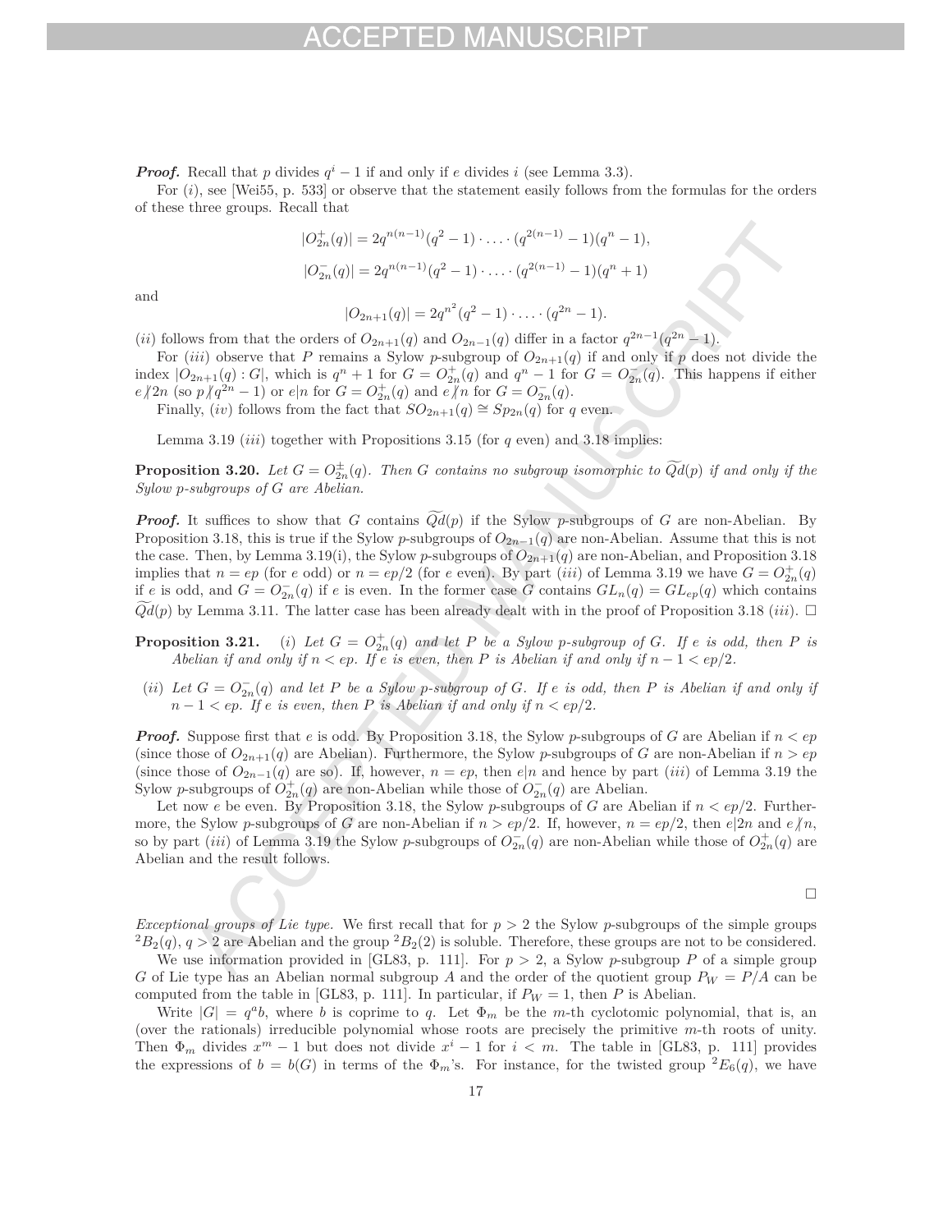***Proof.*** Recall that $p$ divides $q^i - 1$ if and only if $e$ divides $i$ (see Lemma 3.3).

For $(i)$, see [Wei55, p. 533] or observe that the statement easily follows from the formulas for the orders of these three groups. Recall that

$$|O_{2n}^+(q)| = 2q^{n(n-1)}(q^2-1)\cdot \ldots \cdot (q^{2(n-1)}-1)(q^n-1),$$

$$|O_{2n}^-(q)| = 2q^{n(n-1)}(q^2-1)\cdot \ldots \cdot (q^{2(n-1)}-1)(q^n+1)$$

and

$$|O_{2n+1}(q)| = 2q^{n^2}(q^2-1)\cdot \ldots \cdot (q^{2n}-1).$$

$(ii)$ follows from that the orders of $O_{2n+1}(q)$ and $O_{2n-1}(q)$ differ in a factor $q^{2n-1}(q^{2n}-1)$.

For $(iii)$ observe that $P$ remains a Sylow $p$-subgroup of $O_{2n+1}(q)$ if and only if $p$ does not divide the index $|O_{2n+1}(q) : G|$, which is $q^n+1$ for $G = O_{2n}^+(q)$ and $q^n - 1$ for $G = O_{2n}^-(q)$. This happens if either $e \nmid 2n$ (so $p \nmid q^{2n}-1$) or $e | n$ for $G = O_{2n}^+(q)$ and $e \nmid n$ for $G = O_{2n}^-(q)$.

Finally, $(iv)$ follows from the fact that $SO_{2n+1}(q) \cong Sp_{2n}(q)$ for $q$ even.

Lemma 3.19 $(iii)$ together with Propositions 3.15 (for $q$ even) and 3.18 implies:

**Proposition 3.20.** *Let $G = O_{2n}^{\pm}(q)$. Then $G$ contains no subgroup isomorphic to $\widetilde{Q}d(p)$ if and only if the Sylow $p$-subgroups of $G$ are Abelian.*

***Proof.*** It suffices to show that $G$ contains $\widetilde{Q}d(p)$ if the Sylow $p$-subgroups of $G$ are non-Abelian. By Proposition 3.18, this is true if the Sylow $p$-subgroups of $O_{2n-1}(q)$ are non-Abelian. Assume that this is not the case. Then, by Lemma 3.19(i), the Sylow $p$-subgroups of $O_{2n+1}(q)$ are non-Abelian, and Proposition 3.18 implies that $n = ep$ (for $e$ odd) or $n = ep/2$ (for $e$ even). By part $(iii)$ of Lemma 3.19 we have $G = O_{2n}^+(q)$ if $e$ is odd, and $G = O_{2n}^-(q)$ if $e$ is even. In the former case $G$ contains $GL_n(q) = GL_{ep}(q)$ which contains $\widetilde{Q}d(p)$ by Lemma 3.11. The latter case has been already dealt with in the proof of Proposition 3.18 $(iii)$. $\square$

**Proposition 3.21.** $(i)$ *Let $G = O_{2n}^+(q)$ and let $P$ be a Sylow $p$-subgroup of $G$. If $e$ is odd, then $P$ is Abelian if and only if $n < ep$. If $e$ is even, then $P$ is Abelian if and only if $n - 1 < ep/2$.*

$(ii)$ *Let $G = O_{2n}^-(q)$ and let $P$ be a Sylow $p$-subgroup of $G$. If $e$ is odd, then $P$ is Abelian if and only if $n-1 < ep$. If $e$ is even, then $P$ is Abelian if and only if $n < ep/2$.*

***Proof.*** Suppose first that $e$ is odd. By Proposition 3.18, the Sylow $p$-subgroups of $G$ are Abelian if $n < ep$ (since those of $O_{2n+1}(q)$ are Abelian). Furthermore, the Sylow $p$-subgroups of $G$ are non-Abelian if $n > ep$ (since those of $O_{2n-1}(q)$ are so). If, however, $n = ep$, then $e|n$ and hence by part $(iii)$ of Lemma 3.19 the Sylow $p$-subgroups of $O_{2n}^+(q)$ are non-Abelian while those of $O_{2n}^-(q)$ are Abelian.

Let now $e$ be even. By Proposition 3.18, the Sylow $p$-subgroups of $G$ are Abelian if $n < ep/2$. Furthermore, the Sylow $p$-subgroups of $G$ are non-Abelian if $n > ep/2$. If, however, $n = ep/2$, then $e|2n$ and $e \nmid n$, so by part $(iii)$ of Lemma 3.19 the Sylow $p$-subgroups of $O_{2n}^-(q)$ are non-Abelian while those of $O_{2n}^+(q)$ are Abelian and the result follows.

$\square$

*Exceptional groups of Lie type.* We first recall that for $p > 2$ the Sylow $p$-subgroups of the simple groups ${}^2B_2(q)$, $q > 2$ are Abelian and the group ${}^2B_2(2)$ is soluble. Therefore, these groups are not to be considered.

We use information provided in [GL83, p. 111]. For $p > 2$, a Sylow $p$-subgroup $P$ of a simple group $G$ of Lie type has an Abelian normal subgroup $A$ and the order of the quotient group $P_W = P/A$ can be computed from the table in [GL83, p. 111]. In particular, if $P_W = 1$, then $P$ is Abelian.

Write $|G| = q^a b$, where $b$ is coprime to $q$. Let $\Phi_m$ be the $m$-th cyclotomic polynomial, that is, an (over the rationals) irreducible polynomial whose roots are precisely the primitive $m$-th roots of unity. Then $\Phi_m$ divides $x^m - 1$ but does not divide $x^i - 1$ for $i < m$. The table in [GL83, p. 111] provides the expressions of $b = b(G)$ in terms of the $\Phi_m$'s. For instance, for the twisted group ${}^2E_6(q)$, we have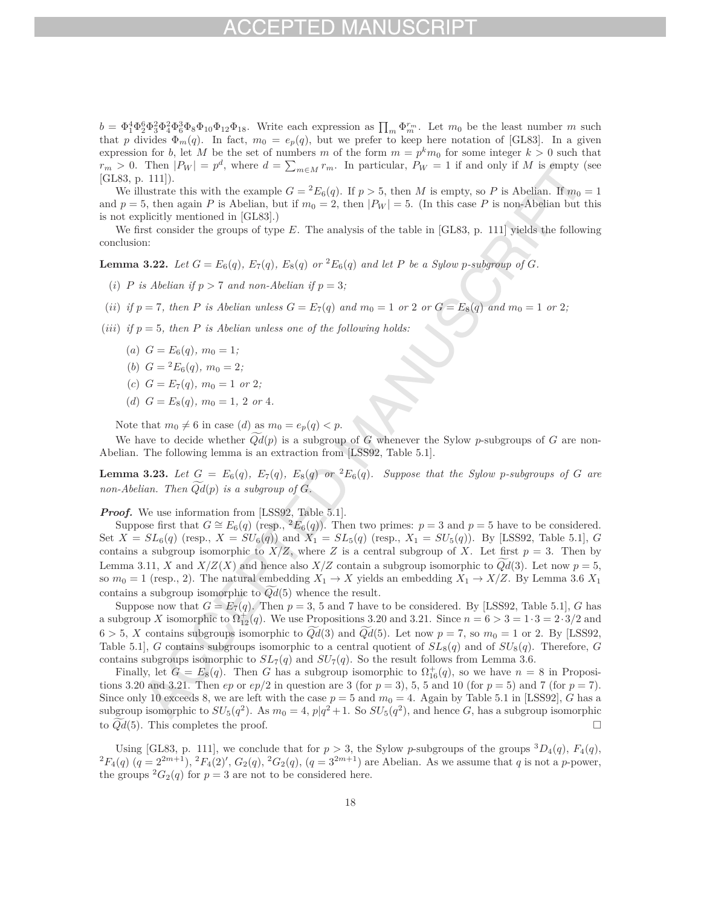$b = \Phi_1^4\Phi_2^6\Phi_3^2\Phi_4^2\Phi_6^3\Phi_8\Phi_{10}\Phi_{12}\Phi_{18}$. Write each expression as $\prod_m \Phi_m^{r_m}$. Let $m_0$ be the least number $m$ such that $p$ divides $\Phi_m(q)$. In fact, $m_0 = e_p(q)$, but we prefer to keep here notation of [GL83]. In a given expression for $b$, let $M$ be the set of numbers $m$ of the form $m = p^k m_0$ for some integer $k > 0$ such that $r_m > 0$. Then $|P_W| = p^d$, where $d = \sum_{m\in M} r_m$. In particular, $P_W = 1$ if and only if $M$ is empty (see [GL83, p. 111]).

We illustrate this with the example $G = {}^2E_6(q)$. If $p > 5$, then $M$ is empty, so $P$ is Abelian. If $m_0 = 1$ and $p = 5$, then again $P$ is Abelian, but if $m_0 = 2$, then $|P_W| = 5$. (In this case $P$ is non-Abelian but this is not explicitly mentioned in [GL83].)

We first consider the groups of type $E$. The analysis of the table in [GL83, p. 111] yields the following conclusion:

**Lemma 3.22.** *Let $G = E_6(q)$, $E_7(q)$, $E_8(q)$ or ${}^2E_6(q)$ and let $P$ be a Sylow $p$-subgroup of $G$.*

(*i*) *$P$ is Abelian if $p > 7$ and non-Abelian if $p = 3$;*

(*ii*) *if $p = 7$, then $P$ is Abelian unless $G = E_7(q)$ and $m_0 = 1$ or $2$ or $G = E_8(q)$ and $m_0 = 1$ or $2$;*

(*iii*) *if $p = 5$, then $P$ is Abelian unless one of the following holds:*

- (*a*) *$G = E_6(q)$, $m_0 = 1$;*
- (*b*) *$G = {}^2E_6(q)$, $m_0 = 2$;*
- (*c*) *$G = E_7(q)$, $m_0 = 1$ or $2$;*
- (*d*) *$G = E_8(q)$, $m_0 = 1$, $2$ or $4$.*

Note that $m_0 \neq 6$ in case (*d*) as $m_0 = e_p(q) < p$.

We have to decide whether $\widetilde{Q}d(p)$ is a subgroup of $G$ whenever the Sylow $p$-subgroups of $G$ are non-Abelian. The following lemma is an extraction from [LSS92, Table 5.1].

**Lemma 3.23.** *Let $G = E_6(q)$, $E_7(q)$, $E_8(q)$ or ${}^2E_6(q)$. Suppose that the Sylow $p$-subgroups of $G$ are non-Abelian. Then $\widetilde{Q}d(p)$ is a subgroup of $G$.*

***Proof.*** We use information from [LSS92, Table 5.1].

Suppose first that $G \cong E_6(q)$ (resp., ${}^2E_6(q)$). Then two primes: $p = 3$ and $p = 5$ have to be considered. Set $X = SL_6(q)$ (resp., $X = SU_6(q)$) and $X_1 = SL_5(q)$ (resp., $X_1 = SU_5(q)$). By [LSS92, Table 5.1], $G$ contains a subgroup isomorphic to $X/Z$, where $Z$ is a central subgroup of $X$. Let first $p = 3$. Then by Lemma 3.11, $X$ and $X/Z(X)$ and hence also $X/Z$ contain a subgroup isomorphic to $\widetilde{Q}d(3)$. Let now $p = 5$, so $m_0 = 1$ (resp., 2). The natural embedding $X_1 \to X$ yields an embedding $X_1 \to X/Z$. By Lemma 3.6 $X_1$ contains a subgroup isomorphic to $\widetilde{Q}d(5)$ whence the result.

Suppose now that $G = E_7(q)$. Then $p = 3$, 5 and 7 have to be considered. By [LSS92, Table 5.1], $G$ has a subgroup $X$ isomorphic to $\Omega^+_{12}(q)$. We use Propositions 3.20 and 3.21. Since $n = 6 > 3 = 1\cdot 3 = 2\cdot 3/2$ and $6 > 5$, $X$ contains subgroups isomorphic to $\widetilde{Q}d(3)$ and $\widetilde{Q}d(5)$. Let now $p = 7$, so $m_0 = 1$ or 2. By [LSS92, Table 5.1], $G$ contains subgroups isomorphic to a central quotient of $SL_8(q)$ and of $SU_8(q)$. Therefore, $G$ contains subgroups isomorphic to $SL_7(q)$ and $SU_7(q)$. So the result follows from Lemma 3.6.

Finally, let $G = E_8(q)$. Then $G$ has a subgroup isomorphic to $\Omega^+_{16}(q)$, so we have $n = 8$ in Propositions 3.20 and 3.21. Then $ep$ or $ep/2$ in question are 3 (for $p = 3$), 5, 5 and 10 (for $p = 5$) and 7 (for $p = 7$). Since only 10 exceeds 8, we are left with the case $p = 5$ and $m_0 = 4$. Again by Table 5.1 in [LSS92], $G$ has a subgroup isomorphic to $SU_5(q^2)$. As $m_0 = 4$, $p|q^2+1$. So $SU_5(q^2)$, and hence $G$, has a subgroup isomorphic to $\widetilde{Q}d(5)$. This completes the proof. $\square$

Using [GL83, p. 111], we conclude that for $p > 3$, the Sylow $p$-subgroups of the groups ${}^3D_4(q)$, $F_4(q)$, ${}^2F_4(q)$ $(q = 2^{2m+1})$, ${}^2F_4(2)'$, $G_2(q)$, ${}^2G_2(q)$, $(q = 3^{2m+1})$ are Abelian. As we assume that $q$ is not a $p$-power, the groups ${}^2G_2(q)$ for $p = 3$ are not to be considered here.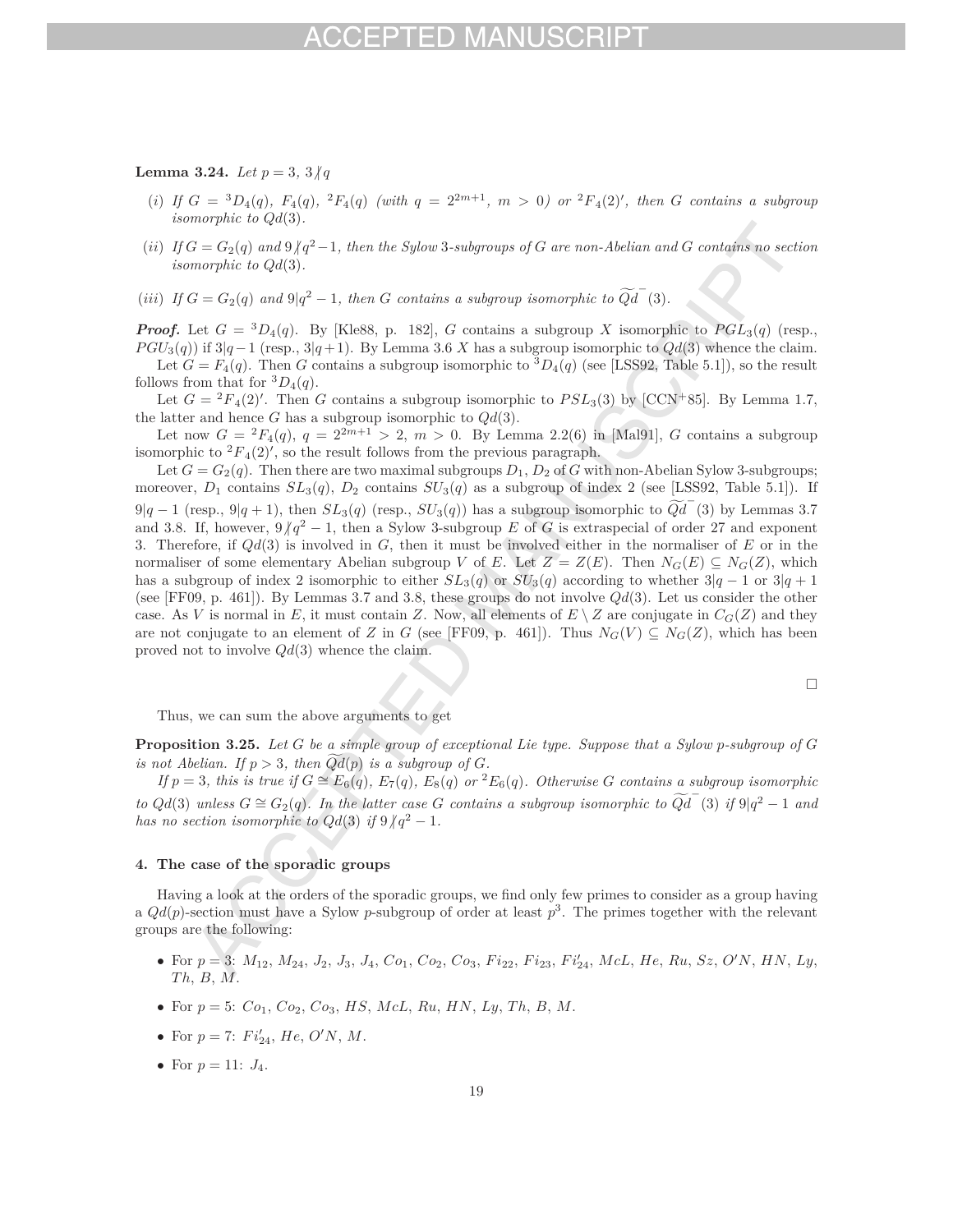**Lemma 3.24.** *Let $p = 3$, $3 \not| q$*

- *(i) If $G = {}^3D_4(q)$, $F_4(q)$, ${}^2F_4(q)$ (with $q = 2^{2m+1}$, $m > 0$) or ${}^2F_4(2)'$, then $G$ contains a subgroup isomorphic to $Qd(3)$.*
- *(ii) If $G = G_2(q)$ and $9 \not| q^2 - 1$, then the Sylow 3-subgroups of $G$ are non-Abelian and $G$ contains no section isomorphic to $Qd(3)$.*
- *(iii) If $G = G_2(q)$ and $9 | q^2 - 1$, then $G$ contains a subgroup isomorphic to $\widetilde{Qd}^-(3)$.*

***Proof.*** Let $G = {}^3D_4(q)$. By [Kle88, p. 182], $G$ contains a subgroup $X$ isomorphic to $PGL_3(q)$ (resp., $PGU_3(q)$) if $3|q-1$ (resp., $3|q+1$). By Lemma 3.6 $X$ has a subgroup isomorphic to $Qd(3)$ whence the claim.

Let $G = F_4(q)$. Then $G$ contains a subgroup isomorphic to ${}^3D_4(q)$ (see [LSS92, Table 5.1]), so the result follows from that for ${}^3D_4(q)$.

Let $G = {}^2F_4(2)'$. Then $G$ contains a subgroup isomorphic to $PSL_3(3)$ by [CCN+85]. By Lemma 1.7, the latter and hence $G$ has a subgroup isomorphic to $Qd(3)$.

Let now $G = {}^2F_4(q)$, $q = 2^{2m+1} > 2$, $m > 0$. By Lemma 2.2(6) in [Mal91], $G$ contains a subgroup isomorphic to ${}^2F_4(2)'$, so the result follows from the previous paragraph.

Let $G = G_2(q)$. Then there are two maximal subgroups $D_1$, $D_2$ of $G$ with non-Abelian Sylow 3-subgroups; moreover, $D_1$ contains $SL_3(q)$, $D_2$ contains $SU_3(q)$ as a subgroup of index 2 (see [LSS92, Table 5.1]). If $9|q-1$ (resp., $9|q+1$), then $SL_3(q)$ (resp., $SU_3(q)$) has a subgroup isomorphic to $\widetilde{Qd}^-(3)$ by Lemmas 3.7 and 3.8. If, however, $9 \not| q^2 - 1$, then a Sylow 3-subgroup $E$ of $G$ is extraspecial of order 27 and exponent 3. Therefore, if $Qd(3)$ is involved in $G$, then it must be involved either in the normaliser of $E$ or in the normaliser of some elementary Abelian subgroup $V$ of $E$. Let $Z = Z(E)$. Then $N_G(E) \subseteq N_G(Z)$, which has a subgroup of index 2 isomorphic to either $SL_3(q)$ or $SU_3(q)$ according to whether $3|q-1$ or $3|q+1$ (see [FF09, p. 461]). By Lemmas 3.7 and 3.8, these groups do not involve $Qd(3)$. Let us consider the other case. As $V$ is normal in $E$, it must contain $Z$. Now, all elements of $E \setminus Z$ are conjugate in $C_G(Z)$ and they are not conjugate to an element of $Z$ in $G$ (see [FF09, p. 461]). Thus $N_G(V) \subseteq N_G(Z)$, which has been proved not to involve $Qd(3)$ whence the claim.

□

Thus, we can sum the above arguments to get

**Proposition 3.25.** *Let $G$ be a simple group of exceptional Lie type. Suppose that a Sylow $p$-subgroup of $G$ is not Abelian. If $p > 3$, then $\widetilde{Qd}(p)$ is a subgroup of $G$.*

*If $p = 3$, this is true if $G \cong E_6(q)$, $E_7(q)$, $E_8(q)$ or ${}^2E_6(q)$. Otherwise $G$ contains a subgroup isomorphic to $Qd(3)$ unless $G \cong G_2(q)$. In the latter case $G$ contains a subgroup isomorphic to $\widetilde{Qd}^-(3)$ if $9|q^2 - 1$ and has no section isomorphic to $Qd(3)$ if $9 \not| q^2 - 1$.*

## 4. The case of the sporadic groups

Having a look at the orders of the sporadic groups, we find only few primes to consider as a group having a $Qd(p)$-section must have a Sylow $p$-subgroup of order at least $p^3$. The primes together with the relevant groups are the following:

- For $p = 3$: $M_{12}$, $M_{24}$, $J_2$, $J_3$, $J_4$, $Co_1$, $Co_2$, $Co_3$, $Fi_{22}$, $Fi_{23}$, $Fi_{24}'$, $McL$, $He$, $Ru$, $Sz$, $O'N$, $HN$, $Ly$, $Th$, $B$, $M$.
- For $p = 5$: $Co_1$, $Co_2$, $Co_3$, $HS$, $McL$, $Ru$, $HN$, $Ly$, $Th$, $B$, $M$.
- For $p = 7$: $Fi_{24}'$, $He$, $O'N$, $M$.
- For $p = 11$: $J_4$.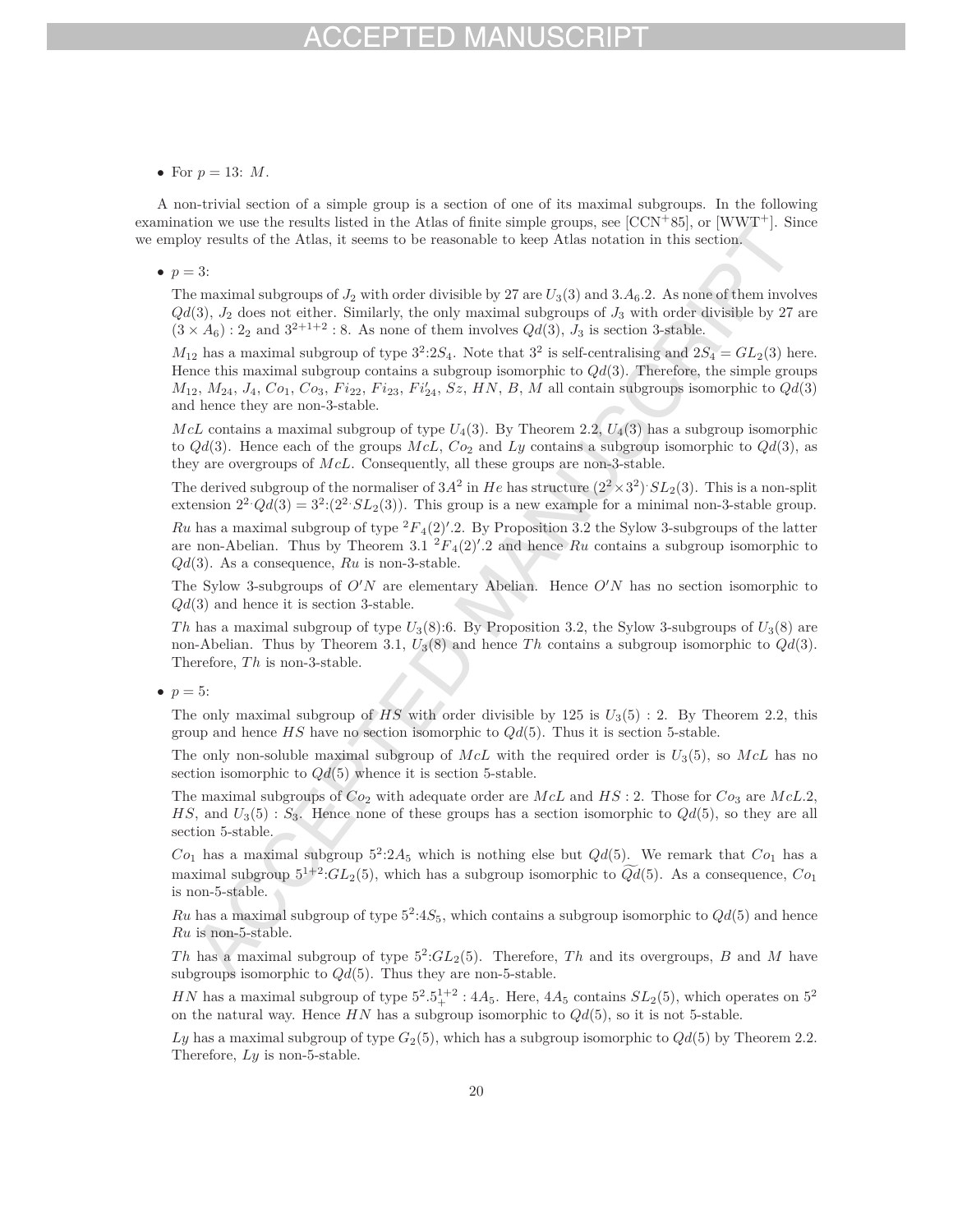- For $p = 13$: $M$.

A non-trivial section of a simple group is a section of one of its maximal subgroups. In the following examination we use the results listed in the Atlas of finite simple groups, see [CCN+85], or [WWT+]. Since we employ results of the Atlas, it seems to be reasonable to keep Atlas notation in this section.

- $p = 3$:

  The maximal subgroups of $J_2$ with order divisible by 27 are $U_3(3)$ and $3.A_6.2$. As none of them involves $Qd(3)$, $J_2$ does not either. Similarly, the only maximal subgroups of $J_3$ with order divisible by 27 are $(3 \times A_6) : 2_2$ and $3^{2+1+2} : 8$. As none of them involves $Qd(3)$, $J_3$ is section 3-stable.

  $M_{12}$ has a maximal subgroup of type $3^2{:}2S_4$. Note that $3^2$ is self-centralising and $2S_4 = GL_2(3)$ here. Hence this maximal subgroup contains a subgroup isomorphic to $Qd(3)$. Therefore, the simple groups $M_{12}$, $M_{24}$, $J_4$, $Co_1$, $Co_3$, $Fi_{22}$, $Fi_{23}$, $Fi_{24}'$, $Sz$, $HN$, $B$, $M$ all contain subgroups isomorphic to $Qd(3)$ and hence they are non-3-stable.

  $McL$ contains a maximal subgroup of type $U_4(3)$. By Theorem 2.2, $U_4(3)$ has a subgroup isomorphic to $Qd(3)$. Hence each of the groups $McL$, $Co_2$ and $Ly$ contains a subgroup isomorphic to $Qd(3)$, as they are overgroups of $McL$. Consequently, all these groups are non-3-stable.

  The derived subgroup of the normaliser of $3A^2$ in $He$ has structure $(2^2 \times 3^2)^{\cdot} SL_2(3)$. This is a non-split extension $2^{2\cdot} Qd(3) = 3^2{:}(2^{2\cdot} SL_2(3))$. This group is a new example for a minimal non-3-stable group.

  $Ru$ has a maximal subgroup of type ${}^2F_4(2)'.2$. By Proposition 3.2 the Sylow 3-subgroups of the latter are non-Abelian. Thus by Theorem 3.1 ${}^2F_4(2)'.2$ and hence $Ru$ contains a subgroup isomorphic to $Qd(3)$. As a consequence, $Ru$ is non-3-stable.

  The Sylow 3-subgroups of $O'N$ are elementary Abelian. Hence $O'N$ has no section isomorphic to $Qd(3)$ and hence it is section 3-stable.

  $Th$ has a maximal subgroup of type $U_3(8){:}6$. By Proposition 3.2, the Sylow 3-subgroups of $U_3(8)$ are non-Abelian. Thus by Theorem 3.1, $U_3(8)$ and hence $Th$ contains a subgroup isomorphic to $Qd(3)$. Therefore, $Th$ is non-3-stable.

- $p = 5$:

  The only maximal subgroup of $HS$ with order divisible by 125 is $U_3(5) : 2$. By Theorem 2.2, this group and hence $HS$ have no section isomorphic to $Qd(5)$. Thus it is section 5-stable.

  The only non-soluble maximal subgroup of $McL$ with the required order is $U_3(5)$, so $McL$ has no section isomorphic to $Qd(5)$ whence it is section 5-stable.

  The maximal subgroups of $Co_2$ with adequate order are $McL$ and $HS : 2$. Those for $Co_3$ are $McL.2$, $HS$, and $U_3(5) : S_3$. Hence none of these groups has a section isomorphic to $Qd(5)$, so they are all section 5-stable.

  $Co_1$ has a maximal subgroup $5^2{:}2A_5$ which is nothing else but $Qd(5)$. We remark that $Co_1$ has a maximal subgroup $5^{1+2}{:}GL_2(5)$, which has a subgroup isomorphic to $\widetilde{Q}d(5)$. As a consequence, $Co_1$ is non-5-stable.

  $Ru$ has a maximal subgroup of type $5^2{:}4S_5$, which contains a subgroup isomorphic to $Qd(5)$ and hence $Ru$ is non-5-stable.

  $Th$ has a maximal subgroup of type $5^2{:}GL_2(5)$. Therefore, $Th$ and its overgroups, $B$ and $M$ have subgroups isomorphic to $Qd(5)$. Thus they are non-5-stable.

  $HN$ has a maximal subgroup of type $5^2.5^{1+2}_+ : 4A_5$. Here, $4A_5$ contains $SL_2(5)$, which operates on $5^2$ on the natural way. Hence $HN$ has a subgroup isomorphic to $Qd(5)$, so it is not 5-stable.

  $Ly$ has a maximal subgroup of type $G_2(5)$, which has a subgroup isomorphic to $Qd(5)$ by Theorem 2.2. Therefore, $Ly$ is non-5-stable.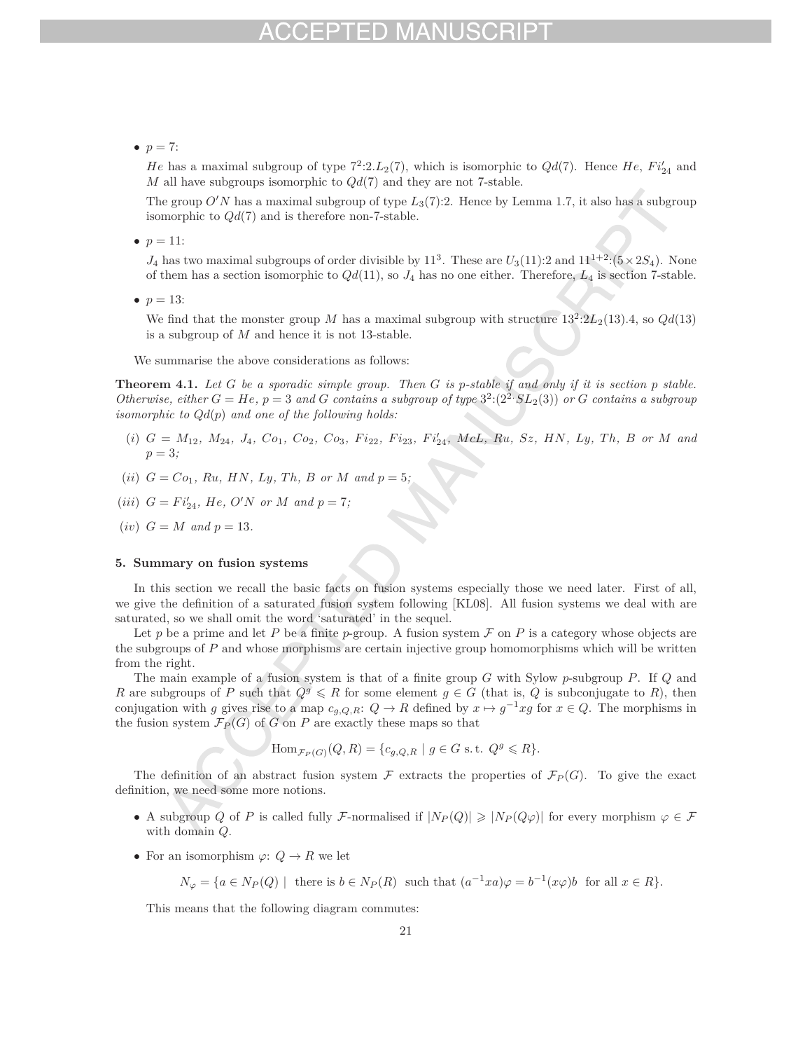- $p = 7$:

  $He$ has a maximal subgroup of type $7^2{:}2.L_2(7)$, which is isomorphic to $Qd(7)$. Hence $He$, $Fi_{24}'$ and $M$ all have subgroups isomorphic to $Qd(7)$ and they are not 7-stable.

  The group $O'N$ has a maximal subgroup of type $L_3(7){:}2$. Hence by Lemma 1.7, it also has a subgroup isomorphic to $Qd(7)$ and is therefore non-7-stable.

- $p = 11$:

  $J_4$ has two maximal subgroups of order divisible by $11^3$. These are $U_3(11){:}2$ and $11^{1+2}{:}(5 \times 2S_4)$. None of them has a section isomorphic to $Qd(11)$, so $J_4$ has no one either. Therefore, $L_4$ is section 7-stable.

- $p = 13$:

  We find that the monster group $M$ has a maximal subgroup with structure $13^2{:}2L_2(13).4$, so $Qd(13)$ is a subgroup of $M$ and hence it is not 13-stable.

We summarise the above considerations as follows:

**Theorem 4.1.** *Let $G$ be a sporadic simple group. Then $G$ is $p$-stable if and only if it is section $p$ stable. Otherwise, either $G = He$, $p = 3$ and $G$ contains a subgroup of type $3^2{:}(2^{2\cdot}SL_2(3))$ or $G$ contains a subgroup isomorphic to $Qd(p)$ and one of the following holds:*

*(i) $G = M_{12}$, $M_{24}$, $J_4$, $Co_1$, $Co_2$, $Co_3$, $Fi_{22}$, $Fi_{23}$, $Fi_{24}'$, $McL$, $Ru$, $Sz$, $HN$, $Ly$, $Th$, $B$ or $M$ and $p = 3$;*

*(ii) $G = Co_1$, $Ru$, $HN$, $Ly$, $Th$, $B$ or $M$ and $p = 5$;*

*(iii) $G = Fi_{24}'$, $He$, $O'N$ or $M$ and $p = 7$;*

*(iv) $G = M$ and $p = 13$.*

## 5. Summary on fusion systems

In this section we recall the basic facts on fusion systems especially those we need later. First of all, we give the definition of a saturated fusion system following [KL08]. All fusion systems we deal with are saturated, so we shall omit the word 'saturated' in the sequel.

Let $p$ be a prime and let $P$ be a finite $p$-group. A fusion system $\mathcal{F}$ on $P$ is a category whose objects are the subgroups of $P$ and whose morphisms are certain injective group homomorphisms which will be written from the right.

The main example of a fusion system is that of a finite group $G$ with Sylow $p$-subgroup $P$. If $Q$ and $R$ are subgroups of $P$ such that $Q^g \leqslant R$ for some element $g \in G$ (that is, $Q$ is subconjugate to $R$), then conjugation with $g$ gives rise to a map $c_{g,Q,R}\colon Q \to R$ defined by $x \mapsto g^{-1}xg$ for $x \in Q$. The morphisms in the fusion system $\mathcal{F}_P(G)$ of $G$ on $P$ are exactly these maps so that

$$\mathrm{Hom}_{\mathcal{F}_P(G)}(Q, R) = \{c_{g,Q,R} \mid g \in G \text{ s.t. } Q^g \leqslant R\}.$$

The definition of an abstract fusion system $\mathcal{F}$ extracts the properties of $\mathcal{F}_P(G)$. To give the exact definition, we need some more notions.

- A subgroup $Q$ of $P$ is called fully $\mathcal{F}$-normalised if $|N_P(Q)| \geqslant |N_P(Q\varphi)|$ for every morphism $\varphi \in \mathcal{F}$ with domain $Q$.

- For an isomorphism $\varphi\colon Q \to R$ we let

$$N_\varphi = \{a \in N_P(Q) \mid \text{ there is } b \in N_P(R) \text{ such that } (a^{-1}xa)\varphi = b^{-1}(x\varphi)b \text{ for all } x \in R\}.$$

  This means that the following diagram commutes: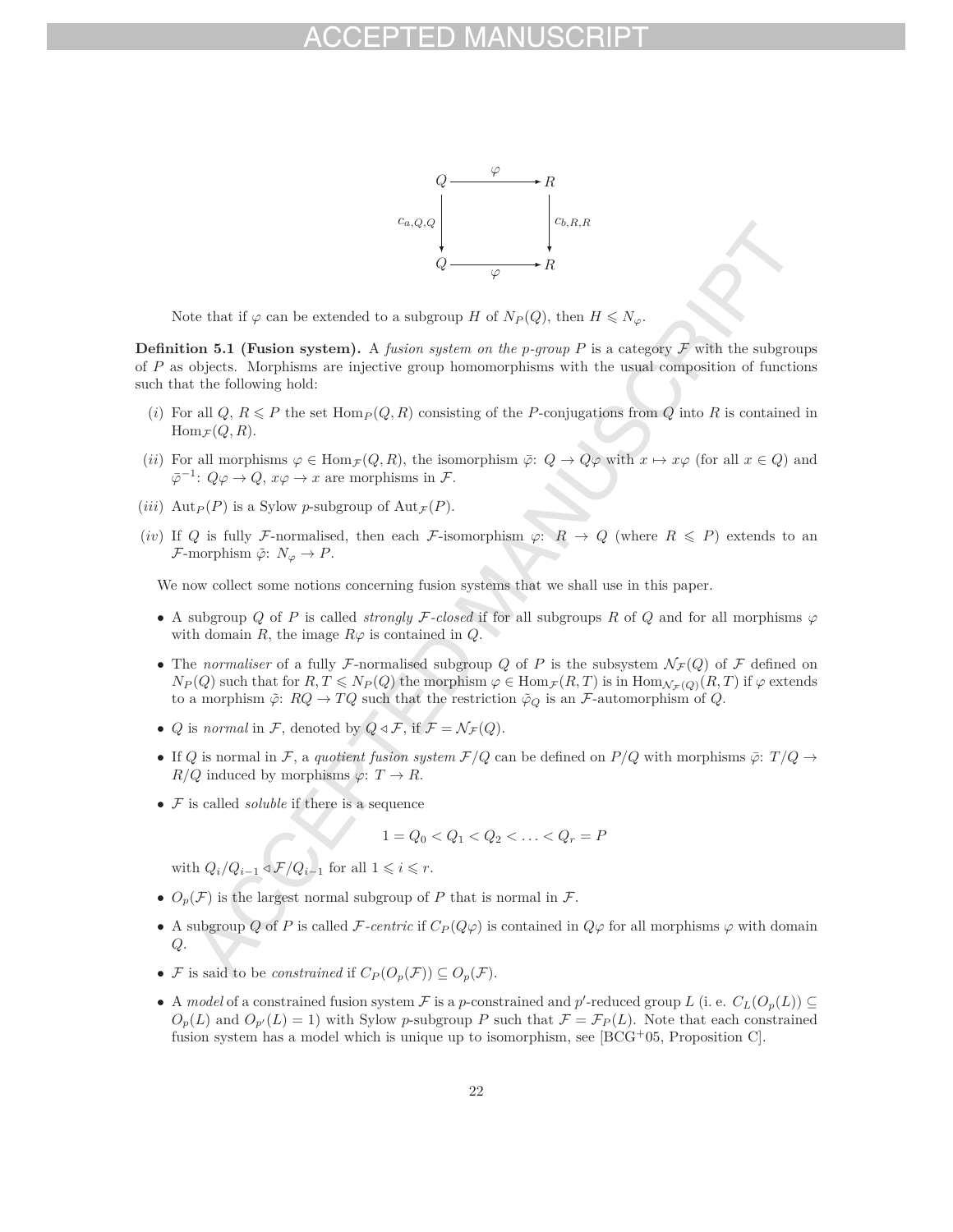$$
\begin{array}{ccc}
Q & \xrightarrow{\varphi} & R \\
{\scriptstyle c_{a,Q,Q}} \downarrow & & \downarrow {\scriptstyle c_{b,R,R}} \\
Q & \xrightarrow[\varphi]{} & R
\end{array}
$$

Note that if $\varphi$ can be extended to a subgroup $H$ of $N_P(Q)$, then $H \leqslant N_\varphi$.

**Definition 5.1 (Fusion system).** A *fusion system on the p-group P* is a category $\mathcal{F}$ with the subgroups of $P$ as objects. Morphisms are injective group homomorphisms with the usual composition of functions such that the following hold:

(*i*) For all $Q$, $R \leqslant P$ the set $\mathrm{Hom}_P(Q, R)$ consisting of the $P$-conjugations from $Q$ into $R$ is contained in $\mathrm{Hom}_\mathcal{F}(Q, R)$.

(*ii*) For all morphisms $\varphi \in \mathrm{Hom}_\mathcal{F}(Q, R)$, the isomorphism $\bar{\varphi}$: $Q \to Q\varphi$ with $x \mapsto x\varphi$ (for all $x \in Q$) and $\bar{\varphi}^{-1}$: $Q\varphi \to Q$, $x\varphi \to x$ are morphisms in $\mathcal{F}$.

(*iii*) $\mathrm{Aut}_P(P)$ is a Sylow $p$-subgroup of $\mathrm{Aut}_\mathcal{F}(P)$.

(*iv*) If $Q$ is fully $\mathcal{F}$-normalised, then each $\mathcal{F}$-isomorphism $\varphi$: $R \to Q$ (where $R \leqslant P$) extends to an $\mathcal{F}$-morphism $\tilde{\varphi}$: $N_\varphi \to P$.

We now collect some notions concerning fusion systems that we shall use in this paper.

- A subgroup $Q$ of $P$ is called *strongly $\mathcal{F}$-closed* if for all subgroups $R$ of $Q$ and for all morphisms $\varphi$ with domain $R$, the image $R\varphi$ is contained in $Q$.
- The *normaliser* of a fully $\mathcal{F}$-normalised subgroup $Q$ of $P$ is the subsystem $\mathcal{N}_\mathcal{F}(Q)$ of $\mathcal{F}$ defined on $N_P(Q)$ such that for $R, T \leqslant N_P(Q)$ the morphism $\varphi \in \mathrm{Hom}_\mathcal{F}(R, T)$ is in $\mathrm{Hom}_{\mathcal{N}_\mathcal{F}(Q)}(R, T)$ if $\varphi$ extends to a morphism $\tilde{\varphi}$: $RQ \to TQ$ such that the restriction $\tilde{\varphi}_Q$ is an $\mathcal{F}$-automorphism of $Q$.
- $Q$ is *normal* in $\mathcal{F}$, denoted by $Q \trianglelefteq \mathcal{F}$, if $\mathcal{F} = \mathcal{N}_\mathcal{F}(Q)$.
- If $Q$ is normal in $\mathcal{F}$, a *quotient fusion system* $\mathcal{F}/Q$ can be defined on $P/Q$ with morphisms $\bar{\varphi}$: $T/Q \to R/Q$ induced by morphisms $\varphi$: $T \to R$.
- $\mathcal{F}$ is called *soluble* if there is a sequence

$$1 = Q_0 < Q_1 < Q_2 < \ldots < Q_r = P$$

  with $Q_i/Q_{i-1} \trianglelefteq \mathcal{F}/Q_{i-1}$ for all $1 \leqslant i \leqslant r$.
- $O_p(\mathcal{F})$ is the largest normal subgroup of $P$ that is normal in $\mathcal{F}$.
- A subgroup $Q$ of $P$ is called *$\mathcal{F}$-centric* if $C_P(Q\varphi)$ is contained in $Q\varphi$ for all morphisms $\varphi$ with domain $Q$.
- $\mathcal{F}$ is said to be *constrained* if $C_P(O_p(\mathcal{F})) \subseteq O_p(\mathcal{F})$.
- A *model* of a constrained fusion system $\mathcal{F}$ is a $p$-constrained and $p'$-reduced group $L$ (i. e. $C_L(O_p(L)) \subseteq O_p(L)$ and $O_{p'}(L) = 1$) with Sylow $p$-subgroup $P$ such that $\mathcal{F} = \mathcal{F}_P(L)$. Note that each constrained fusion system has a model which is unique up to isomorphism, see [BCG+05, Proposition C].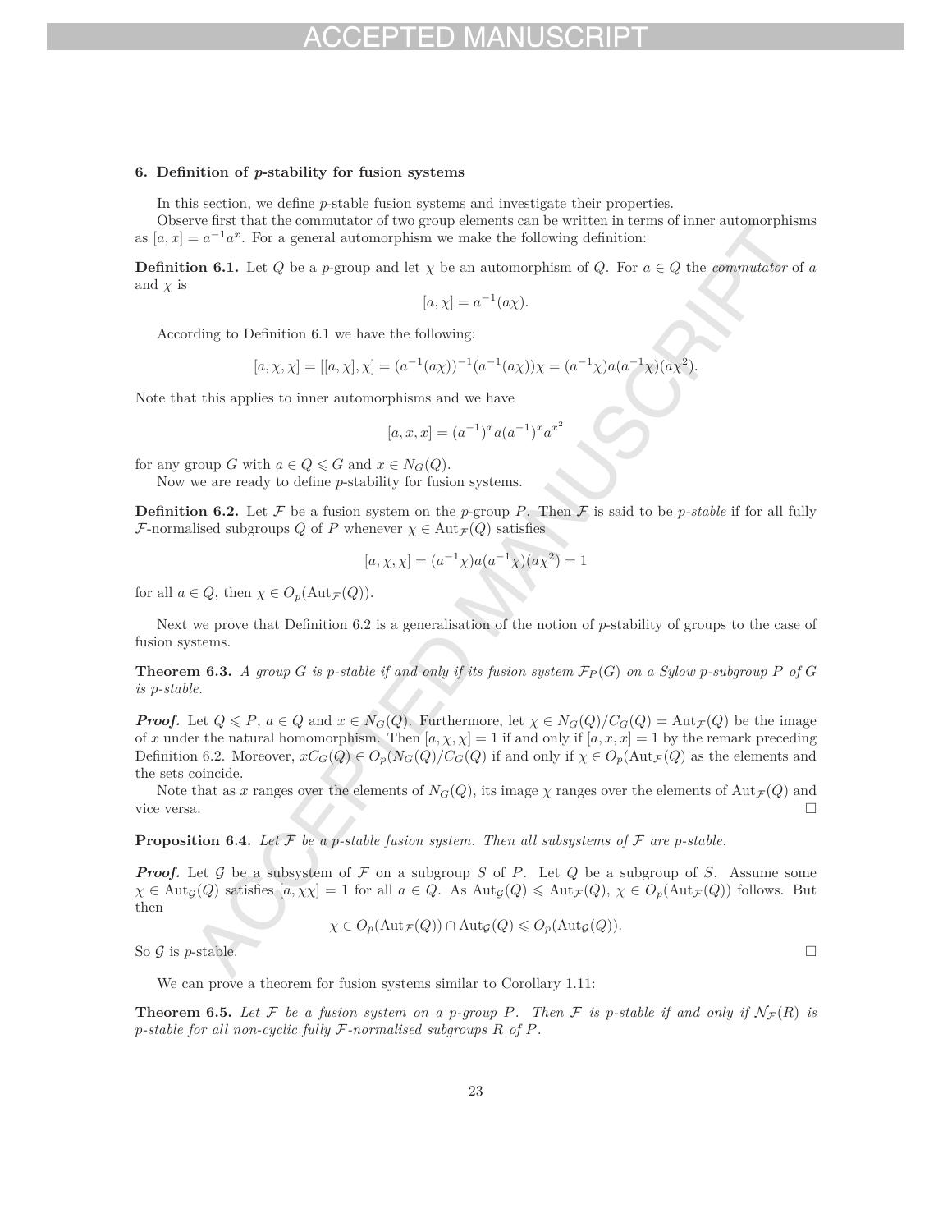### 6. Definition of $p$-stability for fusion systems

In this section, we define $p$-stable fusion systems and investigate their properties.

Observe first that the commutator of two group elements can be written in terms of inner automorphisms as $[a, x] = a^{-1}a^x$. For a general automorphism we make the following definition:

**Definition 6.1.** Let $Q$ be a $p$-group and let $\chi$ be an automorphism of $Q$. For $a \in Q$ the *commutator* of $a$ and $\chi$ is

$$[a, \chi] = a^{-1}(a\chi).$$

According to Definition 6.1 we have the following:

$$[a, \chi, \chi] = [[a, \chi], \chi] = (a^{-1}(a\chi))^{-1}(a^{-1}(a\chi))\chi = (a^{-1}\chi)a(a^{-1}\chi)(a\chi^2).$$

Note that this applies to inner automorphisms and we have

$$[a, x, x] = (a^{-1})^x a (a^{-1})^x a^{x^2}$$

for any group $G$ with $a \in Q \leqslant G$ and $x \in N_G(Q)$.

Now we are ready to define $p$-stability for fusion systems.

**Definition 6.2.** Let $\mathcal{F}$ be a fusion system on the $p$-group $P$. Then $\mathcal{F}$ is said to be *$p$-stable* if for all fully $\mathcal{F}$-normalised subgroups $Q$ of $P$ whenever $\chi \in \mathrm{Aut}_{\mathcal{F}}(Q)$ satisfies

$$[a, \chi, \chi] = (a^{-1}\chi)a(a^{-1}\chi)(a\chi^2) = 1$$

for all $a \in Q$, then $\chi \in O_p(\mathrm{Aut}_{\mathcal{F}}(Q))$.

Next we prove that Definition 6.2 is a generalisation of the notion of $p$-stability of groups to the case of fusion systems.

**Theorem 6.3.** *A group $G$ is $p$-stable if and only if its fusion system $\mathcal{F}_P(G)$ on a Sylow $p$-subgroup $P$ of $G$ is $p$-stable.*

***Proof.*** Let $Q \leqslant P$, $a \in Q$ and $x \in N_G(Q)$. Furthermore, let $\chi \in N_G(Q)/C_G(Q) = \mathrm{Aut}_{\mathcal{F}}(Q)$ be the image of $x$ under the natural homomorphism. Then $[a, \chi, \chi] = 1$ if and only if $[a, x, x] = 1$ by the remark preceding Definition 6.2. Moreover, $xC_G(Q) \in O_p(N_G(Q)/C_G(Q))$ if and only if $\chi \in O_p(\mathrm{Aut}_{\mathcal{F}}(Q)$ as the elements and the sets coincide.

Note that as $x$ ranges over the elements of $N_G(Q)$, its image $\chi$ ranges over the elements of $\mathrm{Aut}_{\mathcal{F}}(Q)$ and vice versa. $\square$

**Proposition 6.4.** *Let $\mathcal{F}$ be a $p$-stable fusion system. Then all subsystems of $\mathcal{F}$ are $p$-stable.*

***Proof.*** Let $\mathcal{G}$ be a subsystem of $\mathcal{F}$ on a subgroup $S$ of $P$. Let $Q$ be a subgroup of $S$. Assume some $\chi \in \mathrm{Aut}_{\mathcal{G}}(Q)$ satisfies $[a, \chi\chi] = 1$ for all $a \in Q$. As $\mathrm{Aut}_{\mathcal{G}}(Q) \leqslant \mathrm{Aut}_{\mathcal{F}}(Q)$, $\chi \in O_p(\mathrm{Aut}_{\mathcal{F}}(Q))$ follows. But then

$$\chi \in O_p(\mathrm{Aut}_{\mathcal{F}}(Q)) \cap \mathrm{Aut}_{\mathcal{G}}(Q) \leqslant O_p(\mathrm{Aut}_{\mathcal{G}}(Q)).$$

So $\mathcal{G}$ is $p$-stable. $\square$

We can prove a theorem for fusion systems similar to Corollary 1.11:

**Theorem 6.5.** *Let $\mathcal{F}$ be a fusion system on a $p$-group $P$. Then $\mathcal{F}$ is $p$-stable if and only if $\mathcal{N}_{\mathcal{F}}(R)$ is $p$-stable for all non-cyclic fully $\mathcal{F}$-normalised subgroups $R$ of $P$.*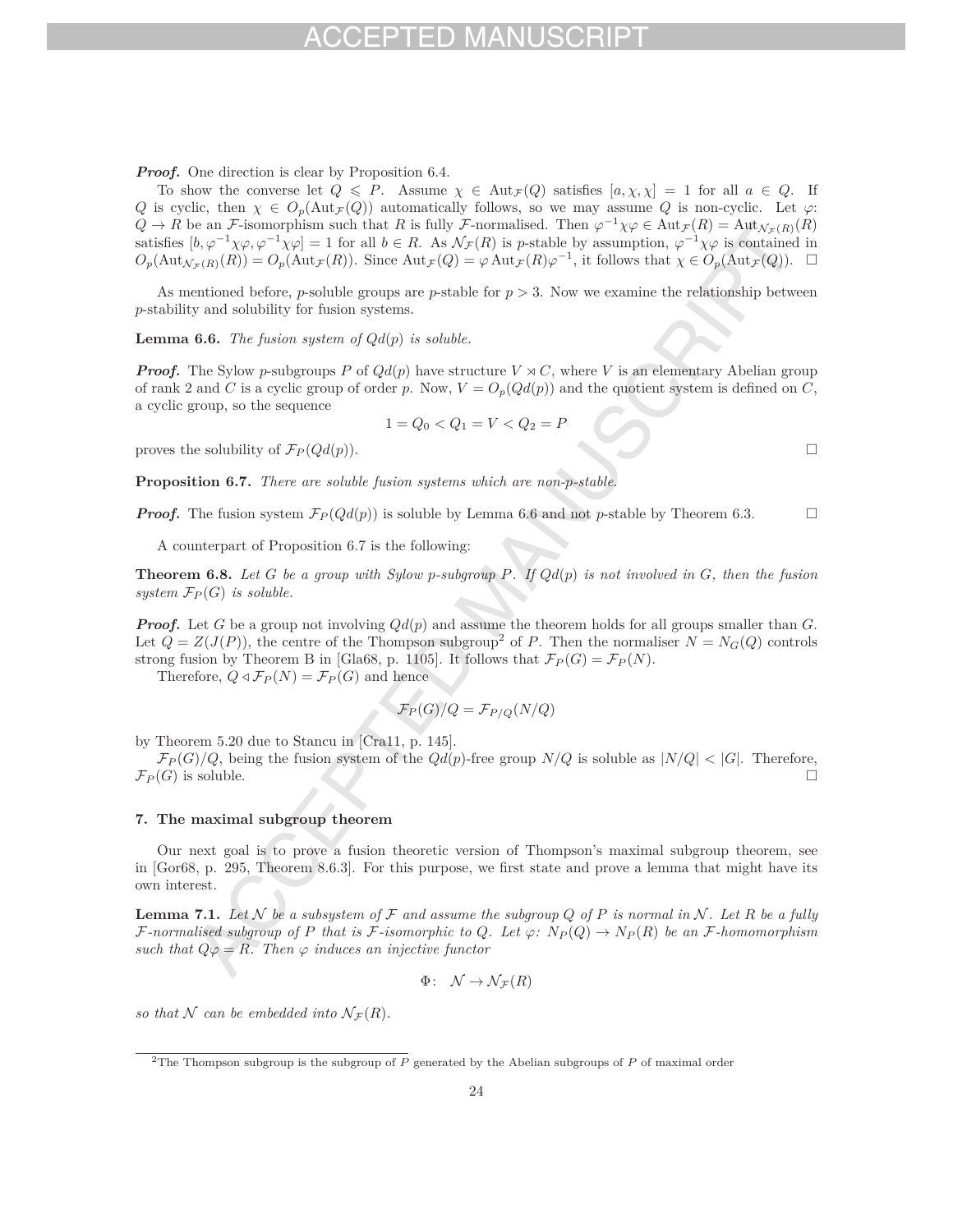***Proof.*** One direction is clear by Proposition 6.4.

To show the converse let $Q \leqslant P$. Assume $\chi \in \operatorname{Aut}_{\mathcal{F}}(Q)$ satisfies $[a, \chi, \chi] = 1$ for all $a \in Q$. If $Q$ is cyclic, then $\chi \in O_p(\operatorname{Aut}_{\mathcal{F}}(Q))$ automatically follows, so we may assume $Q$ is non-cyclic. Let $\varphi$: $Q \to R$ be an $\mathcal{F}$-isomorphism such that $R$ is fully $\mathcal{F}$-normalised. Then $\varphi^{-1}\chi\varphi \in \operatorname{Aut}_{\mathcal{F}}(R) = \operatorname{Aut}_{\mathcal{N}_{\mathcal{F}}(R)}(R)$ satisfies $[b, \varphi^{-1}\chi\varphi, \varphi^{-1}\chi\varphi] = 1$ for all $b \in R$. As $\mathcal{N}_{\mathcal{F}}(R)$ is $p$-stable by assumption, $\varphi^{-1}\chi\varphi$ is contained in $O_p(\operatorname{Aut}_{\mathcal{N}_{\mathcal{F}}(R)}(R)) = O_p(\operatorname{Aut}_{\mathcal{F}}(R))$. Since $\operatorname{Aut}_{\mathcal{F}}(Q) = \varphi \operatorname{Aut}_{\mathcal{F}}(R)\varphi^{-1}$, it follows that $\chi \in O_p(\operatorname{Aut}_{\mathcal{F}}(Q))$. $\square$

As mentioned before, $p$-soluble groups are $p$-stable for $p > 3$. Now we examine the relationship between $p$-stability and solubility for fusion systems.

**Lemma 6.6.** *The fusion system of $Qd(p)$ is soluble.*

***Proof.*** The Sylow $p$-subgroups $P$ of $Qd(p)$ have structure $V \rtimes C$, where $V$ is an elementary Abelian group of rank 2 and $C$ is a cyclic group of order $p$. Now, $V = O_p(Qd(p))$ and the quotient system is defined on $C$, a cyclic group, so the sequence

$$1 = Q_0 < Q_1 = V < Q_2 = P$$

proves the solubility of $\mathcal{F}_P(Qd(p))$. $\square$

**Proposition 6.7.** *There are soluble fusion systems which are non-$p$-stable.*

***Proof.*** The fusion system $\mathcal{F}_P(Qd(p))$ is soluble by Lemma 6.6 and not $p$-stable by Theorem 6.3. $\square$

A counterpart of Proposition 6.7 is the following:

**Theorem 6.8.** *Let $G$ be a group with Sylow $p$-subgroup $P$. If $Qd(p)$ is not involved in $G$, then the fusion system $\mathcal{F}_P(G)$ is soluble.*

***Proof.*** Let $G$ be a group not involving $Qd(p)$ and assume the theorem holds for all groups smaller than $G$. Let $Q = Z(J(P))$, the centre of the Thompson subgroup[2] of $P$. Then the normaliser $N = N_G(Q)$ controls strong fusion by Theorem B in [Gla68, p. 1105]. It follows that $\mathcal{F}_P(G) = \mathcal{F}_P(N)$.

Therefore, $Q \lhd \mathcal{F}_P(N) = \mathcal{F}_P(G)$ and hence

$$\mathcal{F}_P(G)/Q = \mathcal{F}_{P/Q}(N/Q)$$

by Theorem 5.20 due to Stancu in [Cra11, p. 145].

$\mathcal{F}_P(G)/Q$, being the fusion system of the $Qd(p)$-free group $N/Q$ is soluble as $|N/Q| < |G|$. Therefore, $\mathcal{F}_P(G)$ is soluble. $\square$

## 7. The maximal subgroup theorem

Our next goal is to prove a fusion theoretic version of Thompson's maximal subgroup theorem, see in [Gor68, p. 295, Theorem 8.6.3]. For this purpose, we first state and prove a lemma that might have its own interest.

**Lemma 7.1.** *Let $\mathcal{N}$ be a subsystem of $\mathcal{F}$ and assume the subgroup $Q$ of $P$ is normal in $\mathcal{N}$. Let $R$ be a fully $\mathcal{F}$-normalised subgroup of $P$ that is $\mathcal{F}$-isomorphic to $Q$. Let $\varphi$: $N_P(Q) \to N_P(R)$ be an $\mathcal{F}$-homomorphism such that $Q\varphi = R$. Then $\varphi$ induces an injective functor*

$$\Phi\colon\ \mathcal{N} \to \mathcal{N}_{\mathcal{F}}(R)$$

*so that $\mathcal{N}$ can be embedded into $\mathcal{N}_{\mathcal{F}}(R)$.*

[2] The Thompson subgroup is the subgroup of $P$ generated by the Abelian subgroups of $P$ of maximal order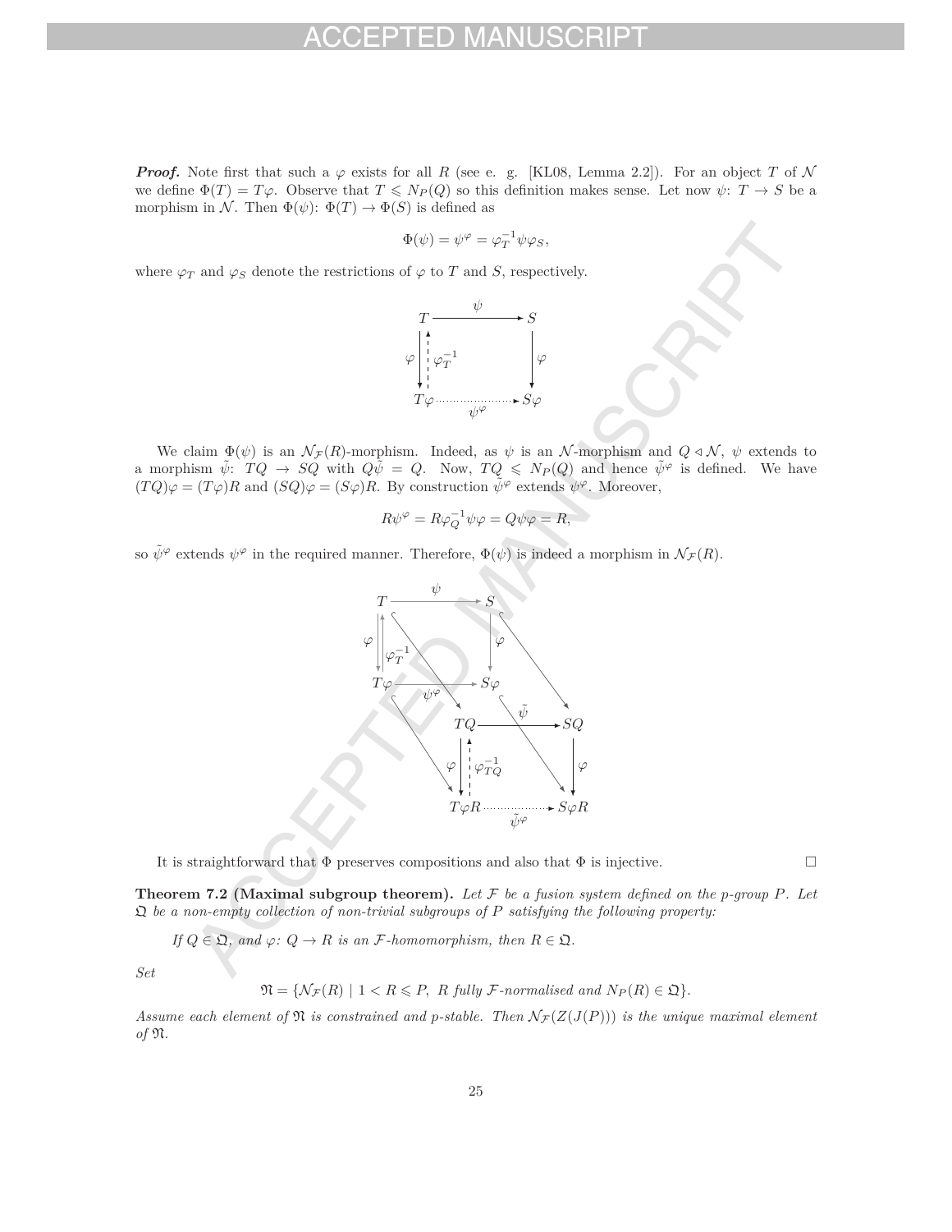***Proof.*** Note first that such a $\varphi$ exists for all $R$ (see e. g. [KL08, Lemma 2.2]). For an object $T$ of $\mathcal{N}$ we define $\Phi(T) = T\varphi$. Observe that $T \leqslant N_P(Q)$ so this definition makes sense. Let now $\psi\colon T \to S$ be a morphism in $\mathcal{N}$. Then $\Phi(\psi)\colon \Phi(T) \to \Phi(S)$ is defined as

$$\Phi(\psi) = \psi^{\varphi} = \varphi_T^{-1}\psi\varphi_S,$$

where $\varphi_T$ and $\varphi_S$ denote the restrictions of $\varphi$ to $T$ and $S$, respectively.

$$\begin{array}{ccc} T & \xrightarrow{\ \psi\ } & S \\ \varphi \downarrow \uparrow \varphi_T^{-1} & & \downarrow \varphi \\ T\varphi & \xrightarrow[\ \psi^{\varphi}\ ]{} & S\varphi \end{array}$$

We claim $\Phi(\psi)$ is an $\mathcal{N}_{\mathcal{F}}(R)$-morphism. Indeed, as $\psi$ is an $\mathcal{N}$-morphism and $Q \lhd \mathcal{N}$, $\psi$ extends to a morphism $\tilde{\psi}\colon TQ \to SQ$ with $Q\tilde{\psi} = Q$. Now, $TQ \leqslant N_P(Q)$ and hence $\tilde{\psi}^{\varphi}$ is defined. We have $(TQ)\varphi = (T\varphi)R$ and $(SQ)\varphi = (S\varphi)R$. By construction $\tilde{\psi}^{\varphi}$ extends $\psi^{\varphi}$. Moreover,

$$R\psi^{\varphi} = R\varphi_Q^{-1}\psi\varphi = Q\psi\varphi = R,$$

so $\tilde{\psi}^{\varphi}$ extends $\psi^{\varphi}$ in the required manner. Therefore, $\Phi(\psi)$ is indeed a morphism in $\mathcal{N}_{\mathcal{F}}(R)$.

$$\begin{array}{ccc} TQ & \xrightarrow{\ \tilde{\psi}\ } & SQ \\ \varphi \downarrow \uparrow \varphi_{TQ}^{-1} & & \downarrow \varphi \\ T\varphi R & \xrightarrow[\ \tilde{\psi}^{\varphi}\ ]{} & S\varphi R \end{array}$$

It is straightforward that $\Phi$ preserves compositions and also that $\Phi$ is injective. $\square$

**Theorem 7.2 (Maximal subgroup theorem).** *Let $\mathcal{F}$ be a fusion system defined on the $p$-group $P$. Let $\mathfrak{Q}$ be a non-empty collection of non-trivial subgroups of $P$ satisfying the following property:*

*If $Q \in \mathfrak{Q}$, and $\varphi\colon Q \to R$ is an $\mathcal{F}$-homomorphism, then $R \in \mathfrak{Q}$.*

*Set*

$$\mathfrak{N} = \{\mathcal{N}_{\mathcal{F}}(R) \mid 1 < R \leqslant P,\ R \text{ fully } \mathcal{F}\text{-normalised and } N_P(R) \in \mathfrak{Q}\}.$$

*Assume each element of $\mathfrak{N}$ is constrained and $p$-stable. Then $\mathcal{N}_{\mathcal{F}}(Z(J(P)))$ is the unique maximal element of $\mathfrak{N}$.*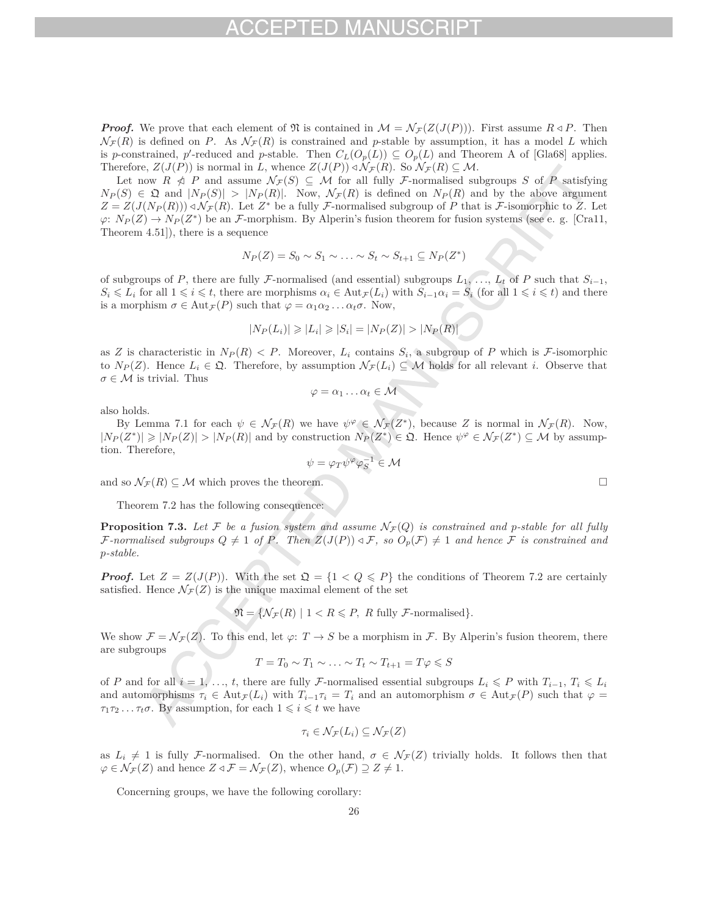***Proof.*** We prove that each element of $\mathfrak{N}$ is contained in $\mathcal{M} = \mathcal{N}_{\mathcal{F}}(Z(J(P)))$. First assume $R \lhd P$. Then $\mathcal{N}_{\mathcal{F}}(R)$ is defined on $P$. As $\mathcal{N}_{\mathcal{F}}(R)$ is constrained and $p$-stable by assumption, it has a model $L$ which is $p$-constrained, $p'$-reduced and $p$-stable. Then $C_L(O_p(L)) \subseteq O_p(L)$ and Theorem A of [Gla68] applies. Therefore, $Z(J(P))$ is normal in $L$, whence $Z(J(P)) \lhd \mathcal{N}_{\mathcal{F}}(R)$. So $\mathcal{N}_{\mathcal{F}}(R) \subseteq \mathcal{M}$.

Let now $R \ntriangleleft P$ and assume $\mathcal{N}_{\mathcal{F}}(S) \subseteq \mathcal{M}$ for all fully $\mathcal{F}$-normalised subgroups $S$ of $P$ satisfying $N_P(S) \in \mathfrak{Q}$ and $|N_P(S)| > |N_P(R)|$. Now, $\mathcal{N}_{\mathcal{F}}(R)$ is defined on $N_P(R)$ and by the above argument $Z = Z(J(N_P(R))) \lhd \mathcal{N}_{\mathcal{F}}(R)$. Let $Z^*$ be a fully $\mathcal{F}$-normalised subgroup of $P$ that is $\mathcal{F}$-isomorphic to $Z$. Let $\varphi\colon N_P(Z) \to N_P(Z^*)$ be an $\mathcal{F}$-morphism. By Alperin's fusion theorem for fusion systems (see e. g. [Cra11, Theorem 4.51]), there is a sequence

$$N_P(Z) = S_0 \sim S_1 \sim \ldots \sim S_t \sim S_{t+1} \subseteq N_P(Z^*)$$

of subgroups of $P$, there are fully $\mathcal{F}$-normalised (and essential) subgroups $L_1, \ldots, L_t$ of $P$ such that $S_{i-1}$, $S_i \leqslant L_i$ for all $1 \leqslant i \leqslant t$, there are morphisms $\alpha_i \in \mathrm{Aut}_{\mathcal{F}}(L_i)$ with $S_{i-1}\alpha_i = S_i$ (for all $1 \leqslant i \leqslant t$) and there is a morphism $\sigma \in \mathrm{Aut}_{\mathcal{F}}(P)$ such that $\varphi = \alpha_1\alpha_2 \ldots \alpha_t\sigma$. Now,

$$|N_P(L_i)| \geqslant |L_i| \geqslant |S_i| = |N_P(Z)| > |N_P(R)|$$

as $Z$ is characteristic in $N_P(R) < P$. Moreover, $L_i$ contains $S_i$, a subgroup of $P$ which is $\mathcal{F}$-isomorphic to $N_P(Z)$. Hence $L_i \in \mathfrak{Q}$. Therefore, by assumption $\mathcal{N}_{\mathcal{F}}(L_i) \subseteq \mathcal{M}$ holds for all relevant $i$. Observe that $\sigma \in \mathcal{M}$ is trivial. Thus

$$\varphi = \alpha_1 \ldots \alpha_t \in \mathcal{M}$$

also holds.

By Lemma 7.1 for each $\psi \in \mathcal{N}_{\mathcal{F}}(R)$ we have $\psi^{\varphi} \in \mathcal{N}_{\mathcal{F}}(Z^*)$, because $Z$ is normal in $\mathcal{N}_{\mathcal{F}}(R)$. Now, $|N_P(Z^*)| \geqslant |N_P(Z)| > |N_P(R)|$ and by construction $N_P(Z^*) \in \mathfrak{Q}$. Hence $\psi^{\varphi} \in \mathcal{N}_{\mathcal{F}}(Z^*) \subseteq \mathcal{M}$ by assumption. Therefore,

$$\psi = \varphi_T \psi^{\varphi} \varphi_S^{-1} \in \mathcal{M}$$

and so $\mathcal{N}_{\mathcal{F}}(R) \subseteq \mathcal{M}$ which proves the theorem. □

Theorem 7.2 has the following consequence:

**Proposition 7.3.** *Let $\mathcal{F}$ be a fusion system and assume $\mathcal{N}_{\mathcal{F}}(Q)$ is constrained and $p$-stable for all fully $\mathcal{F}$-normalised subgroups $Q \neq 1$ of $P$. Then $Z(J(P)) \lhd \mathcal{F}$, so $O_p(\mathcal{F}) \neq 1$ and hence $\mathcal{F}$ is constrained and $p$-stable.*

***Proof.*** Let $Z = Z(J(P))$. With the set $\mathfrak{Q} = \{1 < Q \leqslant P\}$ the conditions of Theorem 7.2 are certainly satisfied. Hence $\mathcal{N}_{\mathcal{F}}(Z)$ is the unique maximal element of the set

$$\mathfrak{N} = \{\mathcal{N}_{\mathcal{F}}(R) \mid 1 < R \leqslant P,\ R \text{ fully } \mathcal{F}\text{-normalised}\}.$$

We show $\mathcal{F} = \mathcal{N}_{\mathcal{F}}(Z)$. To this end, let $\varphi\colon T \to S$ be a morphism in $\mathcal{F}$. By Alperin's fusion theorem, there are subgroups

$$T = T_0 \sim T_1 \sim \ldots \sim T_t \sim T_{t+1} = T\varphi \leqslant S$$

of $P$ and for all $i = 1, \ldots, t$, there are fully $\mathcal{F}$-normalised essential subgroups $L_i \leqslant P$ with $T_{i-1}$, $T_i \leqslant L_i$ and automorphisms $\tau_i \in \mathrm{Aut}_{\mathcal{F}}(L_i)$ with $T_{i-1}\tau_i = T_i$ and an automorphism $\sigma \in \mathrm{Aut}_{\mathcal{F}}(P)$ such that $\varphi = \tau_1\tau_2 \ldots \tau_t\sigma$. By assumption, for each $1 \leqslant i \leqslant t$ we have

$$\tau_i \in \mathcal{N}_{\mathcal{F}}(L_i) \subseteq \mathcal{N}_{\mathcal{F}}(Z)$$

as $L_i \neq 1$ is fully $\mathcal{F}$-normalised. On the other hand, $\sigma \in \mathcal{N}_{\mathcal{F}}(Z)$ trivially holds. It follows then that $\varphi \in \mathcal{N}_{\mathcal{F}}(Z)$ and hence $Z \lhd \mathcal{F} = \mathcal{N}_{\mathcal{F}}(Z)$, whence $O_p(\mathcal{F}) \supseteq Z \neq 1$.

Concerning groups, we have the following corollary: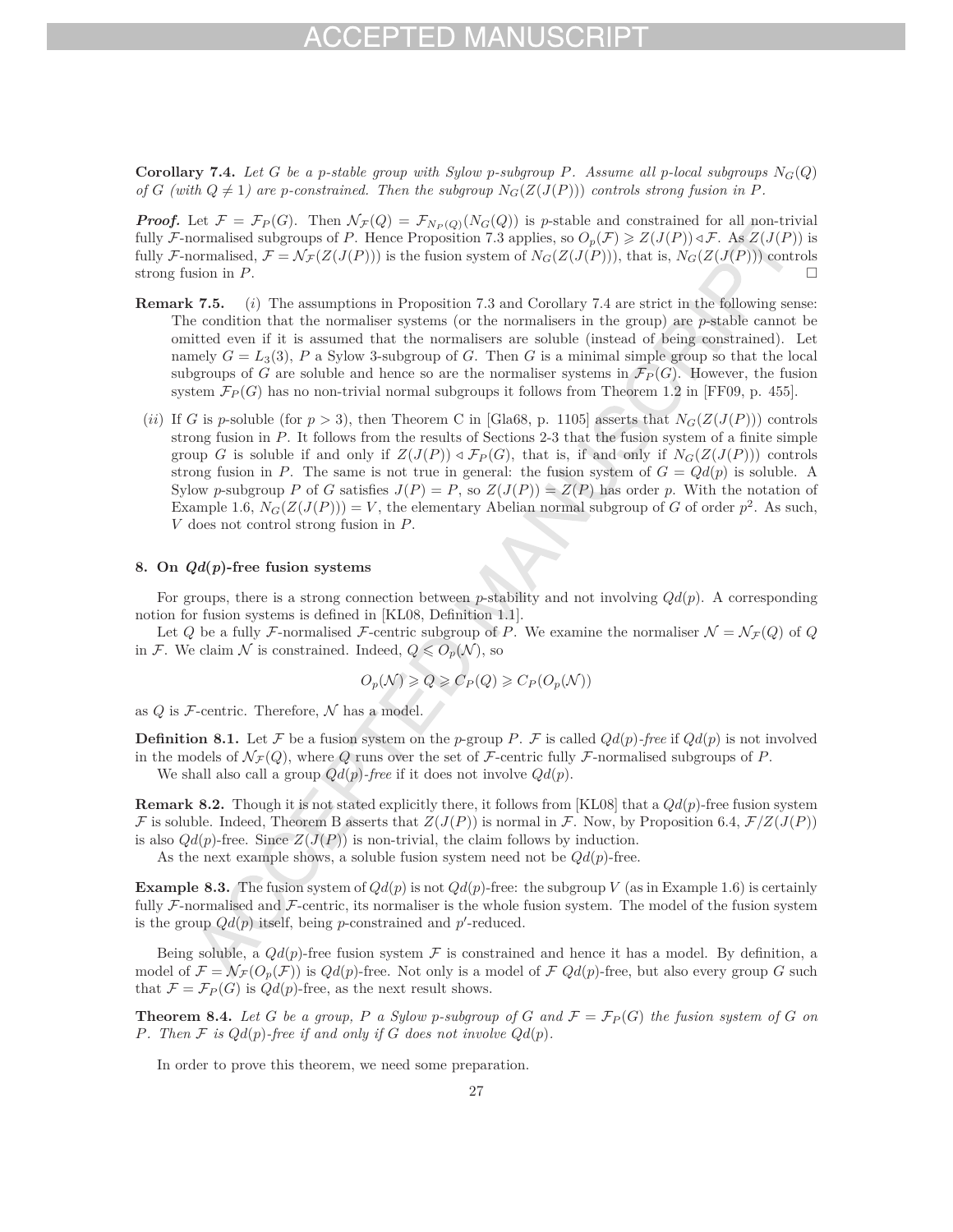**Corollary 7.4.** *Let $G$ be a $p$-stable group with Sylow $p$-subgroup $P$. Assume all $p$-local subgroups $N_G(Q)$ of $G$ (with $Q \neq 1$) are $p$-constrained. Then the subgroup $N_G(Z(J(P)))$ controls strong fusion in $P$.*

***Proof.*** Let $\mathcal{F} = \mathcal{F}_P(G)$. Then $\mathcal{N}_\mathcal{F}(Q) = \mathcal{F}_{N_P(Q)}(N_G(Q))$ is $p$-stable and constrained for all non-trivial fully $\mathcal{F}$-normalised subgroups of $P$. Hence Proposition 7.3 applies, so $O_p(\mathcal{F}) \geqslant Z(J(P)) \lhd \mathcal{F}$. As $Z(J(P))$ is fully $\mathcal{F}$-normalised, $\mathcal{F} = \mathcal{N}_\mathcal{F}(Z(J(P)))$ is the fusion system of $N_G(Z(J(P)))$, that is, $N_G(Z(J(P)))$ controls strong fusion in $P$. □

**Remark 7.5.** (*i*) The assumptions in Proposition 7.3 and Corollary 7.4 are strict in the following sense: The condition that the normaliser systems (or the normalisers in the group) are $p$-stable cannot be omitted even if it is assumed that the normalisers are soluble (instead of being constrained). Let namely $G = L_3(3)$, $P$ a Sylow 3-subgroup of $G$. Then $G$ is a minimal simple group so that the local subgroups of $G$ are soluble and hence so are the normaliser systems in $\mathcal{F}_P(G)$. However, the fusion system $\mathcal{F}_P(G)$ has no non-trivial normal subgroups it follows from Theorem 1.2 in [FF09, p. 455].

(*ii*) If $G$ is $p$-soluble (for $p > 3$), then Theorem C in [Gla68, p. 1105] asserts that $N_G(Z(J(P)))$ controls strong fusion in $P$. It follows from the results of Sections 2-3 that the fusion system of a finite simple group $G$ is soluble if and only if $Z(J(P)) \lhd \mathcal{F}_P(G)$, that is, if and only if $N_G(Z(J(P)))$ controls strong fusion in $P$. The same is not true in general: the fusion system of $G = Qd(p)$ is soluble. A Sylow $p$-subgroup $P$ of $G$ satisfies $J(P) = P$, so $Z(J(P)) = Z(P)$ has order $p$. With the notation of Example 1.6, $N_G(Z(J(P))) = V$, the elementary Abelian normal subgroup of $G$ of order $p^2$. As such, $V$ does not control strong fusion in $P$.

## 8. On $Qd(p)$-free fusion systems

For groups, there is a strong connection between $p$-stability and not involving $Qd(p)$. A corresponding notion for fusion systems is defined in [KL08, Definition 1.1].

Let $Q$ be a fully $\mathcal{F}$-normalised $\mathcal{F}$-centric subgroup of $P$. We examine the normaliser $\mathcal{N} = \mathcal{N}_\mathcal{F}(Q)$ of $Q$ in $\mathcal{F}$. We claim $\mathcal{N}$ is constrained. Indeed, $Q \leqslant O_p(\mathcal{N})$, so

$$O_p(\mathcal{N}) \geqslant Q \geqslant C_P(Q) \geqslant C_P(O_p(\mathcal{N}))$$

as $Q$ is $\mathcal{F}$-centric. Therefore, $\mathcal{N}$ has a model.

**Definition 8.1.** Let $\mathcal{F}$ be a fusion system on the $p$-group $P$. $\mathcal{F}$ is called *$Qd(p)$-free* if $Qd(p)$ is not involved in the models of $\mathcal{N}_\mathcal{F}(Q)$, where $Q$ runs over the set of $\mathcal{F}$-centric fully $\mathcal{F}$-normalised subgroups of $P$.

We shall also call a group *$Qd(p)$-free* if it does not involve $Qd(p)$.

**Remark 8.2.** Though it is not stated explicitly there, it follows from [KL08] that a $Qd(p)$-free fusion system $\mathcal{F}$ is soluble. Indeed, Theorem B asserts that $Z(J(P))$ is normal in $\mathcal{F}$. Now, by Proposition 6.4, $\mathcal{F}/Z(J(P))$ is also $Qd(p)$-free. Since $Z(J(P))$ is non-trivial, the claim follows by induction.

As the next example shows, a soluble fusion system need not be $Qd(p)$-free.

**Example 8.3.** The fusion system of $Qd(p)$ is not $Qd(p)$-free: the subgroup $V$ (as in Example 1.6) is certainly fully $\mathcal{F}$-normalised and $\mathcal{F}$-centric, its normaliser is the whole fusion system. The model of the fusion system is the group $Qd(p)$ itself, being $p$-constrained and $p'$-reduced.

Being soluble, a $Qd(p)$-free fusion system $\mathcal{F}$ is constrained and hence it has a model. By definition, a model of $\mathcal{F} = \mathcal{N}_\mathcal{F}(O_p(\mathcal{F}))$ is $Qd(p)$-free. Not only is a model of $\mathcal{F}$ $Qd(p)$-free, but also every group $G$ such that $\mathcal{F} = \mathcal{F}_P(G)$ is $Qd(p)$-free, as the next result shows.

**Theorem 8.4.** *Let $G$ be a group, $P$ a Sylow $p$-subgroup of $G$ and $\mathcal{F} = \mathcal{F}_P(G)$ the fusion system of $G$ on $P$. Then $\mathcal{F}$ is $Qd(p)$-free if and only if $G$ does not involve $Qd(p)$.*

In order to prove this theorem, we need some preparation.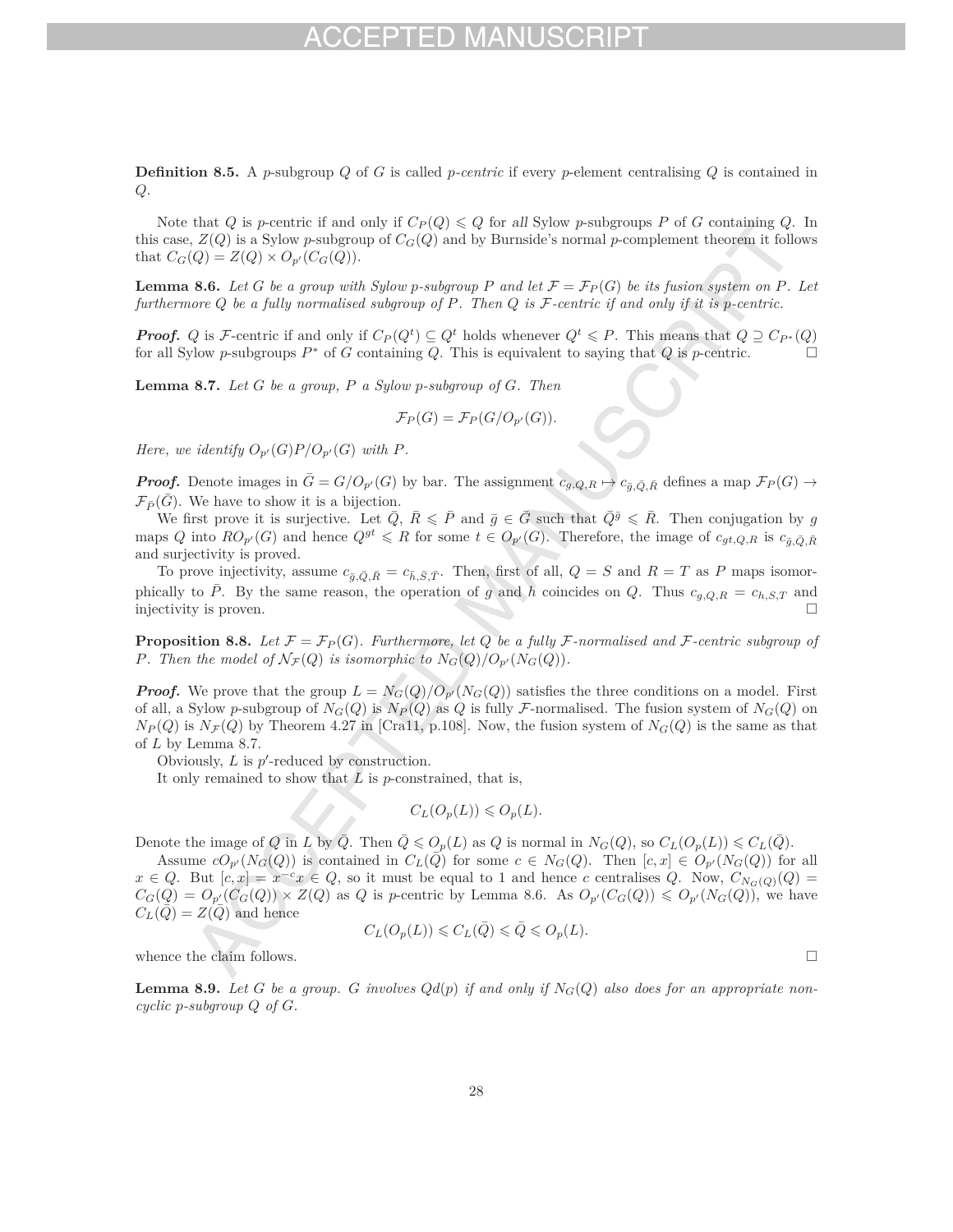**Definition 8.5.** A $p$-subgroup $Q$ of $G$ is called *$p$-centric* if every $p$-element centralising $Q$ is contained in $Q$.

Note that $Q$ is $p$-centric if and only if $C_P(Q) \leqslant Q$ for *all* Sylow $p$-subgroups $P$ of $G$ containing $Q$. In this case, $Z(Q)$ is a Sylow $p$-subgroup of $C_G(Q)$ and by Burnside's normal $p$-complement theorem it follows that $C_G(Q) = Z(Q) \times O_{p'}(C_G(Q))$.

**Lemma 8.6.** *Let $G$ be a group with Sylow $p$-subgroup $P$ and let $\mathcal{F} = \mathcal{F}_P(G)$ be its fusion system on $P$. Let furthermore $Q$ be a fully normalised subgroup of $P$. Then $Q$ is $\mathcal{F}$-centric if and only if it is $p$-centric.*

***Proof.*** $Q$ is $\mathcal{F}$-centric if and only if $C_P(Q^t) \subseteq Q^t$ holds whenever $Q^t \leqslant P$. This means that $Q \supseteq C_{P^*}(Q)$ for all Sylow $p$-subgroups $P^*$ of $G$ containing $Q$. This is equivalent to saying that $Q$ is $p$-centric. □

**Lemma 8.7.** *Let $G$ be a group, $P$ a Sylow $p$-subgroup of $G$. Then*

$$\mathcal{F}_P(G) = \mathcal{F}_P(G/O_{p'}(G)).$$

*Here, we identify $O_{p'}(G)P/O_{p'}(G)$ with $P$.*

***Proof.*** Denote images in $\bar{G} = G/O_{p'}(G)$ by bar. The assignment $c_{g,Q,R} \mapsto c_{\bar{g},\bar{Q},\bar{R}}$ defines a map $\mathcal{F}_P(G) \to \mathcal{F}_{\bar{P}}(\bar{G})$. We have to show it is a bijection.

We first prove it is surjective. Let $\bar{Q}$, $\bar{R} \leqslant \bar{P}$ and $\bar{g} \in \bar{G}$ such that $\bar{Q}^{\bar{g}} \leqslant \bar{R}$. Then conjugation by $g$ maps $Q$ into $RO_{p'}(G)$ and hence $Q^{gt} \leqslant R$ for some $t \in O_{p'}(G)$. Therefore, the image of $c_{gt,Q,R}$ is $c_{\bar{g},\bar{Q},\bar{R}}$ and surjectivity is proved.

To prove injectivity, assume $c_{\bar{g},\bar{Q},\bar{R}} = c_{\bar{h},\bar{S},\bar{T}}$. Then, first of all, $Q = S$ and $R = T$ as $P$ maps isomorphically to $\bar{P}$. By the same reason, the operation of $g$ and $h$ coincides on $Q$. Thus $c_{g,Q,R} = c_{h,S,T}$ and injectivity is proven. □

**Proposition 8.8.** *Let $\mathcal{F} = \mathcal{F}_P(G)$. Furthermore, let $Q$ be a fully $\mathcal{F}$-normalised and $\mathcal{F}$-centric subgroup of $P$. Then the model of $\mathcal{N}_{\mathcal{F}}(Q)$ is isomorphic to $N_G(Q)/O_{p'}(N_G(Q))$.*

***Proof.*** We prove that the group $L = N_G(Q)/O_{p'}(N_G(Q))$ satisfies the three conditions on a model. First of all, a Sylow $p$-subgroup of $N_G(Q)$ is $N_P(Q)$ as $Q$ is fully $\mathcal{F}$-normalised. The fusion system of $N_G(Q)$ on $N_P(Q)$ is $N_{\mathcal{F}}(Q)$ by Theorem 4.27 in [Cra11, p.108]. Now, the fusion system of $N_G(Q)$ is the same as that of $L$ by Lemma 8.7.

Obviously, $L$ is $p'$-reduced by construction.

It only remained to show that $L$ is $p$-constrained, that is,

$$C_L(O_p(L)) \leqslant O_p(L).$$

Denote the image of $Q$ in $L$ by $\bar{Q}$. Then $\bar{Q} \leqslant O_p(L)$ as $Q$ is normal in $N_G(Q)$, so $C_L(O_p(L)) \leqslant C_L(\bar{Q})$.

Assume $cO_{p'}(N_G(Q))$ is contained in $C_L(\bar{Q})$ for some $c \in N_G(Q)$. Then $[c,x] \in O_{p'}(N_G(Q))$ for all $x \in Q$. But $[c,x] = x^{-c}x \in Q$, so it must be equal to 1 and hence $c$ centralises $Q$. Now, $C_{N_G(Q)}(Q) = C_G(Q) = O_{p'}(C_G(Q)) \times Z(Q)$ as $Q$ is $p$-centric by Lemma 8.6. As $O_{p'}(C_G(Q)) \leqslant O_{p'}(N_G(Q))$, we have $C_L(\bar{Q}) = Z(\bar{Q})$ and hence

$$C_L(O_p(L)) \leqslant C_L(\bar{Q}) \leqslant \bar{Q} \leqslant O_p(L).$$

whence the claim follows. □

**Lemma 8.9.** *Let $G$ be a group. $G$ involves $Qd(p)$ if and only if $N_G(Q)$ also does for an appropriate non-cyclic $p$-subgroup $Q$ of $G$.*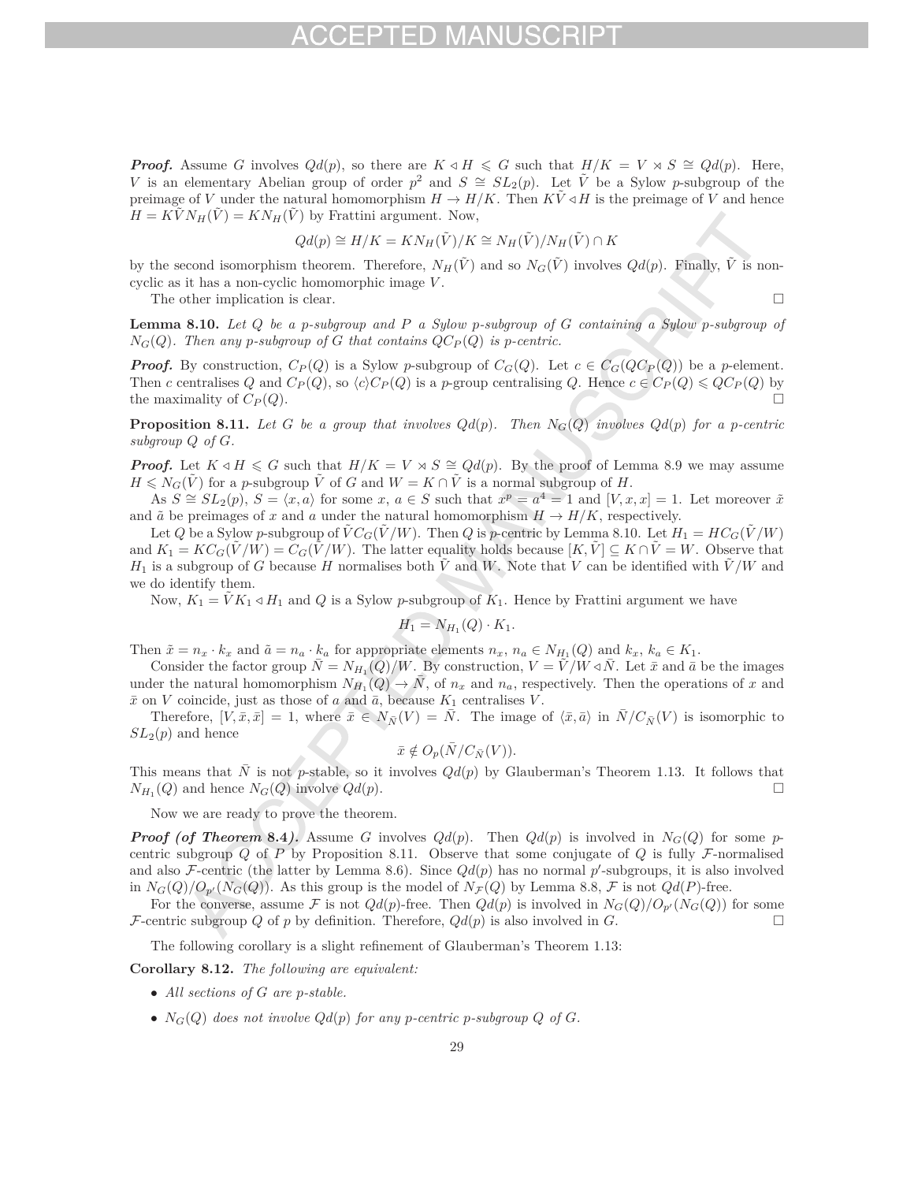***Proof.*** Assume $G$ involves $Qd(p)$, so there are $K \lhd H \leqslant G$ such that $H/K = V \rtimes S \cong Qd(p)$. Here, $V$ is an elementary Abelian group of order $p^2$ and $S \cong SL_2(p)$. Let $\tilde{V}$ be a Sylow $p$-subgroup of the preimage of $V$ under the natural homomorphism $H \to H/K$. Then $K\tilde{V} \lhd H$ is the preimage of $V$ and hence $H = K\tilde{V}N_H(\tilde{V}) = KN_H(\tilde{V})$ by Frattini argument. Now,

$$Qd(p) \cong H/K = KN_H(\tilde{V})/K \cong N_H(\tilde{V})/N_H(\tilde{V}) \cap K$$

by the second isomorphism theorem. Therefore, $N_H(\tilde{V})$ and so $N_G(\tilde{V})$ involves $Qd(p)$. Finally, $\tilde{V}$ is non-cyclic as it has a non-cyclic homomorphic image $V$.

The other implication is clear. □

**Lemma 8.10.** *Let $Q$ be a $p$-subgroup and $P$ a Sylow $p$-subgroup of $G$ containing a Sylow $p$-subgroup of $N_G(Q)$. Then any $p$-subgroup of $G$ that contains $QC_P(Q)$ is $p$-centric.*

***Proof.*** By construction, $C_P(Q)$ is a Sylow $p$-subgroup of $C_G(Q)$. Let $c \in C_G(QC_P(Q))$ be a $p$-element. Then $c$ centralises $Q$ and $C_P(Q)$, so $\langle c\rangle C_P(Q)$ is a $p$-group centralising $Q$. Hence $c \in C_P(Q) \leqslant QC_P(Q)$ by the maximality of $C_P(Q)$. □

**Proposition 8.11.** *Let $G$ be a group that involves $Qd(p)$. Then $N_G(Q)$ involves $Qd(p)$ for a $p$-centric subgroup $Q$ of $G$.*

***Proof.*** Let $K \lhd H \leqslant G$ such that $H/K = V \rtimes S \cong Qd(p)$. By the proof of Lemma 8.9 we may assume $H \leqslant N_G(\tilde{V})$ for a $p$-subgroup $\tilde{V}$ of $G$ and $W = K \cap \tilde{V}$ is a normal subgroup of $H$.

As $S \cong SL_2(p)$, $S = \langle x, a\rangle$ for some $x$, $a \in S$ such that $x^p = a^4 = 1$ and $[V, x, x] = 1$. Let moreover $\tilde{x}$ and $\tilde{a}$ be preimages of $x$ and $a$ under the natural homomorphism $H \to H/K$, respectively.

Let $Q$ be a Sylow $p$-subgroup of $\tilde{V}C_G(\tilde{V}/W)$. Then $Q$ is $p$-centric by Lemma 8.10. Let $H_1 = HC_G(\tilde{V}/W)$ and $K_1 = KC_G(\tilde{V}/W) = C_G(\tilde{V}/W)$. The latter equality holds because $[K, \tilde{V}] \subseteq K \cap \tilde{V} = W$. Observe that $H_1$ is a subgroup of $G$ because $H$ normalises both $\tilde{V}$ and $W$. Note that $V$ can be identified with $\tilde{V}/W$ and we do identify them.

Now, $K_1 = \tilde{V}K_1 \lhd H_1$ and $Q$ is a Sylow $p$-subgroup of $K_1$. Hence by Frattini argument we have

$$H_1 = N_{H_1}(Q) \cdot K_1.$$

Then $\tilde{x} = n_x \cdot k_x$ and $\tilde{a} = n_a \cdot k_a$ for appropriate elements $n_x$, $n_a \in N_{H_1}(Q)$ and $k_x$, $k_a \in K_1$.

Consider the factor group $\bar{N} = N_{H_1}(Q)/W$. By construction, $V = \tilde{V}/W \lhd \bar{N}$. Let $\bar{x}$ and $\bar{a}$ be the images under the natural homomorphism $N_{H_1}(Q) \to \bar{N}$, of $n_x$ and $n_a$, respectively. Then the operations of $x$ and $\bar{x}$ on $V$ coincide, just as those of $a$ and $\bar{a}$, because $K_1$ centralises $V$.

Therefore, $[V, \bar{x}, \bar{x}] = 1$, where $\bar{x} \in N_{\bar{N}}(V) = \bar{N}$. The image of $\langle \bar{x}, \bar{a}\rangle$ in $\bar{N}/C_{\bar{N}}(V)$ is isomorphic to $SL_2(p)$ and hence

$$\bar{x} \notin O_p(\bar{N}/C_{\bar{N}}(V)).$$

This means that $\bar{N}$ is not $p$-stable, so it involves $Qd(p)$ by Glauberman's Theorem 1.13. It follows that $N_{H_1}(Q)$ and hence $N_G(Q)$ involve $Qd(p)$. □

Now we are ready to prove the theorem.

***Proof (of Theorem 8.4).*** Assume $G$ involves $Qd(p)$. Then $Qd(p)$ is involved in $N_G(Q)$ for some $p$-centric subgroup $Q$ of $P$ by Proposition 8.11. Observe that some conjugate of $Q$ is fully $\mathcal{F}$-normalised and also $\mathcal{F}$-centric (the latter by Lemma 8.6). Since $Qd(p)$ has no normal $p'$-subgroups, it is also involved in $N_G(Q)/O_{p'}(N_G(Q))$. As this group is the model of $N_{\mathcal{F}}(Q)$ by Lemma 8.8, $\mathcal{F}$ is not $Qd(P)$-free.

For the converse, assume $\mathcal{F}$ is not $Qd(p)$-free. Then $Qd(p)$ is involved in $N_G(Q)/O_{p'}(N_G(Q))$ for some $\mathcal{F}$-centric subgroup $Q$ of $p$ by definition. Therefore, $Qd(p)$ is also involved in $G$. □

The following corollary is a slight refinement of Glauberman's Theorem 1.13:

**Corollary 8.12.** *The following are equivalent:*

- *All sections of $G$ are $p$-stable.*
- *$N_G(Q)$ does not involve $Qd(p)$ for any $p$-centric $p$-subgroup $Q$ of $G$.*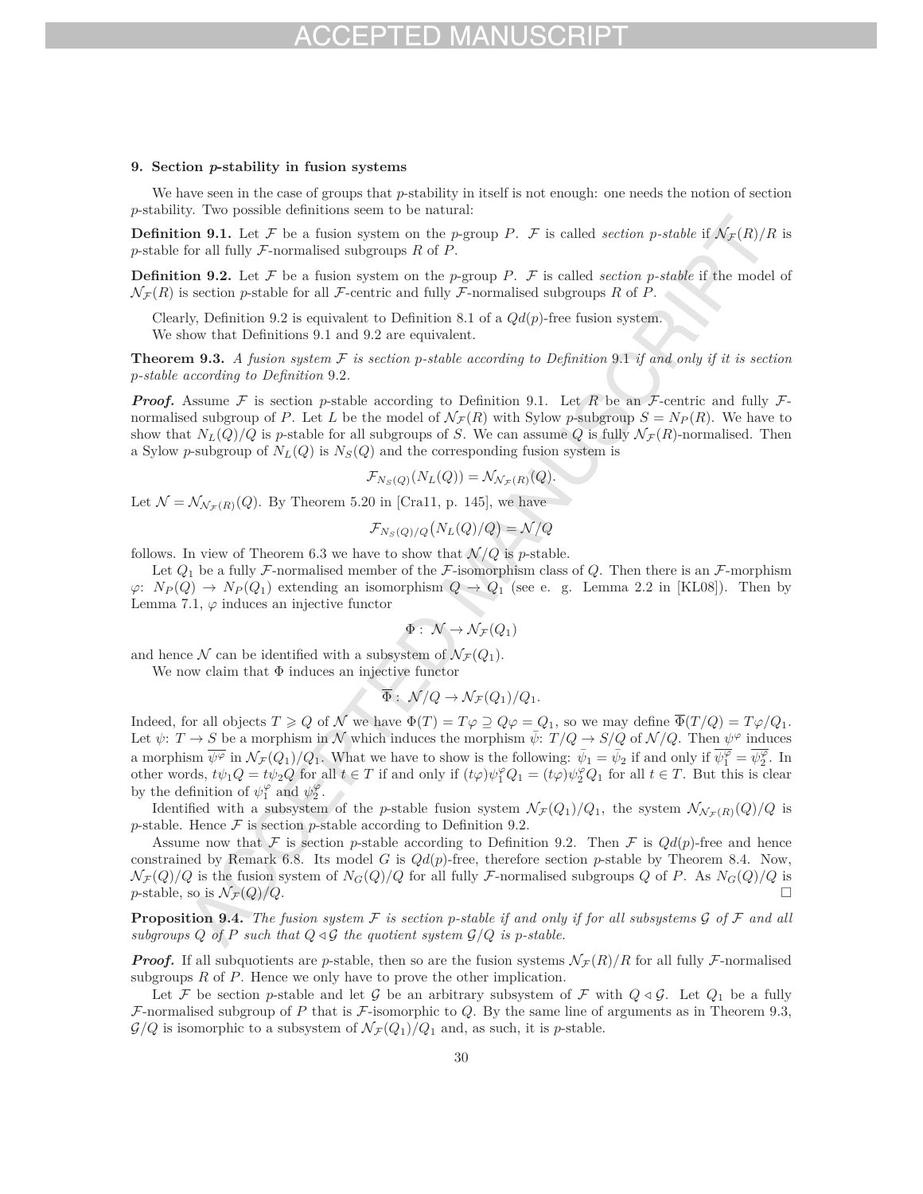### 9. Section $p$-stability in fusion systems

We have seen in the case of groups that $p$-stability in itself is not enough: one needs the notion of section $p$-stability. Two possible definitions seem to be natural:

**Definition 9.1.** Let $\mathcal{F}$ be a fusion system on the $p$-group $P$. $\mathcal{F}$ is called *section $p$-stable* if $\mathcal{N}_{\mathcal{F}}(R)/R$ is $p$-stable for all fully $\mathcal{F}$-normalised subgroups $R$ of $P$.

**Definition 9.2.** Let $\mathcal{F}$ be a fusion system on the $p$-group $P$. $\mathcal{F}$ is called *section $p$-stable* if the model of $\mathcal{N}_{\mathcal{F}}(R)$ is section $p$-stable for all $\mathcal{F}$-centric and fully $\mathcal{F}$-normalised subgroups $R$ of $P$.

Clearly, Definition 9.2 is equivalent to Definition 8.1 of a $Qd(p)$-free fusion system.

We show that Definitions 9.1 and 9.2 are equivalent.

**Theorem 9.3.** *A fusion system $\mathcal{F}$ is section $p$-stable according to Definition 9.1 if and only if it is section $p$-stable according to Definition 9.2.*

***Proof.*** Assume $\mathcal{F}$ is section $p$-stable according to Definition 9.1. Let $R$ be an $\mathcal{F}$-centric and fully $\mathcal{F}$-normalised subgroup of $P$. Let $L$ be the model of $\mathcal{N}_{\mathcal{F}}(R)$ with Sylow $p$-subgroup $S = N_P(R)$. We have to show that $N_L(Q)/Q$ is $p$-stable for all subgroups of $S$. We can assume $Q$ is fully $\mathcal{N}_{\mathcal{F}}(R)$-normalised. Then a Sylow $p$-subgroup of $N_L(Q)$ is $N_S(Q)$ and the corresponding fusion system is

$$\mathcal{F}_{N_S(Q)}(N_L(Q)) = \mathcal{N}_{\mathcal{N}_{\mathcal{F}}(R)}(Q).$$

Let $\mathcal{N} = \mathcal{N}_{\mathcal{N}_{\mathcal{F}}(R)}(Q)$. By Theorem 5.20 in [Cra11, p. 145], we have

$$\mathcal{F}_{N_S(Q)/Q}\big(N_L(Q)/Q\big) = \mathcal{N}/Q$$

follows. In view of Theorem 6.3 we have to show that $\mathcal{N}/Q$ is $p$-stable.

Let $Q_1$ be a fully $\mathcal{F}$-normalised member of the $\mathcal{F}$-isomorphism class of $Q$. Then there is an $\mathcal{F}$-morphism $\varphi\colon\ N_P(Q) \to N_P(Q_1)$ extending an isomorphism $Q \to Q_1$ (see e. g. Lemma 2.2 in [KL08]). Then by Lemma 7.1, $\varphi$ induces an injective functor

$$\Phi:\ \mathcal{N} \to \mathcal{N}_{\mathcal{F}}(Q_1)$$

and hence $\mathcal{N}$ can be identified with a subsystem of $\mathcal{N}_{\mathcal{F}}(Q_1)$.

We now claim that $\Phi$ induces an injective functor

$$\overline{\Phi}:\ \mathcal{N}/Q \to \mathcal{N}_{\mathcal{F}}(Q_1)/Q_1.$$

Indeed, for all objects $T \geqslant Q$ of $\mathcal{N}$ we have $\Phi(T) = T\varphi \supseteq Q\varphi = Q_1$, so we may define $\overline{\Phi}(T/Q) = T\varphi/Q_1$. Let $\psi\colon\ T \to S$ be a morphism in $\mathcal{N}$ which induces the morphism $\bar{\psi}\colon\ T/Q \to S/Q$ of $\mathcal{N}/Q$. Then $\psi^\varphi$ induces a morphism $\overline{\psi^\varphi}$ in $\mathcal{N}_{\mathcal{F}}(Q_1)/Q_1$. What we have to show is the following: $\bar{\psi}_1 = \bar{\psi}_2$ if and only if $\overline{\psi_1^\varphi} = \overline{\psi_2^\varphi}$. In other words, $t\psi_1 Q = t\psi_2 Q$ for all $t \in T$ if and only if $(t\varphi)\psi_1^\varphi Q_1 = (t\varphi)\psi_2^\varphi Q_1$ for all $t \in T$. But this is clear by the definition of $\psi_1^\varphi$ and $\psi_2^\varphi$.

Identified with a subsystem of the $p$-stable fusion system $\mathcal{N}_{\mathcal{F}}(Q_1)/Q_1$, the system $\mathcal{N}_{\mathcal{N}_{\mathcal{F}}(R)}(Q)/Q$ is $p$-stable. Hence $\mathcal{F}$ is section $p$-stable according to Definition 9.2.

Assume now that $\mathcal{F}$ is section $p$-stable according to Definition 9.2. Then $\mathcal{F}$ is $Qd(p)$-free and hence constrained by Remark 6.8. Its model $G$ is $Qd(p)$-free, therefore section $p$-stable by Theorem 8.4. Now, $\mathcal{N}_{\mathcal{F}}(Q)/Q$ is the fusion system of $N_G(Q)/Q$ for all fully $\mathcal{F}$-normalised subgroups $Q$ of $P$. As $N_G(Q)/Q$ is $p$-stable, so is $\mathcal{N}_{\mathcal{F}}(Q)/Q$. $\square$

**Proposition 9.4.** *The fusion system $\mathcal{F}$ is section $p$-stable if and only if for all subsystems $\mathcal{G}$ of $\mathcal{F}$ and all subgroups $Q$ of $P$ such that $Q \trianglelefteq \mathcal{G}$ the quotient system $\mathcal{G}/Q$ is $p$-stable.*

***Proof.*** If all subquotients are $p$-stable, then so are the fusion systems $\mathcal{N}_{\mathcal{F}}(R)/R$ for all fully $\mathcal{F}$-normalised subgroups $R$ of $P$. Hence we only have to prove the other implication.

Let $\mathcal{F}$ be section $p$-stable and let $\mathcal{G}$ be an arbitrary subsystem of $\mathcal{F}$ with $Q \trianglelefteq \mathcal{G}$. Let $Q_1$ be a fully $\mathcal{F}$-normalised subgroup of $P$ that is $\mathcal{F}$-isomorphic to $Q$. By the same line of arguments as in Theorem 9.3, $\mathcal{G}/Q$ is isomorphic to a subsystem of $\mathcal{N}_{\mathcal{F}}(Q_1)/Q_1$ and, as such, it is $p$-stable.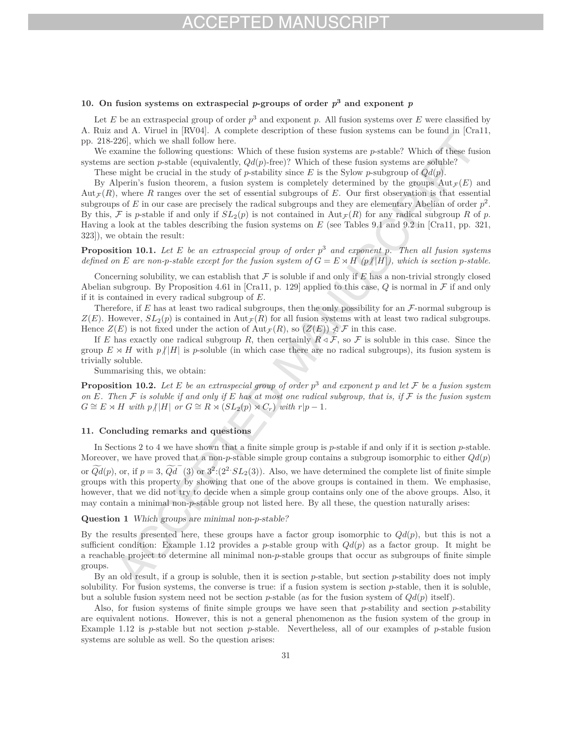## 10. On fusion systems on extraspecial $p$-groups of order $p^3$ and exponent $p$

Let $E$ be an extraspecial group of order $p^3$ and exponent $p$. All fusion systems over $E$ were classified by A. Ruiz and A. Viruel in [RV04]. A complete description of these fusion systems can be found in [Cra11, pp. 218-226], which we shall follow here.

We examine the following questions: Which of these fusion systems are $p$-stable? Which of these fusion systems are section $p$-stable (equivalently, $Qd(p)$-free)? Which of these fusion systems are soluble?

These might be crucial in the study of $p$-stability since $E$ is the Sylow $p$-subgroup of $Qd(p)$.

By Alperin's fusion theorem, a fusion system is completely determined by the groups $\mathrm{Aut}_{\mathcal{F}}(E)$ and $\mathrm{Aut}_{\mathcal{F}}(R)$, where $R$ ranges over the set of essential subgroups of $E$. Our first observation is that essential subgroups of $E$ in our case are precisely the radical subgroups and they are elementary Abelian of order $p^2$. By this, $\mathcal{F}$ is $p$-stable if and only if $SL_2(p)$ is not contained in $\mathrm{Aut}_{\mathcal{F}}(R)$ for any radical subgroup $R$ of $p$. Having a look at the tables describing the fusion systems on $E$ (see Tables 9.1 and 9.2 in [Cra11, pp. 321, 323]), we obtain the result:

**Proposition 10.1.** *Let $E$ be an extraspecial group of order $p^3$ and exponent $p$. Then all fusion systems defined on $E$ are non-$p$-stable except for the fusion system of $G = E \rtimes H$ ($p \nmid |H|$), which is section $p$-stable.*

Concerning solubility, we can establish that $\mathcal{F}$ is soluble if and only if $E$ has a non-trivial strongly closed Abelian subgroup. By Proposition 4.61 in [Cra11, p. 129] applied to this case, $Q$ is normal in $\mathcal{F}$ if and only if it is contained in every radical subgroup of $E$.

Therefore, if $E$ has at least two radical subgroups, then the only possibility for an $\mathcal{F}$-normal subgroup is $Z(E)$. However, $SL_2(p)$ is contained in $\mathrm{Aut}_{\mathcal{F}}(R)$ for all fusion systems with at least two radical subgroups. Hence $Z(E)$ is not fixed under the action of $\mathrm{Aut}_{\mathcal{F}}(R)$, so $(Z(E)) \ntriangleleft \mathcal{F}$ in this case.

If $E$ has exactly one radical subgroup $R$, then certainly $R \triangleleft \mathcal{F}$, so $\mathcal{F}$ is soluble in this case. Since the group $E \rtimes H$ with $p \nmid |H|$ is $p$-soluble (in which case there are no radical subgroups), its fusion system is trivially soluble.

Summarising this, we obtain:

**Proposition 10.2.** *Let $E$ be an extraspecial group of order $p^3$ and exponent $p$ and let $\mathcal{F}$ be a fusion system on $E$. Then $\mathcal{F}$ is soluble if and only if $E$ has at most one radical subgroup, that is, if $\mathcal{F}$ is the fusion system $G \cong E \rtimes H$ with $p \nmid |H|$ or $G \cong R \rtimes (SL_2(p) \rtimes C_r)$ with $r | p-1$.*

## 11. Concluding remarks and questions

In Sections 2 to 4 we have shown that a finite simple group is $p$-stable if and only if it is section $p$-stable. Moreover, we have proved that a non-$p$-stable simple group contains a subgroup isomorphic to either $Qd(p)$ or $\widetilde{Qd}(p)$, or, if $p = 3$, $\widetilde{Qd}^-(3)$ or $3^2{:}(2^2{\cdot}SL_2(3))$. Also, we have determined the complete list of finite simple groups with this property by showing that one of the above groups is contained in them. We emphasise, however, that we did not try to decide when a simple group contains only one of the above groups. Also, it may contain a minimal non-$p$-stable group not listed here. By all these, the question naturally arises:

**Question 1** *Which groups are minimal non-$p$-stable?*

By the results presented here, these groups have a factor group isomorphic to $Qd(p)$, but this is not a sufficient condition: Example 1.12 provides a $p$-stable group with $Qd(p)$ as a factor group. It might be a reachable project to determine all minimal non-$p$-stable groups that occur as subgroups of finite simple groups.

By an old result, if a group is soluble, then it is section $p$-stable, but section $p$-stability does not imply solubility. For fusion systems, the converse is true: if a fusion system is section $p$-stable, then it is soluble, but a soluble fusion system need not be section $p$-stable (as for the fusion system of $Qd(p)$ itself).

Also, for fusion systems of finite simple groups we have seen that $p$-stability and section $p$-stability are equivalent notions. However, this is not a general phenomenon as the fusion system of the group in Example 1.12 is $p$-stable but not section $p$-stable. Nevertheless, all of our examples of $p$-stable fusion systems are soluble as well. So the question arises: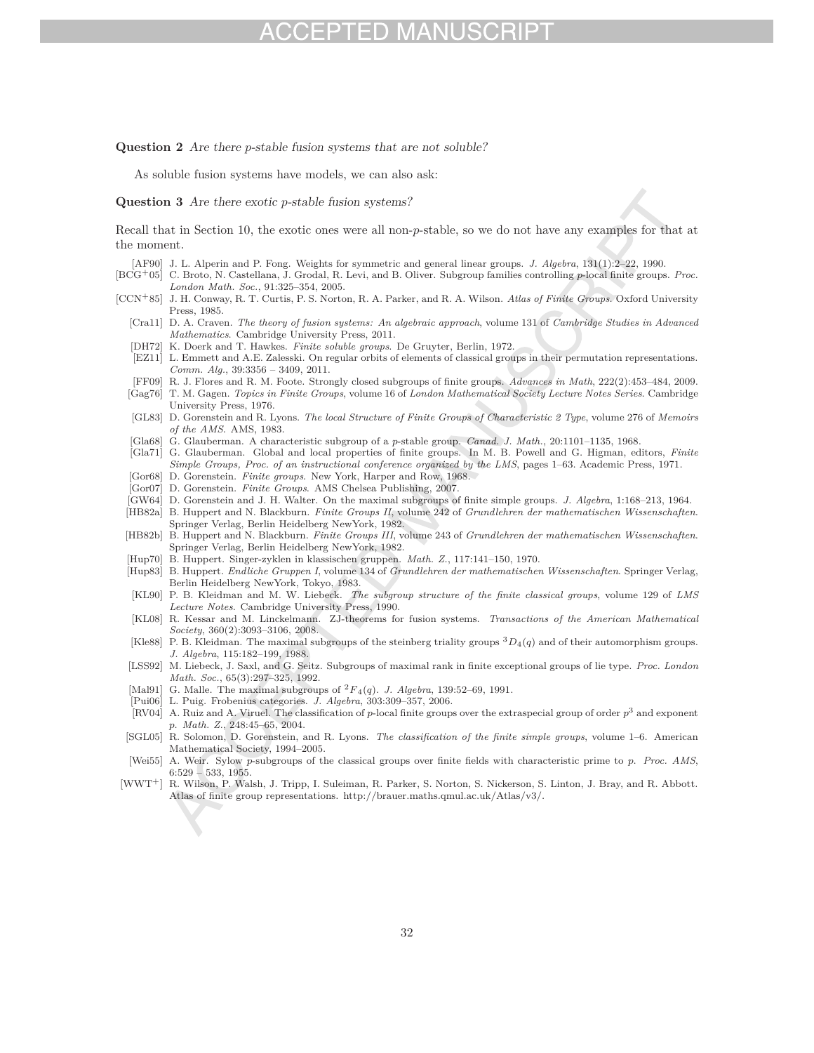**Question 2** *Are there p-stable fusion systems that are not soluble?*

As soluble fusion systems have models, we can also ask:

**Question 3** *Are there exotic p-stable fusion systems?*

Recall that in Section 10, the exotic ones were all non-$p$-stable, so we do not have any examples for that at the moment.

[AF90] J. L. Alperin and P. Fong. Weights for symmetric and general linear groups. *J. Algebra*, 131(1):2–22, 1990.

[BCG+05] C. Broto, N. Castellana, J. Grodal, R. Levi, and B. Oliver. Subgroup families controlling $p$-local finite groups. *Proc. London Math. Soc.*, 91:325–354, 2005.

[CCN+85] J. H. Conway, R. T. Curtis, P. S. Norton, R. A. Parker, and R. A. Wilson. *Atlas of Finite Groups*. Oxford University Press, 1985.

[Cra11] D. A. Craven. *The theory of fusion systems: An algebraic approach*, volume 131 of *Cambridge Studies in Advanced Mathematics*. Cambridge University Press, 2011.

[DH72] K. Doerk and T. Hawkes. *Finite soluble groups*. De Gruyter, Berlin, 1972.

[EZ11] L. Emmett and A.E. Zalesski. On regular orbits of elements of classical groups in their permutation representations. *Comm. Alg.*, 39:3356 – 3409, 2011.

[FF09] R. J. Flores and R. M. Foote. Strongly closed subgroups of finite groups. *Advances in Math*, 222(2):453–484, 2009.

[Gag76] T. M. Gagen. *Topics in Finite Groups*, volume 16 of *London Mathematical Society Lecture Notes Series*. Cambridge University Press, 1976.

[GL83] D. Gorenstein and R. Lyons. *The local Structure of Finite Groups of Characteristic 2 Type*, volume 276 of *Memoirs of the AMS*. AMS, 1983.

[Gla68] G. Glauberman. A characteristic subgroup of a $p$-stable group. *Canad. J. Math.*, 20:1101–1135, 1968.

[Gla71] G. Glauberman. Global and local properties of finite groups. In M. B. Powell and G. Higman, editors, *Finite Simple Groups, Proc. of an instructional conference organized by the LMS*, pages 1–63. Academic Press, 1971.

[Gor68] D. Gorenstein. *Finite groups*. New York, Harper and Row, 1968.

[Gor07] D. Gorenstein. *Finite Groups*. AMS Chelsea Publishing, 2007.

[GW64] D. Gorenstein and J. H. Walter. On the maximal subgroups of finite simple groups. *J. Algebra*, 1:168–213, 1964.

[HB82a] B. Huppert and N. Blackburn. *Finite Groups II*, volume 242 of *Grundlehren der mathematischen Wissenschaften*. Springer Verlag, Berlin Heidelberg NewYork, 1982.

[HB82b] B. Huppert and N. Blackburn. *Finite Groups III*, volume 243 of *Grundlehren der mathematischen Wissenschaften*. Springer Verlag, Berlin Heidelberg NewYork, 1982.

[Hup70] B. Huppert. Singer-zyklen in klassischen gruppen. *Math. Z.*, 117:141–150, 1970.

[Hup83] B. Huppert. *Endliche Gruppen I*, volume 134 of *Grundlehren der mathematischen Wissenschaften*. Springer Verlag, Berlin Heidelberg NewYork, Tokyo, 1983.

[KL90] P. B. Kleidman and M. W. Liebeck. *The subgroup structure of the finite classical groups*, volume 129 of *LMS Lecture Notes*. Cambridge University Press, 1990.

[KL08] R. Kessar and M. Linckelmann. ZJ-theorems for fusion systems. *Transactions of the American Mathematical Society*, 360(2):3093–3106, 2008.

[Kle88] P. B. Kleidman. The maximal subgroups of the steinberg triality groups ${}^3D_4(q)$ and of their automorphism groups. *J. Algebra*, 115:182–199, 1988.

[LSS92] M. Liebeck, J. Saxl, and G. Seitz. Subgroups of maximal rank in finite exceptional groups of lie type. *Proc. London Math. Soc.*, 65(3):297–325, 1992.

[Mal91] G. Malle. The maximal subgroups of ${}^2F_4(q)$. *J. Algebra*, 139:52–69, 1991.

[Pui06] L. Puig. Frobenius categories. *J. Algebra*, 303:309–357, 2006.

[RV04] A. Ruiz and A. Viruel. The classification of $p$-local finite groups over the extraspecial group of order $p^3$ and exponent $p$. *Math. Z.*, 248:45–65, 2004.

[SGL05] R. Solomon, D. Gorenstein, and R. Lyons. *The classification of the finite simple groups*, volume 1–6. American Mathematical Society, 1994–2005.

[Wei55] A. Weir. Sylow $p$-subgroups of the classical groups over finite fields with characteristic prime to $p$. *Proc. AMS*, 6:529 – 533, 1955.

[WWT+] R. Wilson, P. Walsh, J. Tripp, I. Suleiman, R. Parker, S. Norton, S. Nickerson, S. Linton, J. Bray, and R. Abbott. Atlas of finite group representations. http://brauer.maths.qmul.ac.uk/Atlas/v3/.